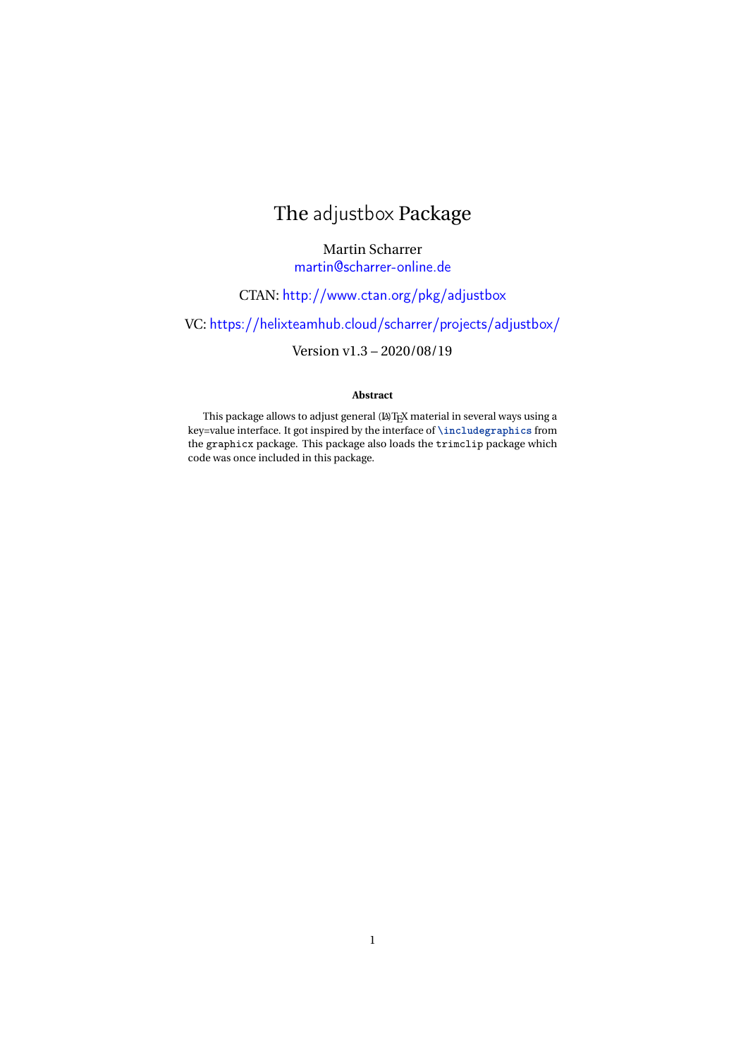# The adjustbox Package

Martin Scharrer
martin@scharrer-online.de

CTAN: http://www.ctan.org/pkg/adjustbox

VC: https://helixteamhub.cloud/scharrer/projects/adjustbox/

Version v1.3 – 2020/08/19

**Abstract**

This package allows to adjust general (LA)TEX material in several ways using a key=value interface. It got inspired by the interface of `\includegraphics` from the `graphicx` package. This package also loads the `trimclip` package which code was once included in this package.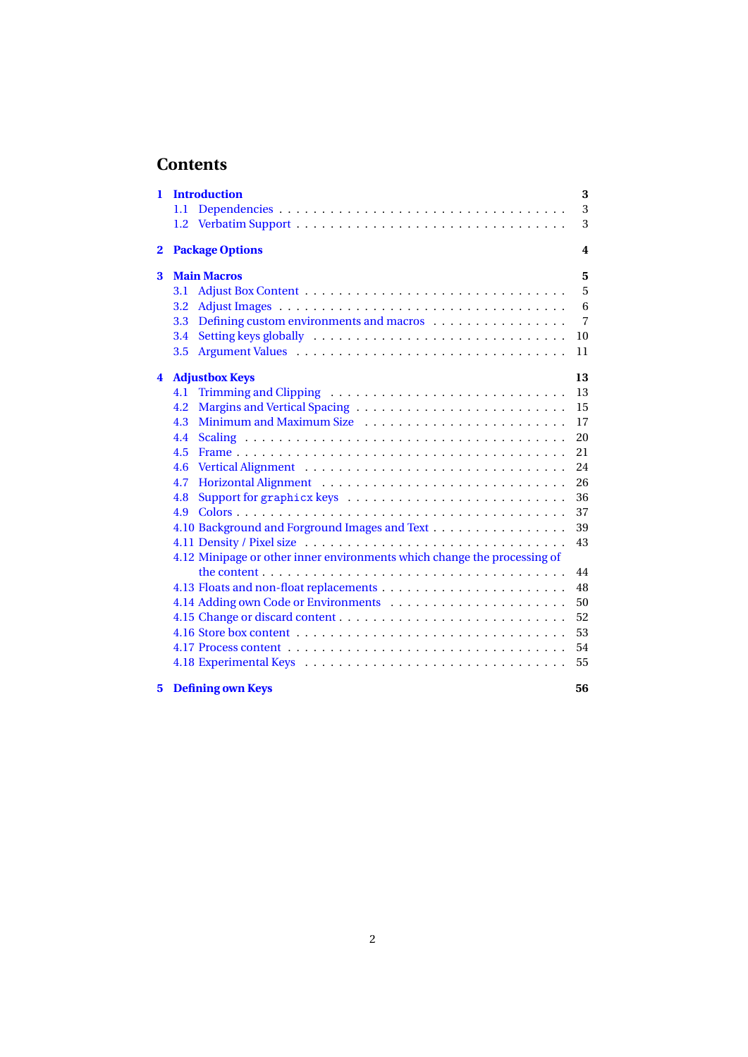# Contents

**1 Introduction** **3**
- 1.1 Dependencies . . . 3
- 1.2 Verbatim Support . . . 3

**2 Package Options** **4**

**3 Main Macros** **5**
- 3.1 Adjust Box Content . . . 5
- 3.2 Adjust Images . . . 6
- 3.3 Defining custom environments and macros . . . 7
- 3.4 Setting keys globally . . . 10
- 3.5 Argument Values . . . 11

**4 Adjustbox Keys** **13**
- 4.1 Trimming and Clipping . . . 13
- 4.2 Margins and Vertical Spacing . . . 15
- 4.3 Minimum and Maximum Size . . . 17
- 4.4 Scaling . . . 20
- 4.5 Frame . . . 21
- 4.6 Vertical Alignment . . . 24
- 4.7 Horizontal Alignment . . . 26
- 4.8 Support for `graphicx` keys . . . 36
- 4.9 Colors . . . 37
- 4.10 Background and Forground Images and Text . . . 39
- 4.11 Density / Pixel size . . . 43
- 4.12 Minipage or other inner environments which change the processing of the content . . . 44
- 4.13 Floats and non-float replacements . . . 48
- 4.14 Adding own Code or Environments . . . 50
- 4.15 Change or discard content . . . 52
- 4.16 Store box content . . . 53
- 4.17 Process content . . . 54
- 4.18 Experimental Keys . . . 55

**5 Defining own Keys** **56**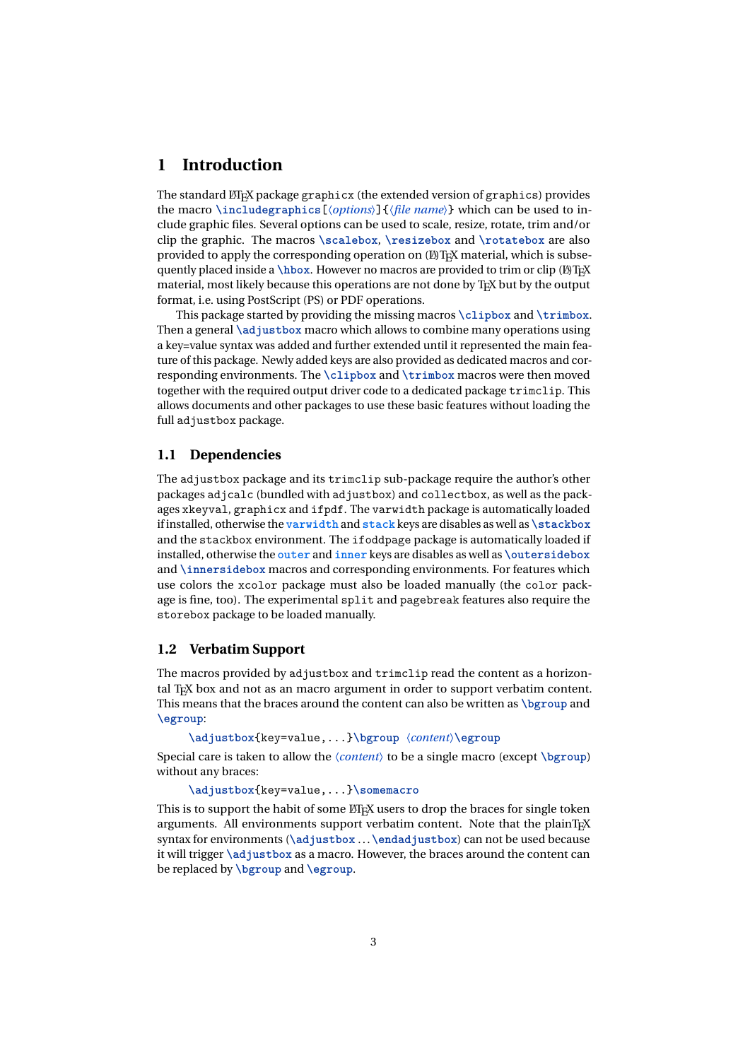# 1 Introduction

The standard LaTeX package graphicx (the extended version of graphics) provides the macro `\includegraphics[⟨options⟩]{⟨file name⟩}` which can be used to include graphic files. Several options can be used to scale, resize, trim and/or clip the graphic. The macros `\scalebox`, `\resizebox` and `\rotatebox` are also provided to apply the corresponding operation on (La)TeX material, which is subsequently placed inside a `\hbox`. However no macros are provided to trim or clip (La)TeX material, most likely because this operations are not done by TeX but by the output format, i.e. using PostScript (PS) or PDF operations.

This package started by providing the missing macros `\clipbox` and `\trimbox`. Then a general `\adjustbox` macro which allows to combine many operations using a key=value syntax was added and further extended until it represented the main feature of this package. Newly added keys are also provided as dedicated macros and corresponding environments. The `\clipbox` and `\trimbox` macros were then moved together with the required output driver code to a dedicated package trimclip. This allows documents and other packages to use these basic features without loading the full adjustbox package.

## 1.1 Dependencies

The adjustbox package and its trimclip sub-package require the author's other packages adjcalc (bundled with adjustbox) and collectbox, as well as the packages xkeyval, graphicx and ifpdf. The varwidth package is automatically loaded if installed, otherwise the varwidth and stack keys are disables as well as `\stackbox` and the stackbox environment. The ifoddpage package is automatically loaded if installed, otherwise the outer and inner keys are disables as well as `\outersidebox` and `\innersidebox` macros and corresponding environments. For features which use colors the xcolor package must also be loaded manually (the color package is fine, too). The experimental split and pagebreak features also require the storebox package to be loaded manually.

## 1.2 Verbatim Support

The macros provided by adjustbox and trimclip read the content as a horizontal TeX box and not as an macro argument in order to support verbatim content. This means that the braces around the content can also be written as `\bgroup` and `\egroup`:

```
\adjustbox{key=value,...}\bgroup ⟨content⟩\egroup
```

Special care is taken to allow the ⟨content⟩ to be a single macro (except `\bgroup`) without any braces:

```
\adjustbox{key=value,...}\somemacro
```

This is to support the habit of some LaTeX users to drop the braces for single token arguments. All environments support verbatim content. Note that the plainTeX syntax for environments (`\adjustbox` ... `\endadjustbox`) can not be used because it will trigger `\adjustbox` as a macro. However, the braces around the content can be replaced by `\bgroup` and `\egroup`.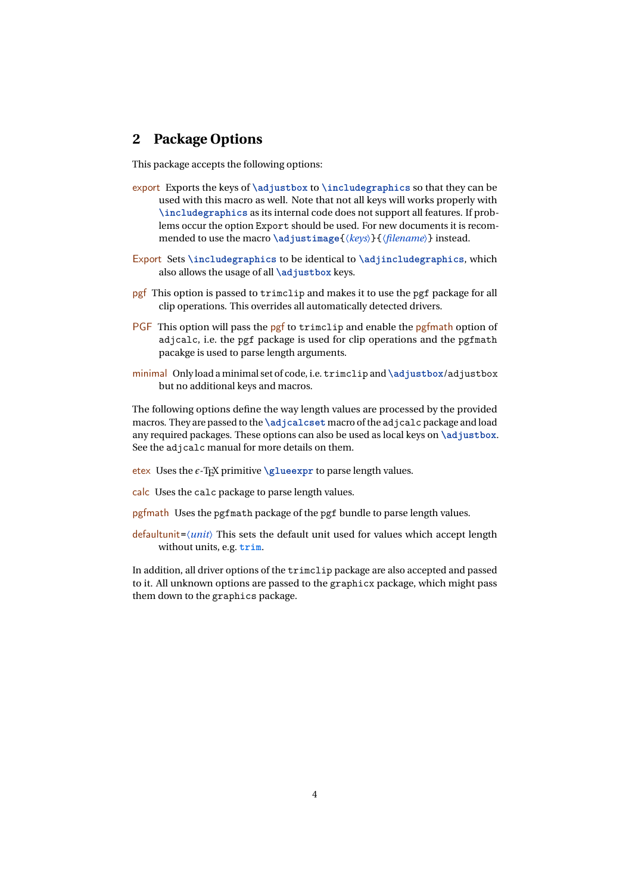## 2 Package Options

This package accepts the following options:

export Exports the keys of `\adjustbox` to `\includegraphics` so that they can be used with this macro as well. Note that not all keys will works properly with `\includegraphics` as its internal code does not support all features. If problems occur the option `Export` should be used. For new documents it is recommended to use the macro `\adjustimage{⟨keys⟩}{⟨filename⟩}` instead.

Export Sets `\includegraphics` to be identical to `\adjincludegraphics`, which also allows the usage of all `\adjustbox` keys.

pgf This option is passed to `trimclip` and makes it to use the `pgf` package for all clip operations. This overrides all automatically detected drivers.

PGF This option will pass the pgf to `trimclip` and enable the pgfmath option of `adjcalc`, i.e. the `pgf` package is used for clip operations and the `pgfmath` pacakge is used to parse length arguments.

minimal Only load a minimal set of code, i.e. `trimclip` and `\adjustbox`/`adjustbox` but no additional keys and macros.

The following options define the way length values are processed by the provided macros. They are passed to the `\adjcalcset` macro of the `adjcalc` package and load any required packages. These options can also be used as local keys on `\adjustbox`. See the `adjcalc` manual for more details on them.

etex Uses the ε-TeX primitive `\glueexpr` to parse length values.

calc Uses the `calc` package to parse length values.

pgfmath Uses the `pgfmath` package of the `pgf` bundle to parse length values.

defaultunit=⟨unit⟩ This sets the default unit used for values which accept length without units, e.g. `trim`.

In addition, all driver options of the `trimclip` package are also accepted and passed to it. All unknown options are passed to the `graphicx` package, which might pass them down to the `graphics` package.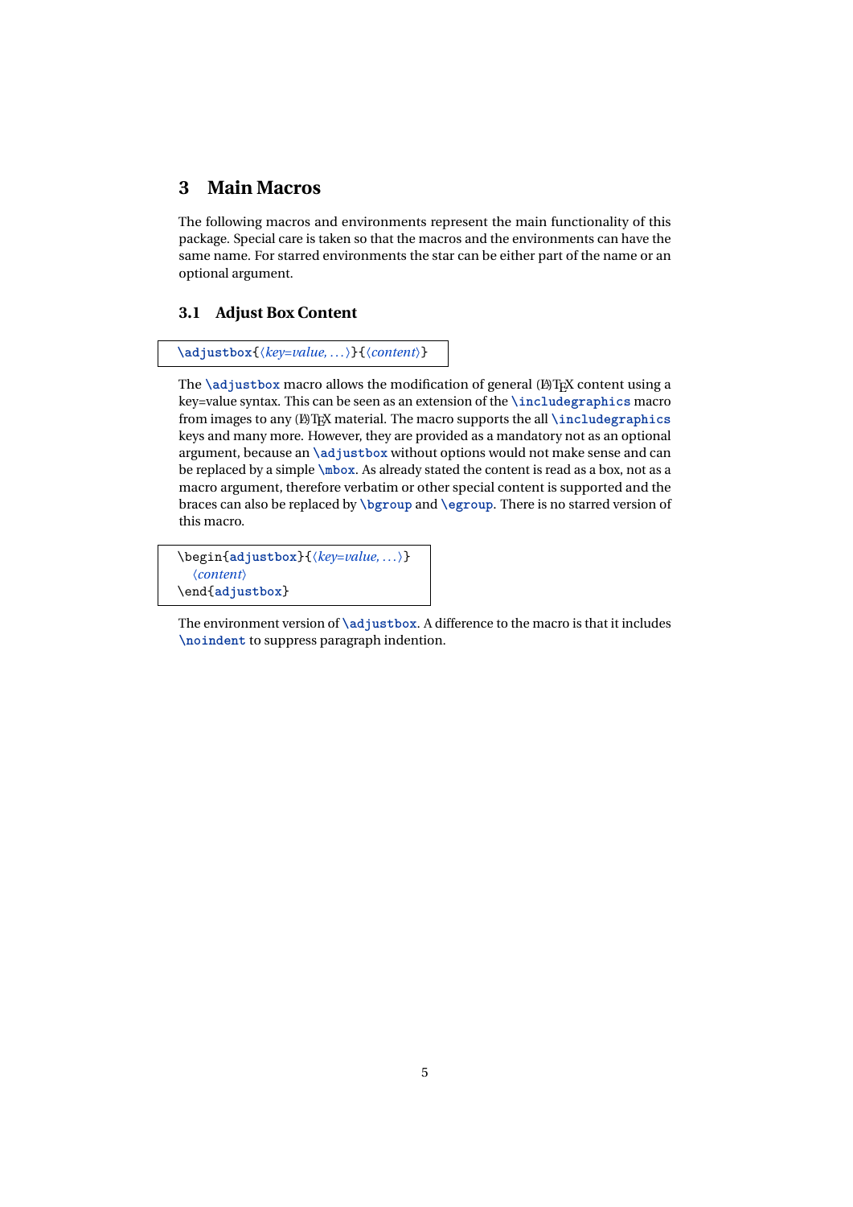# 3 Main Macros

The following macros and environments represent the main functionality of this package. Special care is taken so that the macros and the environments can have the same name. For starred environments the star can be either part of the name or an optional argument.

## 3.1 Adjust Box Content

```
\adjustbox{⟨key=value, ...⟩}{⟨content⟩}
```

The `\adjustbox` macro allows the modification of general (LA)TEX content using a key=value syntax. This can be seen as an extension of the `\includegraphics` macro from images to any (LA)TEX material. The macro supports the all `\includegraphics` keys and many more. However, they are provided as a mandatory not as an optional argument, because an `\adjustbox` without options would not make sense and can be replaced by a simple `\mbox`. As already stated the content is read as a box, not as a macro argument, therefore verbatim or other special content is supported and the braces can also be replaced by `\bgroup` and `\egroup`. There is no starred version of this macro.

```
\begin{adjustbox}{⟨key=value, ...⟩}
  ⟨content⟩
\end{adjustbox}
```

The environment version of `\adjustbox`. A difference to the macro is that it includes `\noindent` to suppress paragraph indention.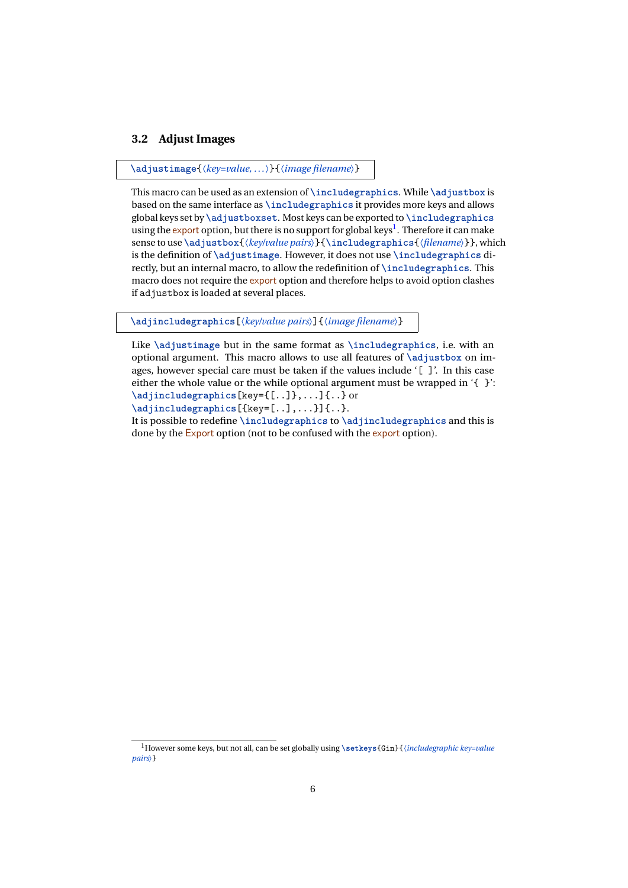### 3.2 Adjust Images

`\adjustimage{⟨key=value, ...⟩}{⟨image filename⟩}`

This macro can be used as an extension of `\includegraphics`. While `\adjustbox` is based on the same interface as `\includegraphics` it provides more keys and allows global keys set by `\adjustboxset`. Most keys can be exported to `\includegraphics` using the export option, but there is no support for global keys[1]. Therefore it can make sense to use `\adjustbox{⟨key/value pairs⟩}{\includegraphics{⟨filename⟩}}`, which is the definition of `\adjustimage`. However, it does not use `\includegraphics` directly, but an internal macro, to allow the redefinition of `\includegraphics`. This macro does not require the export option and therefore helps to avoid option clashes if adjustbox is loaded at several places.

`\adjincludegraphics[⟨key/value pairs⟩]{⟨image filename⟩}`

Like `\adjustimage` but in the same format as `\includegraphics`, i.e. with an optional argument. This macro allows to use all features of `\adjustbox` on images, however special care must be taken if the values include '`[ ]`'. In this case either the whole value or the while optional argument must be wrapped in '`{ }`':
`\adjincludegraphics[key={[..]},...]{..}` or
`\adjincludegraphics[{key=[..],...}]{..}`.
It is possible to redefine `\includegraphics` to `\adjincludegraphics` and this is done by the Export option (not to be confused with the export option).

[1] However some keys, but not all, can be set globally using `\setkeys{Gin}{⟨includegraphic key=value pairs⟩}`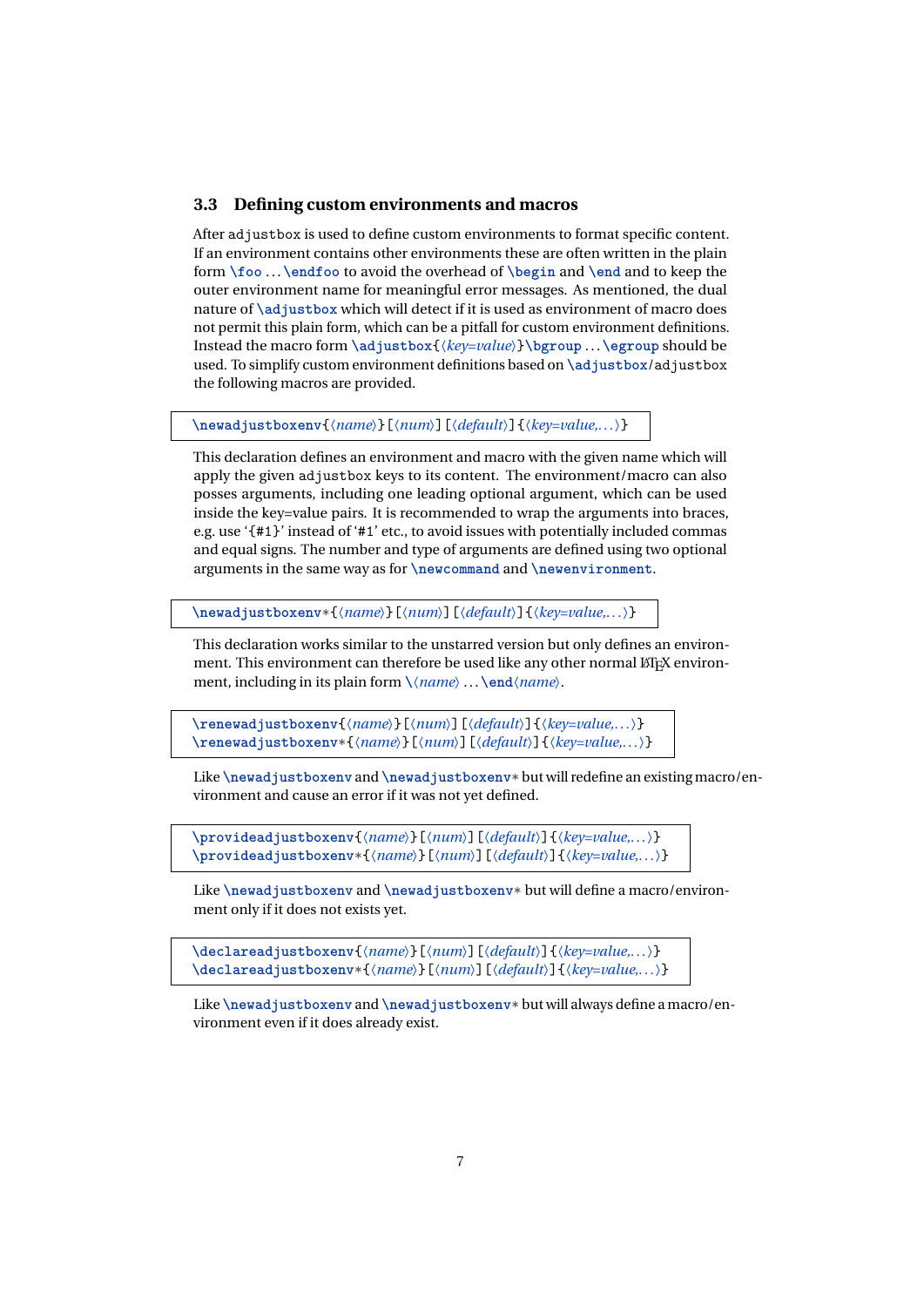### 3.3 Defining custom environments and macros

After adjustbox is used to define custom environments to format specific content. If an environment contains other environments these are often written in the plain form `\foo` … `\endfoo` to avoid the overhead of `\begin` and `\end` and to keep the outer environment name for meaningful error messages. As mentioned, the dual nature of `\adjustbox` which will detect if it is used as environment of macro does not permit this plain form, which can be a pitfall for custom environment definitions. Instead the macro form `\adjustbox{⟨key=value⟩}\bgroup` … `\egroup` should be used. To simplify custom environment definitions based on `\adjustbox`/adjustbox the following macros are provided.

```
\newadjustboxenv{⟨name⟩}[⟨num⟩][⟨default⟩]{⟨key=value,...⟩}
```

This declaration defines an environment and macro with the given name which will apply the given adjustbox keys to its content. The environment/macro can also posses arguments, including one leading optional argument, which can be used inside the key=value pairs. It is recommended to wrap the arguments into braces, e.g. use '{#1}' instead of '#1' etc., to avoid issues with potentially included commas and equal signs. The number and type of arguments are defined using two optional arguments in the same way as for `\newcommand` and `\newenvironment`.

```
\newadjustboxenv*{⟨name⟩}[⟨num⟩][⟨default⟩]{⟨key=value,...⟩}
```

This declaration works similar to the unstarred version but only defines an environment. This environment can therefore be used like any other normal LaTeX environment, including in its plain form `\⟨name⟩` … `\end⟨name⟩`.

```
\renewadjustboxenv{⟨name⟩}[⟨num⟩][⟨default⟩]{⟨key=value,...⟩}
\renewadjustboxenv*{⟨name⟩}[⟨num⟩][⟨default⟩]{⟨key=value,...⟩}
```

Like `\newadjustboxenv` and `\newadjustboxenv*` but will redefine an existing macro/environment and cause an error if it was not yet defined.

```
\provideadjustboxenv{⟨name⟩}[⟨num⟩][⟨default⟩]{⟨key=value,...⟩}
\provideadjustboxenv*{⟨name⟩}[⟨num⟩][⟨default⟩]{⟨key=value,...⟩}
```

Like `\newadjustboxenv` and `\newadjustboxenv*` but will define a macro/environment only if it does not exists yet.

```
\declareadjustboxenv{⟨name⟩}[⟨num⟩][⟨default⟩]{⟨key=value,...⟩}
\declareadjustboxenv*{⟨name⟩}[⟨num⟩][⟨default⟩]{⟨key=value,...⟩}
```

Like `\newadjustboxenv` and `\newadjustboxenv*` but will always define a macro/environment even if it does already exist.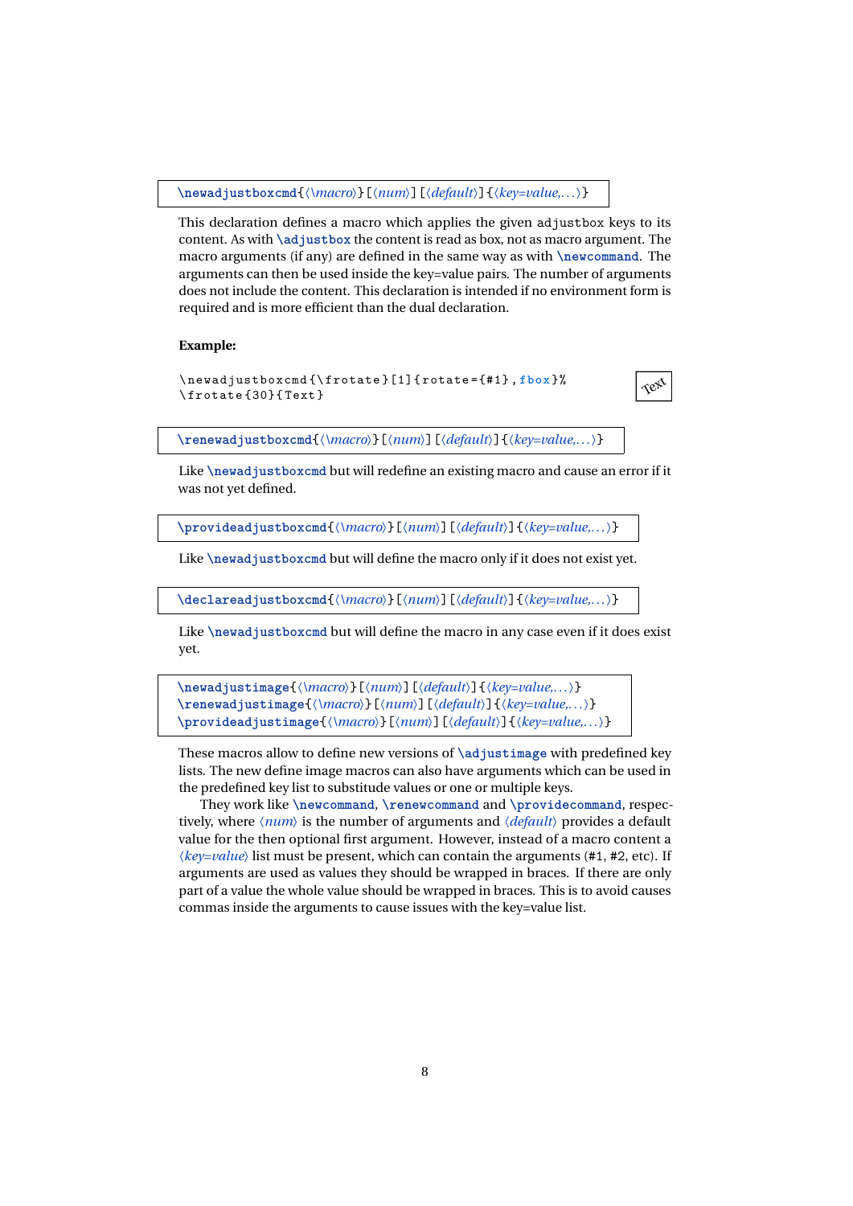```
\newadjustboxcmd{⟨\macro⟩}[⟨num⟩][⟨default⟩]{⟨key=value,...⟩}
```

This declaration defines a macro which applies the given adjustbox keys to its content. As with \adjustbox the content is read as box, not as macro argument. The macro arguments (if any) are defined in the same way as with \newcommand. The arguments can then be used inside the key=value pairs. The number of arguments does not include the content. This declaration is intended if no environment form is required and is more efficient than the dual declaration.

**Example:**

```
\newadjustboxcmd{\frotate}[1]{rotate={#1},fbox}%
\frotate{30}{Text}
```

Text

```
\renewadjustboxcmd{⟨\macro⟩}[⟨num⟩][⟨default⟩]{⟨key=value,...⟩}
```

Like \newadjustboxcmd but will redefine an existing macro and cause an error if it was not yet defined.

```
\provideadjustboxcmd{⟨\macro⟩}[⟨num⟩][⟨default⟩]{⟨key=value,...⟩}
```

Like \newadjustboxcmd but will define the macro only if it does not exist yet.

```
\declareadjustboxcmd{⟨\macro⟩}[⟨num⟩][⟨default⟩]{⟨key=value,...⟩}
```

Like \newadjustboxcmd but will define the macro in any case even if it does exist yet.

```
\newadjustimage{⟨\macro⟩}[⟨num⟩][⟨default⟩]{⟨key=value,...⟩}
\renewadjustimage{⟨\macro⟩}[⟨num⟩][⟨default⟩]{⟨key=value,...⟩}
\provideadjustimage{⟨\macro⟩}[⟨num⟩][⟨default⟩]{⟨key=value,...⟩}
```

These macros allow to define new versions of \adjustimage with predefined key lists. The new define image macros can also have arguments which can be used in the predefined key list to substitude values or one or multiple keys.

They work like \newcommand, \renewcommand and \providecommand, respectively, where ⟨num⟩ is the number of arguments and ⟨default⟩ provides a default value for the then optional first argument. However, instead of a macro content a ⟨key=value⟩ list must be present, which can contain the arguments (#1, #2, etc). If arguments are used as values they should be wrapped in braces. If there are only part of a value the whole value should be wrapped in braces. This is to avoid causes commas inside the arguments to cause issues with the key=value list.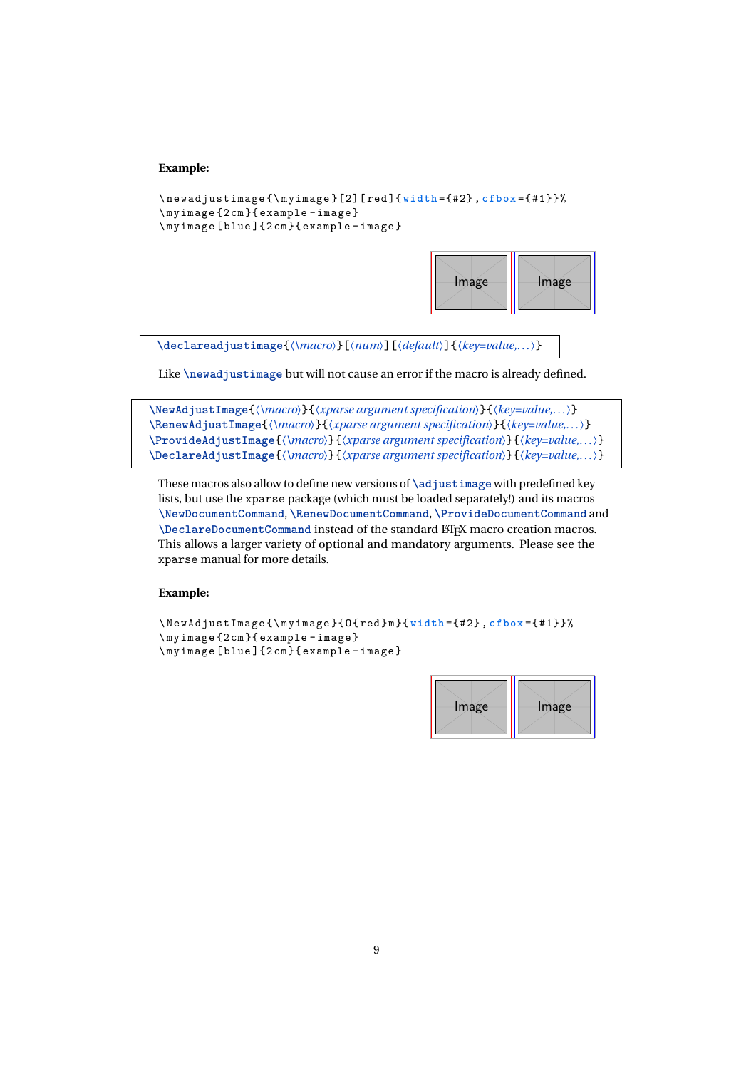**Example:**

```
\newadjustimage{\myimage}[2][red]{width={#2},cfbox={#1}}%
\myimage{2cm}{example-image}
\myimage[blue]{2cm}{example-image}
```

Image Image

```
\declareadjustimage{⟨\macro⟩}[⟨num⟩][⟨default⟩]{⟨key=value,...⟩}
```

Like `\newadjustimage` but will not cause an error if the macro is already defined.

```
\NewAdjustImage{⟨\macro⟩}{⟨xparse argument specification⟩}{⟨key=value,...⟩}
\RenewAdjustImage{⟨\macro⟩}{⟨xparse argument specification⟩}{⟨key=value,...⟩}
\ProvideAdjustImage{⟨\macro⟩}{⟨xparse argument specification⟩}{⟨key=value,...⟩}
\DeclareAdjustImage{⟨\macro⟩}{⟨xparse argument specification⟩}{⟨key=value,...⟩}
```

These macros also allow to define new versions of `\adjustimage` with predefined key lists, but use the `xparse` package (which must be loaded separately!) and its macros `\NewDocumentCommand`, `\RenewDocumentCommand`, `\ProvideDocumentCommand` and `\DeclareDocumentCommand` instead of the standard LaTeX macro creation macros. This allows a larger variety of optional and mandatory arguments. Please see the `xparse` manual for more details.

**Example:**

```
\NewAdjustImage{\myimage}{O{red}m}{width={#2},cfbox={#1}}%
\myimage{2cm}{example-image}
\myimage[blue]{2cm}{example-image}
```

Image Image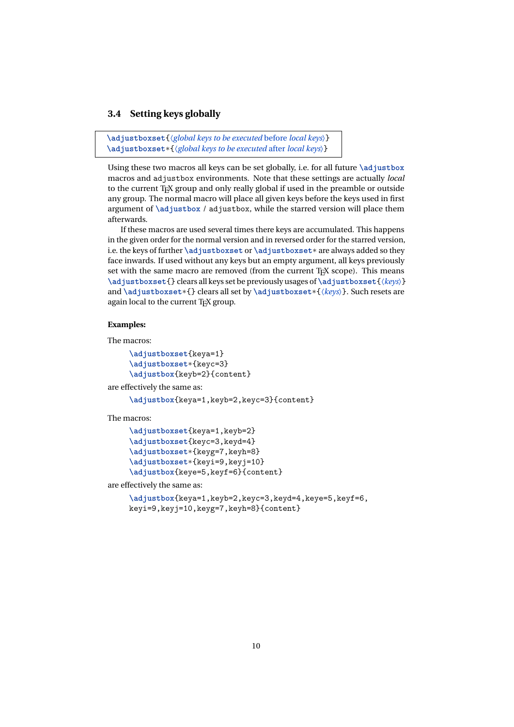### 3.4 Setting keys globally

```
\adjustboxset{⟨global keys to be executed before local keys⟩}
\adjustboxset*{⟨global keys to be executed after local keys⟩}
```

Using these two macros all keys can be set globally, i.e. for all future `\adjustbox` macros and `adjustbox` environments. Note that these settings are actually *local* to the current TeX group and only really global if used in the preamble or outside any group. The normal macro will place all given keys before the keys used in first argument of `\adjustbox` / `adjustbox`, while the starred version will place them afterwards.

If these macros are used several times there keys are accumulated. This happens in the given order for the normal version and in reversed order for the starred version, i.e. the keys of further `\adjustboxset` or `\adjustboxset*` are always added so they face inwards. If used without any keys but an empty argument, all keys previously set with the same macro are removed (from the current TeX scope). This means `\adjustboxset{}` clears all keys set be previously usages of `\adjustboxset{⟨keys⟩}` and `\adjustboxset*{}` clears all set by `\adjustboxset*{⟨keys⟩}`. Such resets are again local to the current TeX group.

**Examples:**

The macros:

```
\adjustboxset{keya=1}
\adjustboxset*{keyc=3}
\adjustbox{keyb=2}{content}
```

are effectively the same as:

```
\adjustbox{keya=1,keyb=2,keyc=3}{content}
```

The macros:

```
\adjustboxset{keya=1,keyb=2}
\adjustboxset{keyc=3,keyd=4}
\adjustboxset*{keyg=7,keyh=8}
\adjustboxset*{keyi=9,keyj=10}
\adjustbox{keye=5,keyf=6}{content}
```

are effectively the same as:

```
\adjustbox{keya=1,keyb=2,keyc=3,keyd=4,keye=5,keyf=6,
keyi=9,keyj=10,keyg=7,keyh=8}{content}
```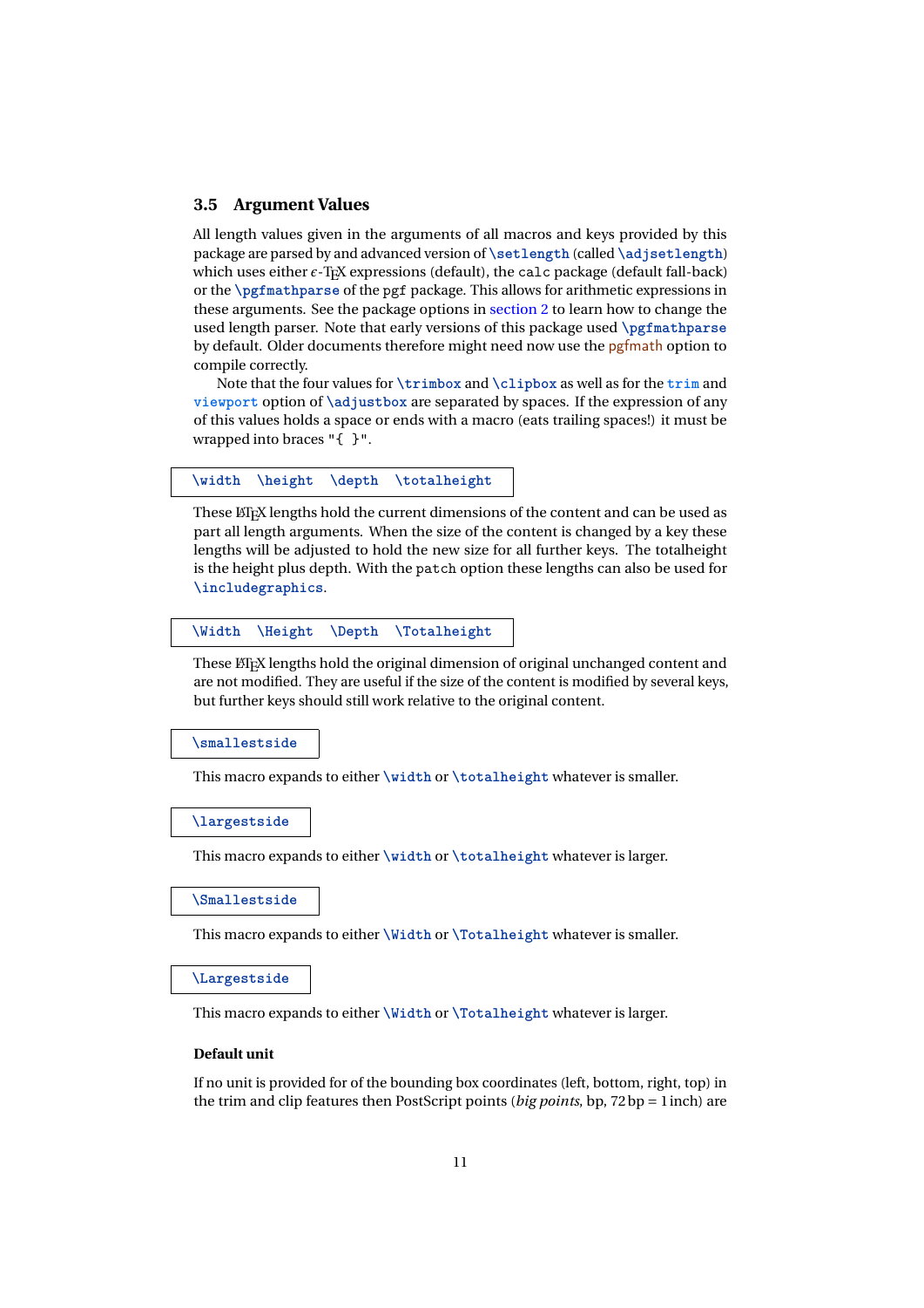### 3.5 Argument Values

All length values given in the arguments of all macros and keys provided by this package are parsed by and advanced version of `\setlength` (called `\adjsetlength`) which uses either ε-TeX expressions (default), the `calc` package (default fall-back) or the `\pgfmathparse` of the `pgf` package. This allows for arithmetic expressions in these arguments. See the package options in section 2 to learn how to change the used length parser. Note that early versions of this package used `\pgfmathparse` by default. Older documents therefore might need now use the pgfmath option to compile correctly.

Note that the four values for `\trimbox` and `\clipbox` as well as for the `trim` and `viewport` option of `\adjustbox` are separated by spaces. If the expression of any of this values holds a space or ends with a macro (eats trailing spaces!) it must be wrapped into braces "`{ }`".

`\width` `\height` `\depth` `\totalheight`

These LaTeX lengths hold the current dimensions of the content and can be used as part all length arguments. When the size of the content is changed by a key these lengths will be adjusted to hold the new size for all further keys. The totalheight is the height plus depth. With the `patch` option these lengths can also be used for `\includegraphics`.

`\Width` `\Height` `\Depth` `\Totalheight`

These LaTeX lengths hold the original dimension of original unchanged content and are not modified. They are useful if the size of the content is modified by several keys, but further keys should still work relative to the original content.

`\smallestside`

This macro expands to either `\width` or `\totalheight` whatever is smaller.

`\largestside`

This macro expands to either `\width` or `\totalheight` whatever is larger.

`\Smallestside`

This macro expands to either `\Width` or `\Totalheight` whatever is smaller.

`\Largestside`

This macro expands to either `\Width` or `\Totalheight` whatever is larger.

#### Default unit

If no unit is provided for of the bounding box coordinates (left, bottom, right, top) in the trim and clip features then PostScript points (*big points*, bp, 72 bp = 1 inch) are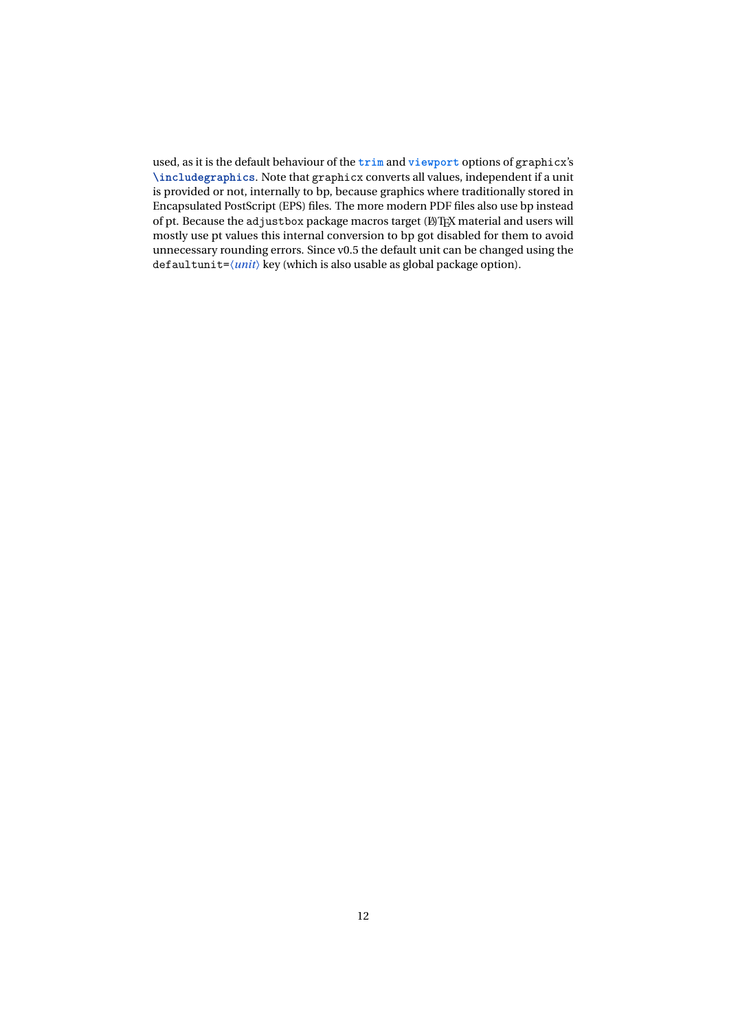used, as it is the default behaviour of the `trim` and `viewport` options of `graphicx`'s `\includegraphics`. Note that `graphicx` converts all values, independent if a unit is provided or not, internally to bp, because graphics where traditionally stored in Encapsulated PostScript (EPS) files. The more modern PDF files also use bp instead of pt. Because the `adjustbox` package macros target (LA)TEX material and users will mostly use pt values this internal conversion to bp got disabled for them to avoid unnecessary rounding errors. Since v0.5 the default unit can be changed using the `defaultunit=`⟨*unit*⟩ key (which is also usable as global package option).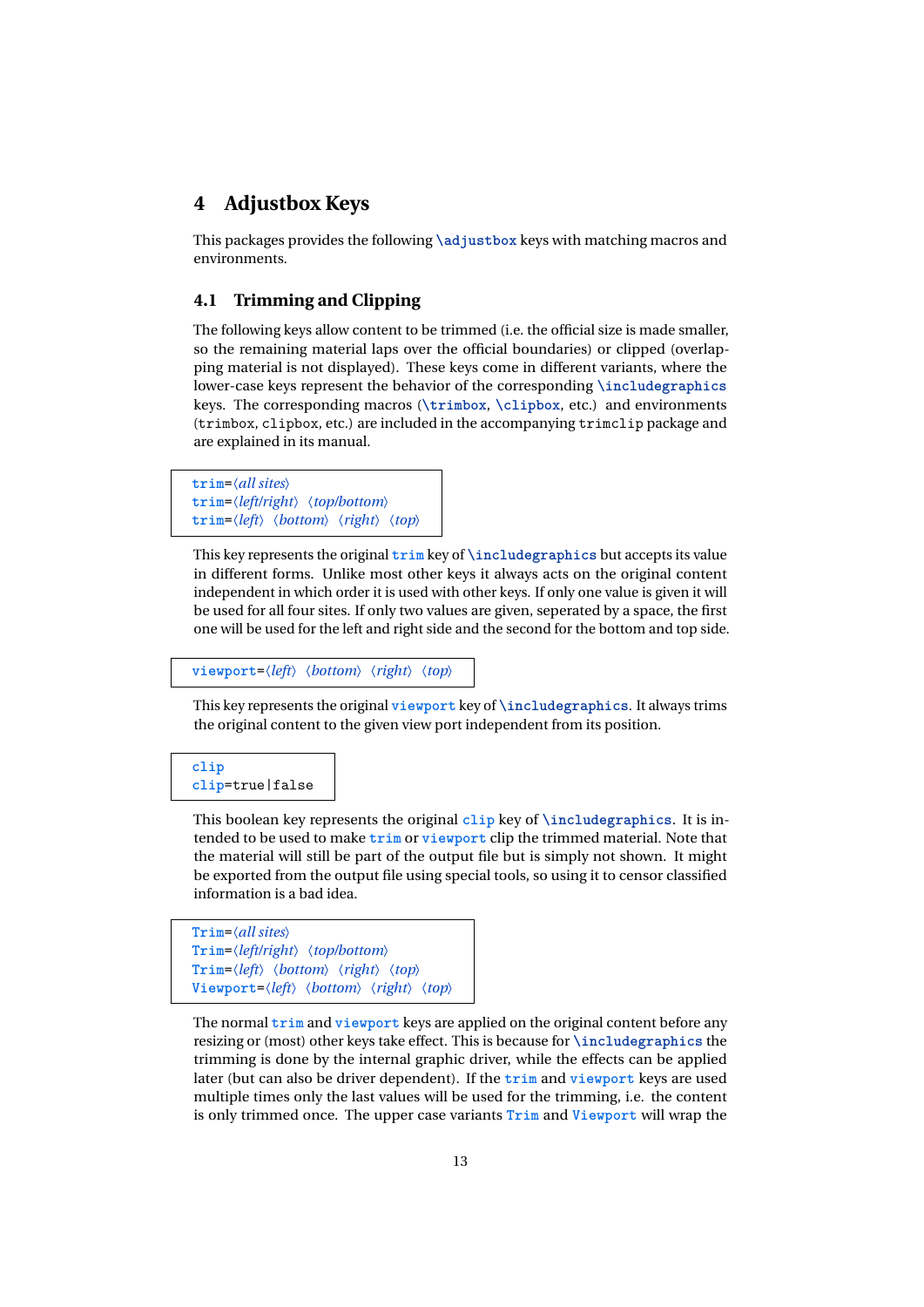# 4 Adjustbox Keys

This packages provides the following `\adjustbox` keys with matching macros and environments.

## 4.1 Trimming and Clipping

The following keys allow content to be trimmed (i.e. the official size is made smaller, so the remaining material laps over the official boundaries) or clipped (overlapping material is not displayed). These keys come in different variants, where the lower-case keys represent the behavior of the corresponding `\includegraphics` keys. The corresponding macros (`\trimbox`, `\clipbox`, etc.) and environments (`trimbox`, `clipbox`, etc.) are included in the accompanying `trimclip` package and are explained in its manual.

```
trim=⟨all sites⟩
trim=⟨left/right⟩ ⟨top/bottom⟩
trim=⟨left⟩ ⟨bottom⟩ ⟨right⟩ ⟨top⟩
```

This key represents the original `trim` key of `\includegraphics` but accepts its value in different forms. Unlike most other keys it always acts on the original content independent in which order it is used with other keys. If only one value is given it will be used for all four sites. If only two values are given, seperated by a space, the first one will be used for the left and right side and the second for the bottom and top side.

```
viewport=⟨left⟩ ⟨bottom⟩ ⟨right⟩ ⟨top⟩
```

This key represents the original `viewport` key of `\includegraphics`. It always trims the original content to the given view port independent from its position.

```
clip
clip=true|false
```

This boolean key represents the original `clip` key of `\includegraphics`. It is intended to be used to make `trim` or `viewport` clip the trimmed material. Note that the material will still be part of the output file but is simply not shown. It might be exported from the output file using special tools, so using it to censor classified information is a bad idea.

```
Trim=⟨all sites⟩
Trim=⟨left/right⟩ ⟨top/bottom⟩
Trim=⟨left⟩ ⟨bottom⟩ ⟨right⟩ ⟨top⟩
Viewport=⟨left⟩ ⟨bottom⟩ ⟨right⟩ ⟨top⟩
```

The normal `trim` and `viewport` keys are applied on the original content before any resizing or (most) other keys take effect. This is because for `\includegraphics` the trimming is done by the internal graphic driver, while the effects can be applied later (but can also be driver dependent). If the `trim` and `viewport` keys are used multiple times only the last values will be used for the trimming, i.e. the content is only trimmed once. The upper case variants `Trim` and `Viewport` will wrap the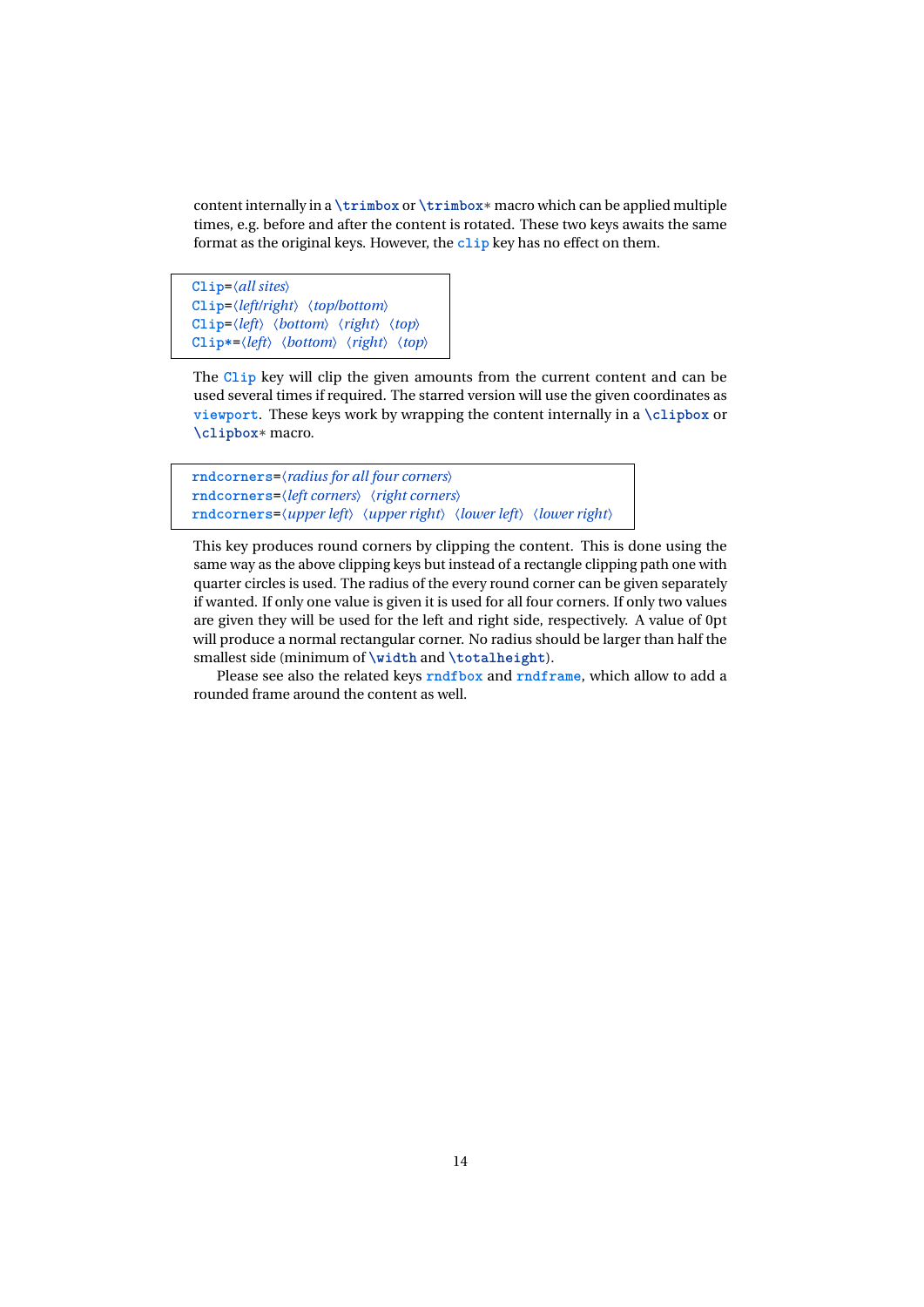content internally in a `\trimbox` or `\trimbox*` macro which can be applied multiple times, e.g. before and after the content is rotated. These two keys awaits the same format as the original keys. However, the `clip` key has no effect on them.

```
Clip=⟨all sites⟩
Clip=⟨left/right⟩ ⟨top/bottom⟩
Clip=⟨left⟩ ⟨bottom⟩ ⟨right⟩ ⟨top⟩
Clip*=⟨left⟩ ⟨bottom⟩ ⟨right⟩ ⟨top⟩
```

The `Clip` key will clip the given amounts from the current content and can be used several times if required. The starred version will use the given coordinates as `viewport`. These keys work by wrapping the content internally in a `\clipbox` or `\clipbox*` macro.

```
rndcorners=⟨radius for all four corners⟩
rndcorners=⟨left corners⟩ ⟨right corners⟩
rndcorners=⟨upper left⟩ ⟨upper right⟩ ⟨lower left⟩ ⟨lower right⟩
```

This key produces round corners by clipping the content. This is done using the same way as the above clipping keys but instead of a rectangle clipping path one with quarter circles is used. The radius of the every round corner can be given separately if wanted. If only one value is given it is used for all four corners. If only two values are given they will be used for the left and right side, respectively. A value of 0pt will produce a normal rectangular corner. No radius should be larger than half the smallest side (minimum of `\width` and `\totalheight`).

Please see also the related keys `rndfbox` and `rndframe`, which allow to add a rounded frame around the content as well.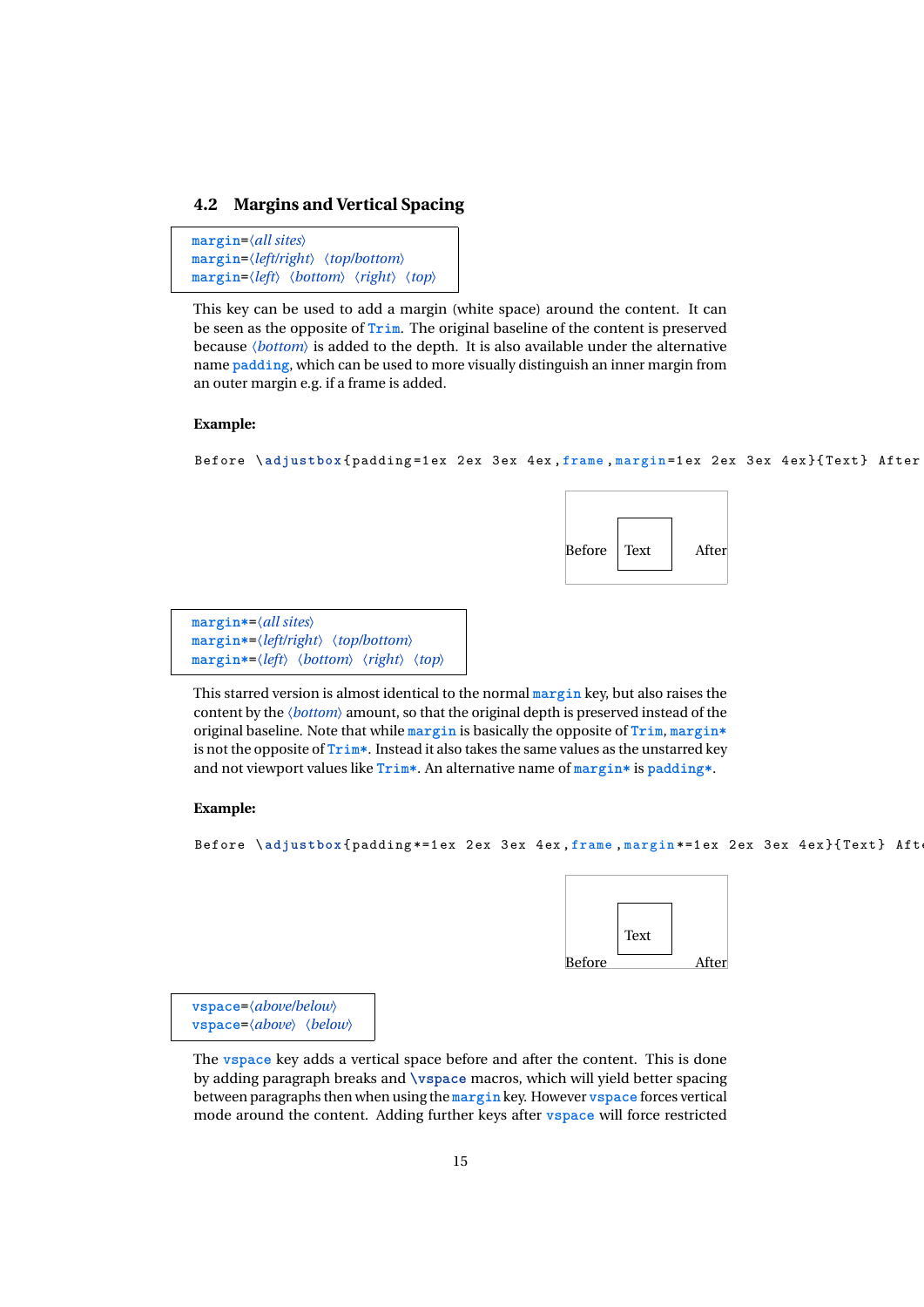## 4.2 Margins and Vertical Spacing

```
margin=⟨all sites⟩
margin=⟨left/right⟩ ⟨top/bottom⟩
margin=⟨left⟩ ⟨bottom⟩ ⟨right⟩ ⟨top⟩
```

This key can be used to add a margin (white space) around the content. It can be seen as the opposite of `Trim`. The original baseline of the content is preserved because ⟨*bottom*⟩ is added to the depth. It is also available under the alternative name `padding`, which can be used to more visually distinguish an inner margin from an outer margin e.g. if a frame is added.

**Example:**

```
Before \adjustbox{padding=1ex 2ex 3ex 4ex,frame,margin=1ex 2ex 3ex 4ex}{Text} After
```

Before Text After

```
margin*=⟨all sites⟩
margin*=⟨left/right⟩ ⟨top/bottom⟩
margin*=⟨left⟩ ⟨bottom⟩ ⟨right⟩ ⟨top⟩
```

This starred version is almost identical to the normal `margin` key, but also raises the content by the ⟨*bottom*⟩ amount, so that the original depth is preserved instead of the original baseline. Note that while `margin` is basically the opposite of `Trim`, `margin*` is not the opposite of `Trim*`. Instead it also takes the same values as the unstarred key and not viewport values like `Trim*`. An alternative name of `margin*` is `padding*`.

**Example:**

```
Before \adjustbox{padding*=1ex 2ex 3ex 4ex,frame,margin*=1ex 2ex 3ex 4ex}{Text} After
```

Text

Before After

```
vspace=⟨above/below⟩
vspace=⟨above⟩ ⟨below⟩
```

The `vspace` key adds a vertical space before and after the content. This is done by adding paragraph breaks and `\vspace` macros, which will yield better spacing between paragraphs then when using the `margin` key. However `vspace` forces vertical mode around the content. Adding further keys after `vspace` will force restricted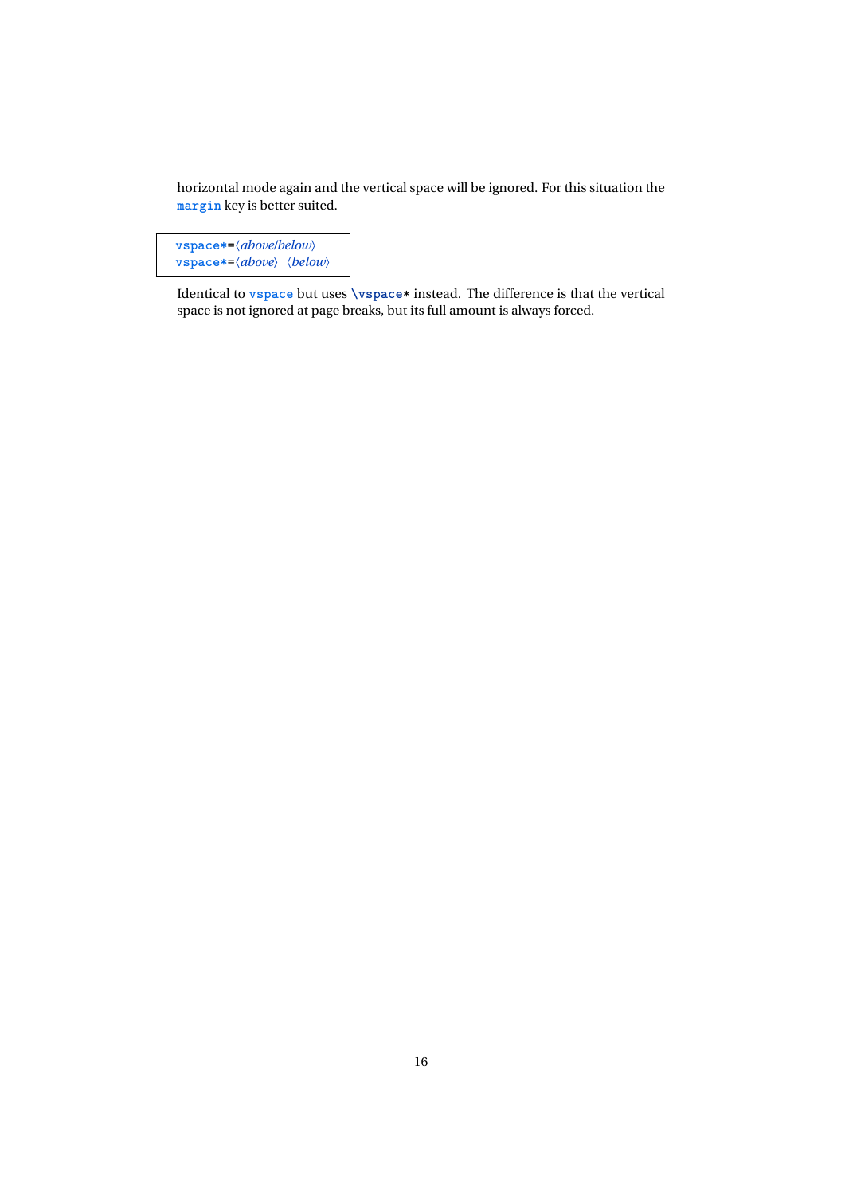horizontal mode again and the vertical space will be ignored. For this situation the `margin` key is better suited.

```
vspace*=⟨above/below⟩
vspace*=⟨above⟩ ⟨below⟩
```

Identical to `vspace` but uses `\vspace*` instead. The difference is that the vertical space is not ignored at page breaks, but its full amount is always forced.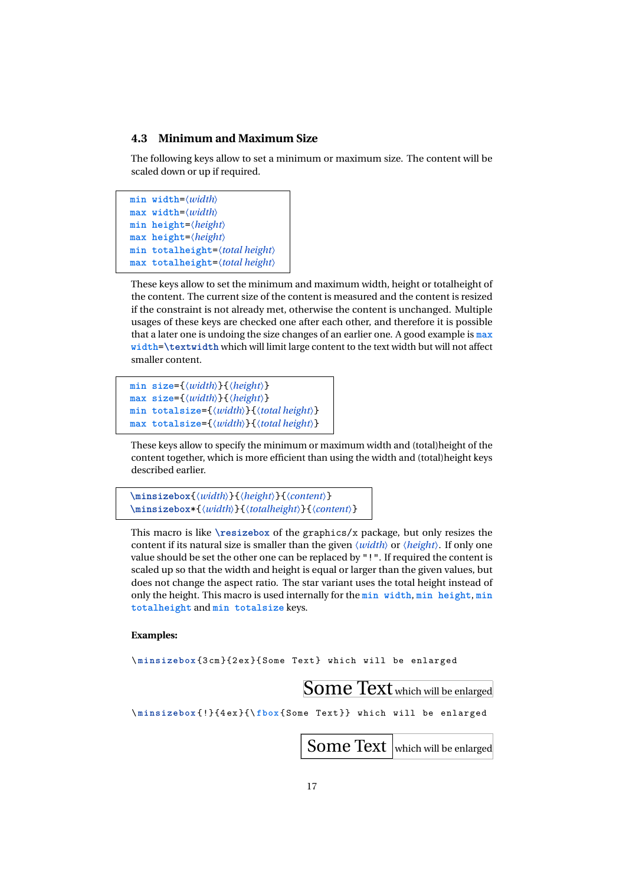### 4.3 Minimum and Maximum Size

The following keys allow to set a minimum or maximum size. The content will be scaled down or up if required.

```
min width=⟨width⟩
max width=⟨width⟩
min height=⟨height⟩
max height=⟨height⟩
min totalheight=⟨total height⟩
max totalheight=⟨total height⟩
```

These keys allow to set the minimum and maximum width, height or totalheight of the content. The current size of the content is measured and the content is resized if the constraint is not already met, otherwise the content is unchanged. Multiple usages of these keys are checked one after each other, and therefore it is possible that a later one is undoing the size changes of an earlier one. A good example is `max width=\textwidth` which will limit large content to the text width but will not affect smaller content.

```
min size={⟨width⟩}{⟨height⟩}
max size={⟨width⟩}{⟨height⟩}
min totalsize={⟨width⟩}{⟨total height⟩}
max totalsize={⟨width⟩}{⟨total height⟩}
```

These keys allow to specify the minimum or maximum width and (total)height of the content together, which is more efficient than using the width and (total)height keys described earlier.

```
\minsizebox{⟨width⟩}{⟨height⟩}{⟨content⟩}
\minsizebox*{⟨width⟩}{⟨totalheight⟩}{⟨content⟩}
```

This macro is like `\resizebox` of the `graphics/x` package, but only resizes the content if its natural size is smaller than the given ⟨*width*⟩ or ⟨*height*⟩. If only one value should be set the other one can be replaced by "`!`". If required the content is scaled up so that the width and height is equal or larger than the given values, but does not change the aspect ratio. The star variant uses the total height instead of only the height. This macro is used internally for the `min width`, `min height`, `min totalheight` and `min totalsize` keys.

**Examples:**

```
\minsizebox{3cm}{2ex}{Some Text} which will be enlarged
```

Some Text which will be enlarged

```
\minsizebox{!}{4ex}{\fbox{Some Text}} which will be enlarged
```

Some Text which will be enlarged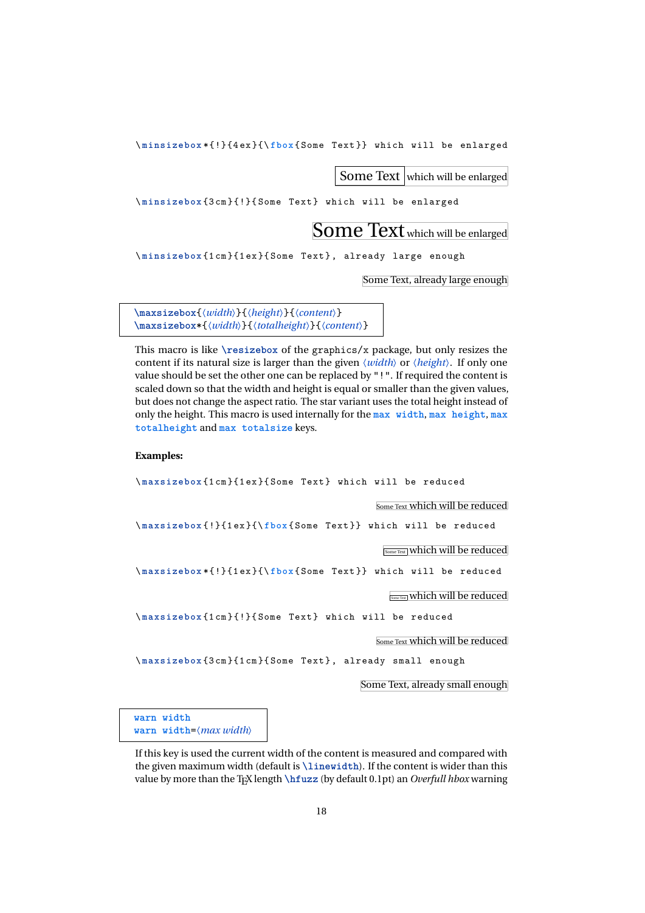```
\minsizebox*{!}{4ex}{\fbox{Some Text}} which will be enlarged
```

Some Text which will be enlarged

```
\minsizebox{3cm}{!}{Some Text} which will be enlarged
```

Some Text which will be enlarged

```
\minsizebox{1cm}{1ex}{Some Text}, already large enough
```

Some Text, already large enough

```
\maxsizebox{⟨width⟩}{⟨height⟩}{⟨content⟩}
\maxsizebox*{⟨width⟩}{⟨totalheight⟩}{⟨content⟩}
```

This macro is like `\resizebox` of the graphics/x package, but only resizes the content if its natural size is larger than the given ⟨*width*⟩ or ⟨*height*⟩. If only one value should be set the other one can be replaced by "`!`". If required the content is scaled down so that the width and height is equal or smaller than the given values, but does not change the aspect ratio. The star variant uses the total height instead of only the height. This macro is used internally for the `max width`, `max height`, `max totalheight` and `max totalsize` keys.

**Examples:**

```
\maxsizebox{1cm}{1ex}{Some Text} which will be reduced
```

Some Text which will be reduced

```
\maxsizebox{!}{1ex}{\fbox{Some Text}} which will be reduced
```

Some Text which will be reduced

```
\maxsizebox*{!}{1ex}{\fbox{Some Text}} which will be reduced
```

Some Text which will be reduced

```
\maxsizebox{1cm}{!}{Some Text} which will be reduced
```

Some Text which will be reduced

```
\maxsizebox{3cm}{1cm}{Some Text}, already small enough
```

Some Text, already small enough

```
warn width
warn width=⟨max width⟩
```

If this key is used the current width of the content is measured and compared with the given maximum width (default is `\linewidth`). If the content is wider than this value by more than the TeX length `\hfuzz` (by default 0.1pt) an *Overfull hbox* warning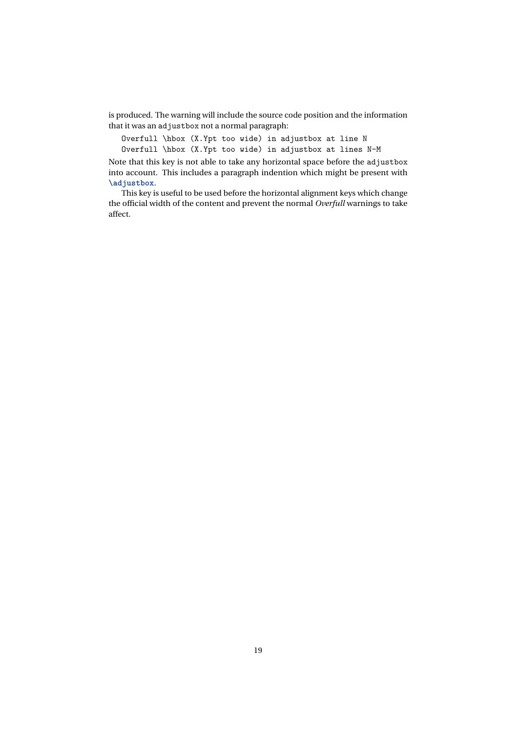is produced. The warning will include the source code position and the information that it was an `adjustbox` not a normal paragraph:

```
Overfull \hbox (X.Ypt too wide) in adjustbox at line N
Overfull \hbox (X.Ypt too wide) in adjustbox at lines N-M
```

Note that this key is not able to take any horizontal space before the `adjustbox` into account. This includes a paragraph indention which might be present with **`\adjustbox`**.

This key is useful to be used before the horizontal alignment keys which change the official width of the content and prevent the normal *Overfull* warnings to take affect.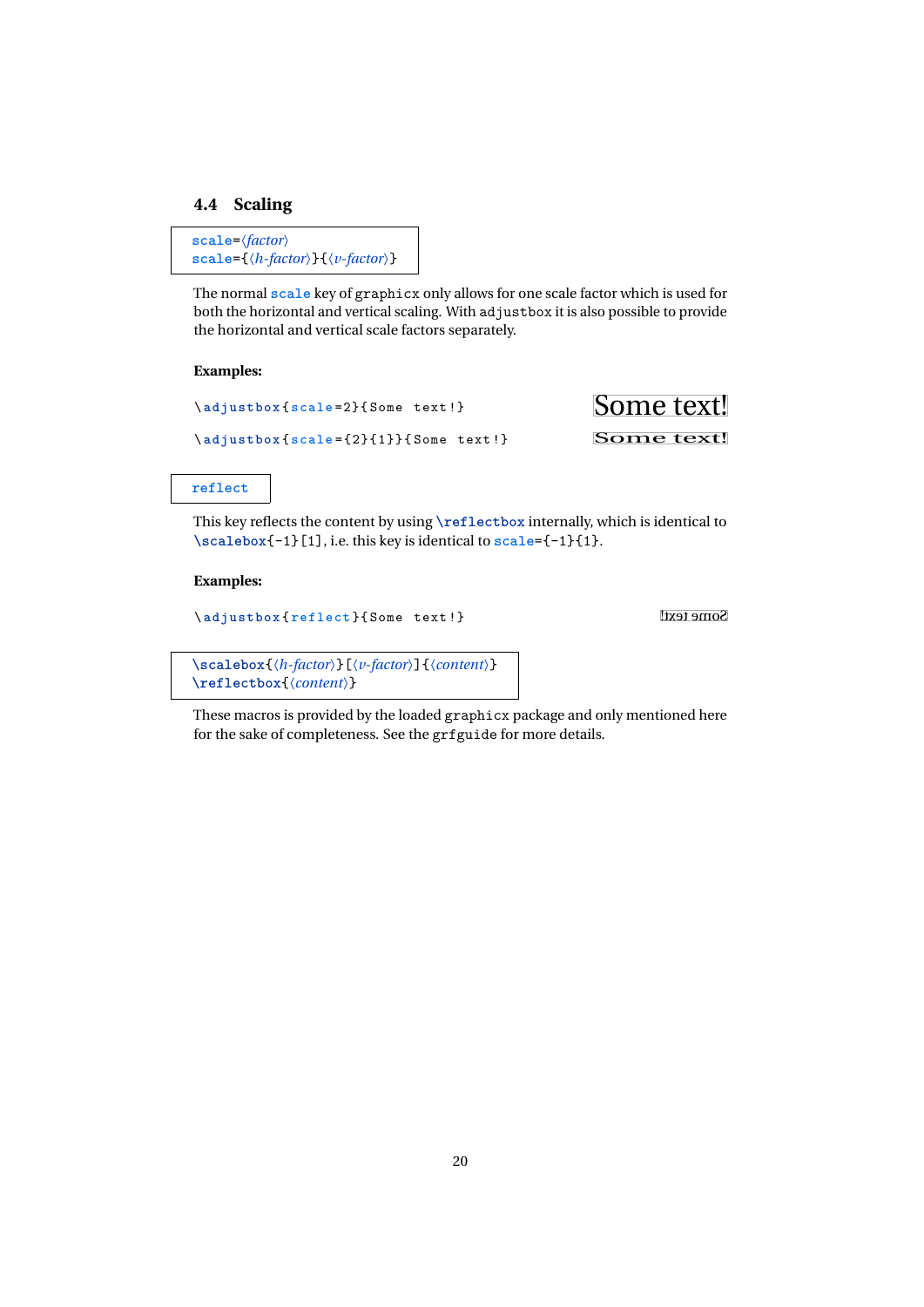### 4.4 Scaling

```
scale=⟨factor⟩
scale={⟨h-factor⟩}{⟨v-factor⟩}
```

The normal `scale` key of `graphicx` only allows for one scale factor which is used for both the horizontal and vertical scaling. With `adjustbox` it is also possible to provide the horizontal and vertical scale factors separately.

**Examples:**

```
\adjustbox{scale=2}{Some text!}
```

Some text!

```
\adjustbox{scale={2}{1}}{Some text!}
```

Some text!

```
reflect
```

This key reflects the content by using `\reflectbox` internally, which is identical to `\scalebox{-1}[1]`, i.e. this key is identical to `scale={-1}{1}`.

**Examples:**

```
\adjustbox{reflect}{Some text!}
```

!txet emoS

```
\scalebox{⟨h-factor⟩}[⟨v-factor⟩]{⟨content⟩}
\reflectbox{⟨content⟩}
```

These macros is provided by the loaded `graphicx` package and only mentioned here for the sake of completeness. See the `grfguide` for more details.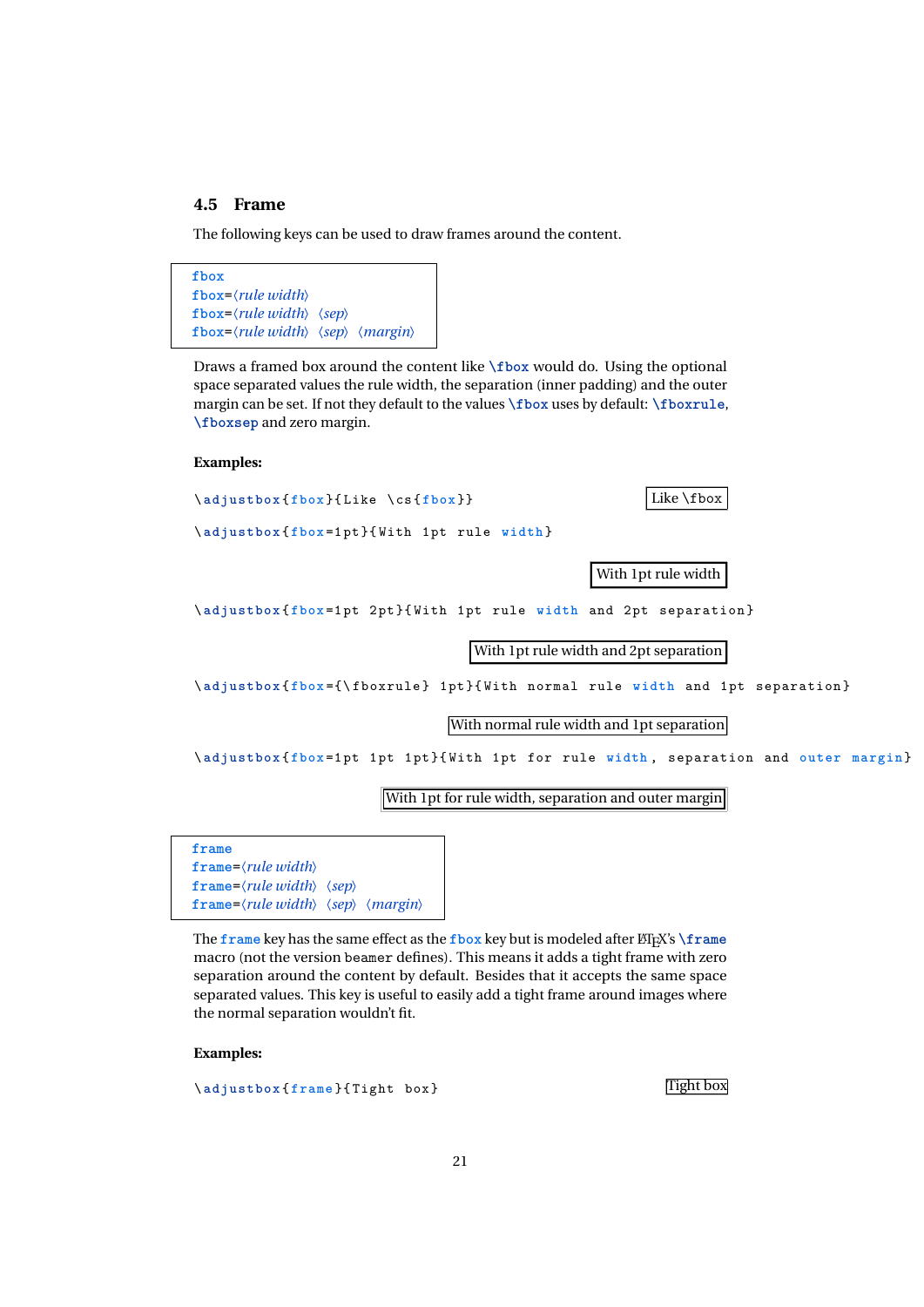### 4.5 Frame

The following keys can be used to draw frames around the content.

```
fbox
fbox=⟨rule width⟩
fbox=⟨rule width⟩ ⟨sep⟩
fbox=⟨rule width⟩ ⟨sep⟩ ⟨margin⟩
```

Draws a framed box around the content like `\fbox` would do. Using the optional space separated values the rule width, the separation (inner padding) and the outer margin can be set. If not they default to the values `\fbox` uses by default: `\fboxrule`, `\fboxsep` and zero margin.

**Examples:**

```
\adjustbox{fbox}{Like \cs{fbox}}
```

Like \fbox

```
\adjustbox{fbox=1pt}{With 1pt rule width}
```

With 1pt rule width

```
\adjustbox{fbox=1pt 2pt}{With 1pt rule width and 2pt separation}
```

With 1pt rule width and 2pt separation

```
\adjustbox{fbox={\fboxrule} 1pt}{With normal rule width and 1pt separation}
```

With normal rule width and 1pt separation

```
\adjustbox{fbox=1pt 1pt 1pt}{With 1pt for rule width, separation and outer margin}
```

With 1pt for rule width, separation and outer margin

```
frame
frame=⟨rule width⟩
frame=⟨rule width⟩ ⟨sep⟩
frame=⟨rule width⟩ ⟨sep⟩ ⟨margin⟩
```

The `frame` key has the same effect as the `fbox` key but is modeled after LaTeX's `\frame` macro (not the version `beamer` defines). This means it adds a tight frame with zero separation around the content by default. Besides that it accepts the same space separated values. This key is useful to easily add a tight frame around images where the normal separation wouldn't fit.

**Examples:**

```
\adjustbox{frame}{Tight box}
```

Tight box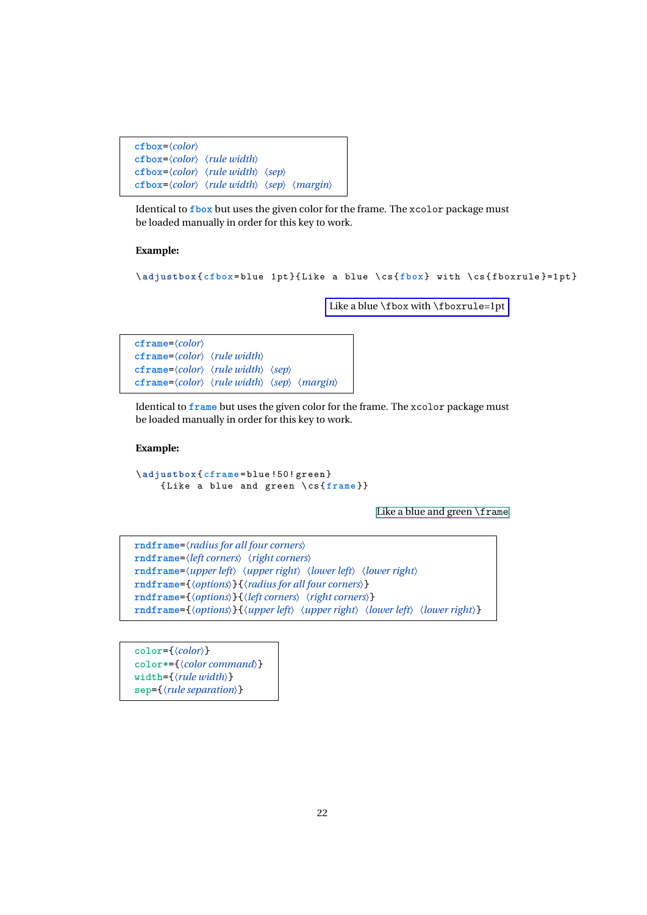```
cfbox=⟨color⟩
cfbox=⟨color⟩ ⟨rule width⟩
cfbox=⟨color⟩ ⟨rule width⟩ ⟨sep⟩
cfbox=⟨color⟩ ⟨rule width⟩ ⟨sep⟩ ⟨margin⟩
```

Identical to `fbox` but uses the given color for the frame. The `xcolor` package must be loaded manually in order for this key to work.

**Example:**

```
\adjustbox{cfbox=blue 1pt}{Like a blue \cs{fbox} with \cs{fboxrule}=1pt}
```

Like a blue `\fbox` with `\fboxrule`=1pt

```
cframe=⟨color⟩
cframe=⟨color⟩ ⟨rule width⟩
cframe=⟨color⟩ ⟨rule width⟩ ⟨sep⟩
cframe=⟨color⟩ ⟨rule width⟩ ⟨sep⟩ ⟨margin⟩
```

Identical to `frame` but uses the given color for the frame. The `xcolor` package must be loaded manually in order for this key to work.

**Example:**

```
\adjustbox{cframe=blue!50!green}
    {Like a blue and green \cs{frame}}
```

Like a blue and green `\frame`

```
rndframe=⟨radius for all four corners⟩
rndframe=⟨left corners⟩ ⟨right corners⟩
rndframe=⟨upper left⟩ ⟨upper right⟩ ⟨lower left⟩ ⟨lower right⟩
rndframe={⟨options⟩}{⟨radius for all four corners⟩}
rndframe={⟨options⟩}{⟨left corners⟩ ⟨right corners⟩}
rndframe={⟨options⟩}{⟨upper left⟩ ⟨upper right⟩ ⟨lower left⟩ ⟨lower right⟩}
```

```
color={⟨color⟩}
color*={⟨color command⟩}
width={⟨rule width⟩}
sep={⟨rule separation⟩}
```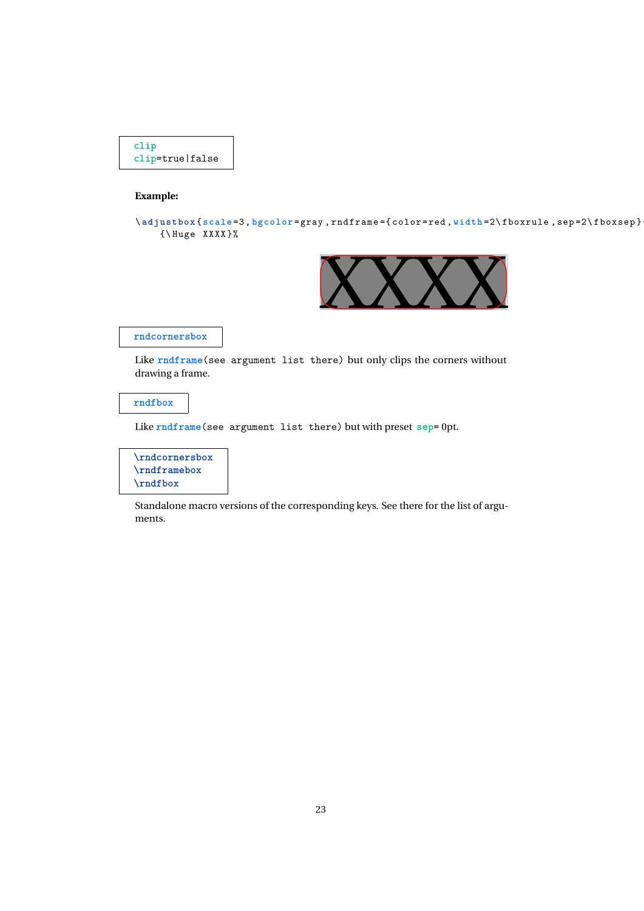```
clip
clip=true|false
```

**Example:**

```
\adjustbox{scale=3,bgcolor=gray,rndframe={color=red,width=2\fboxrule,sep=2\fboxsep}}
    {\Huge XXXX}%
```

XXXX

```
rndcornersbox
```

Like `rndframe` (see argument list there) but only clips the corners without drawing a frame.

```
rndfbox
```

Like `rndframe` (see argument list there) but with preset `sep`= 0pt.

```
\rndcornersbox
\rndframebox
\rndfbox
```

Standalone macro versions of the corresponding keys. See there for the list of arguments.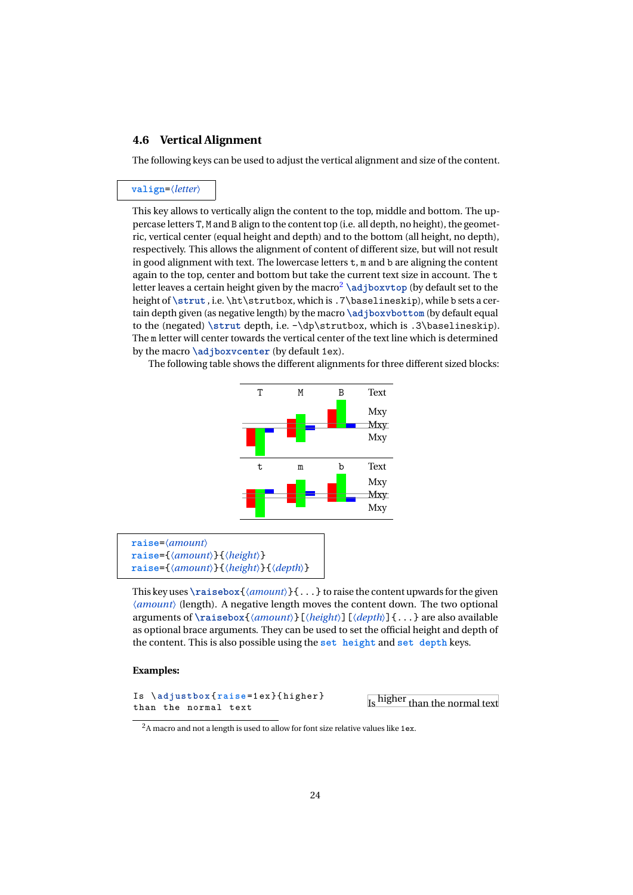### 4.6 Vertical Alignment

The following keys can be used to adjust the vertical alignment and size of the content.

`valign=⟨letter⟩`

This key allows to vertically align the content to the top, middle and bottom. The uppercase letters `T`, `M` and `B` align to the content top (i.e. all depth, no height), the geometric, vertical center (equal height and depth) and to the bottom (all height, no depth), respectively. This allows the alignment of content of different size, but will not result in good alignment with text. The lowercase letters `t`, `m` and `b` are aligning the content again to the top, center and bottom but take the current text size in account. The `t` letter leaves a certain height given by the macro[2] `\adjboxvtop` (by default set to the height of `\strut`, i.e. `\ht\strutbox`, which is `.7\baselineskip`), while `b` sets a certain depth given (as negative length) by the macro `\adjboxvbottom` (by default equal to the (negated) `\strut` depth, i.e. `-\dp\strutbox`, which is `.3\baselineskip`). The `m` letter will center towards the vertical center of the text line which is determined by the macro `\adjboxvcenter` (by default `1ex`).

The following table shows the different alignments for three different sized blocks:

T M B Text

Mxy
Mxy
Mxy

t m b Text

Mxy
Mxy
Mxy

`raise=⟨amount⟩`
`raise={⟨amount⟩}{⟨height⟩}`
`raise={⟨amount⟩}{⟨height⟩}{⟨depth⟩}`

This key uses `\raisebox{⟨amount⟩}{...}` to raise the content upwards for the given ⟨amount⟩ (length). A negative length moves the content down. The two optional arguments of `\raisebox{⟨amount⟩}[⟨height⟩][⟨depth⟩]{...}` are also available as optional brace arguments. They can be used to set the official height and depth of the content. This is also possible using the `set height` and `set depth` keys.

**Examples:**

```
Is \adjustbox{raise=1ex}{higher}
than the normal text
```

Is higher than the normal text

[2] A macro and not a length is used to allow for font size relative values like `1ex`.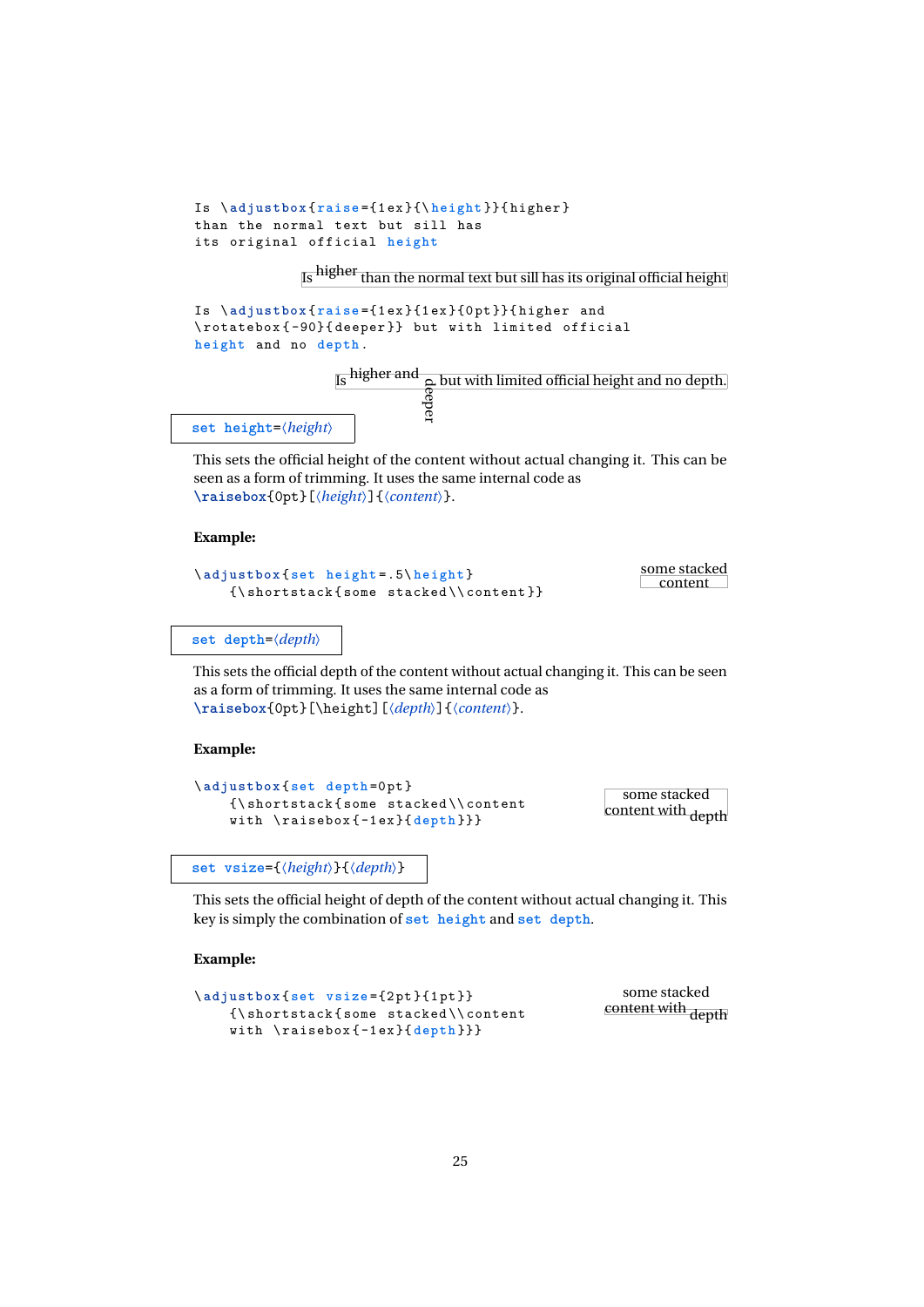```
Is \adjustbox{raise={1ex}{\height}}{higher}
than the normal text but sill has
its original official height
```

Is higher than the normal text but sill has its original official height

```
Is \adjustbox{raise={1ex}{1ex}{0pt}}{higher and
\rotatebox{-90}{deeper}} but with limited official
height and no depth.
```

Is higher and deeper but with limited official height and no depth.

`set height=⟨height⟩`

This sets the official height of the content without actual changing it. This can be seen as a form of trimming. It uses the same internal code as `\raisebox{0pt}[⟨height⟩]{⟨content⟩}`.

**Example:**

```
\adjustbox{set height=.5\height}
    {\shortstack{some stacked\\content}}
```

some stacked
content

`set depth=⟨depth⟩`

This sets the official depth of the content without actual changing it. This can be seen as a form of trimming. It uses the same internal code as `\raisebox{0pt}[\height][⟨depth⟩]{⟨content⟩}`.

**Example:**

```
\adjustbox{set depth=0pt}
    {\shortstack{some stacked\\content
    with \raisebox{-1ex}{depth}}}
```

some stacked
content with depth

`set vsize={⟨height⟩}{⟨depth⟩}`

This sets the official height of depth of the content without actual changing it. This key is simply the combination of `set height` and `set depth`.

**Example:**

```
\adjustbox{set vsize={2pt}{1pt}}
    {\shortstack{some stacked\\content
    with \raisebox{-1ex}{depth}}}
```

some stacked
content with depth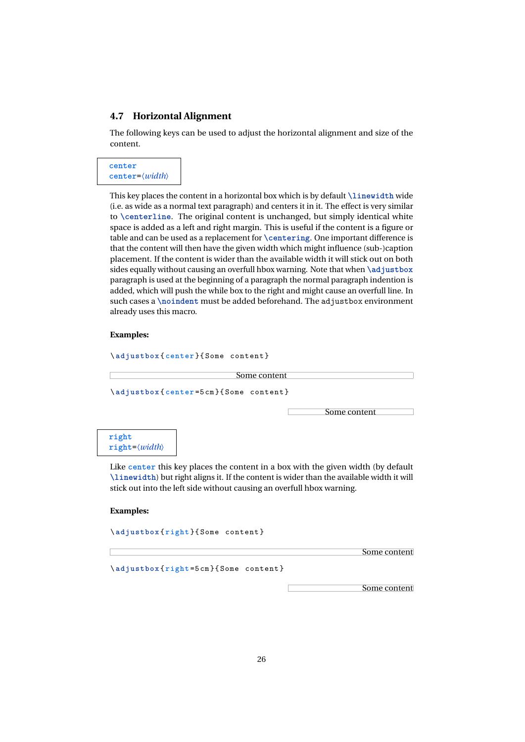### 4.7 Horizontal Alignment

The following keys can be used to adjust the horizontal alignment and size of the content.

```
center
center=⟨width⟩
```

This key places the content in a horizontal box which is by default `\linewidth` wide (i.e. as wide as a normal text paragraph) and centers it in it. The effect is very similar to `\centerline`. The original content is unchanged, but simply identical white space is added as a left and right margin. This is useful if the content is a figure or table and can be used as a replacement for `\centering`. One important difference is that the content will then have the given width which might influence (sub-)caption placement. If the content is wider than the available width it will stick out on both sides equally without causing an overfull hbox warning. Note that when `\adjustbox` paragraph is used at the beginning of a paragraph the normal paragraph indention is added, which will push the while box to the right and might cause an overfull line. In such cases a `\noindent` must be added beforehand. The `adjustbox` environment already uses this macro.

**Examples:**

```
\adjustbox{center}{Some content}
```

Some content

```
\adjustbox{center=5cm}{Some content}
```

Some content

```
right
right=⟨width⟩
```

Like `center` this key places the content in a box with the given width (by default `\linewidth`) but right aligns it. If the content is wider than the available width it will stick out into the left side without causing an overfull hbox warning.

**Examples:**

```
\adjustbox{right}{Some content}
```

Some content

```
\adjustbox{right=5cm}{Some content}
```

Some content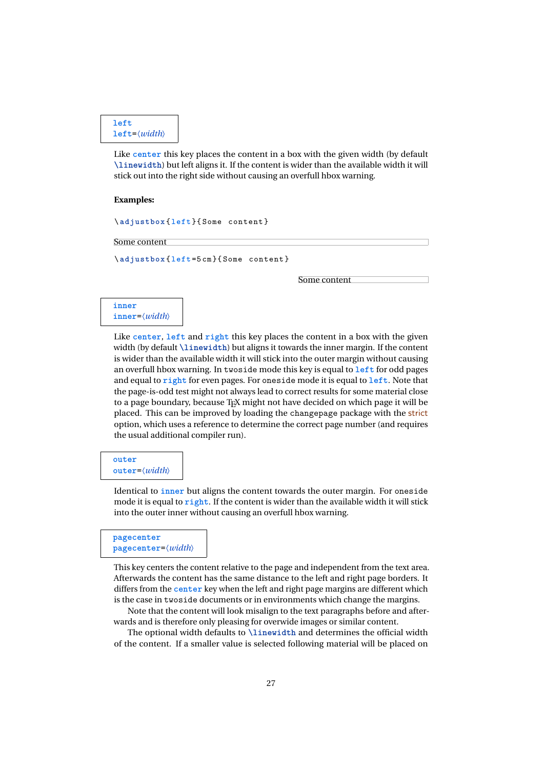```
left
left=⟨width⟩
```

Like `center` this key places the content in a box with the given width (by default `\linewidth`) but left aligns it. If the content is wider than the available width it will stick out into the right side without causing an overfull hbox warning.

**Examples:**

```
\adjustbox{left}{Some content}
```

Some content

```
\adjustbox{left=5cm}{Some content}
```

Some content

```
inner
inner=⟨width⟩
```

Like `center`, `left` and `right` this key places the content in a box with the given width (by default `\linewidth`) but aligns it towards the inner margin. If the content is wider than the available width it will stick into the outer margin without causing an overfull hbox warning. In `twoside` mode this key is equal to `left` for odd pages and equal to `right` for even pages. For `oneside` mode it is equal to `left`. Note that the page-is-odd test might not always lead to correct results for some material close to a page boundary, because TeX might not have decided on which page it will be placed. This can be improved by loading the `changepage` package with the strict option, which uses a reference to determine the correct page number (and requires the usual additional compiler run).

```
outer
outer=⟨width⟩
```

Identical to `inner` but aligns the content towards the outer margin. For `oneside` mode it is equal to `right`. If the content is wider than the available width it will stick into the outer inner without causing an overfull hbox warning.

```
pagecenter
pagecenter=⟨width⟩
```

This key centers the content relative to the page and independent from the text area. Afterwards the content has the same distance to the left and right page borders. It differs from the `center` key when the left and right page margins are different which is the case in `twoside` documents or in environments which change the margins.

Note that the content will look misalign to the text paragraphs before and afterwards and is therefore only pleasing for overwide images or similar content.

The optional width defaults to `\linewidth` and determines the official width of the content. If a smaller value is selected following material will be placed on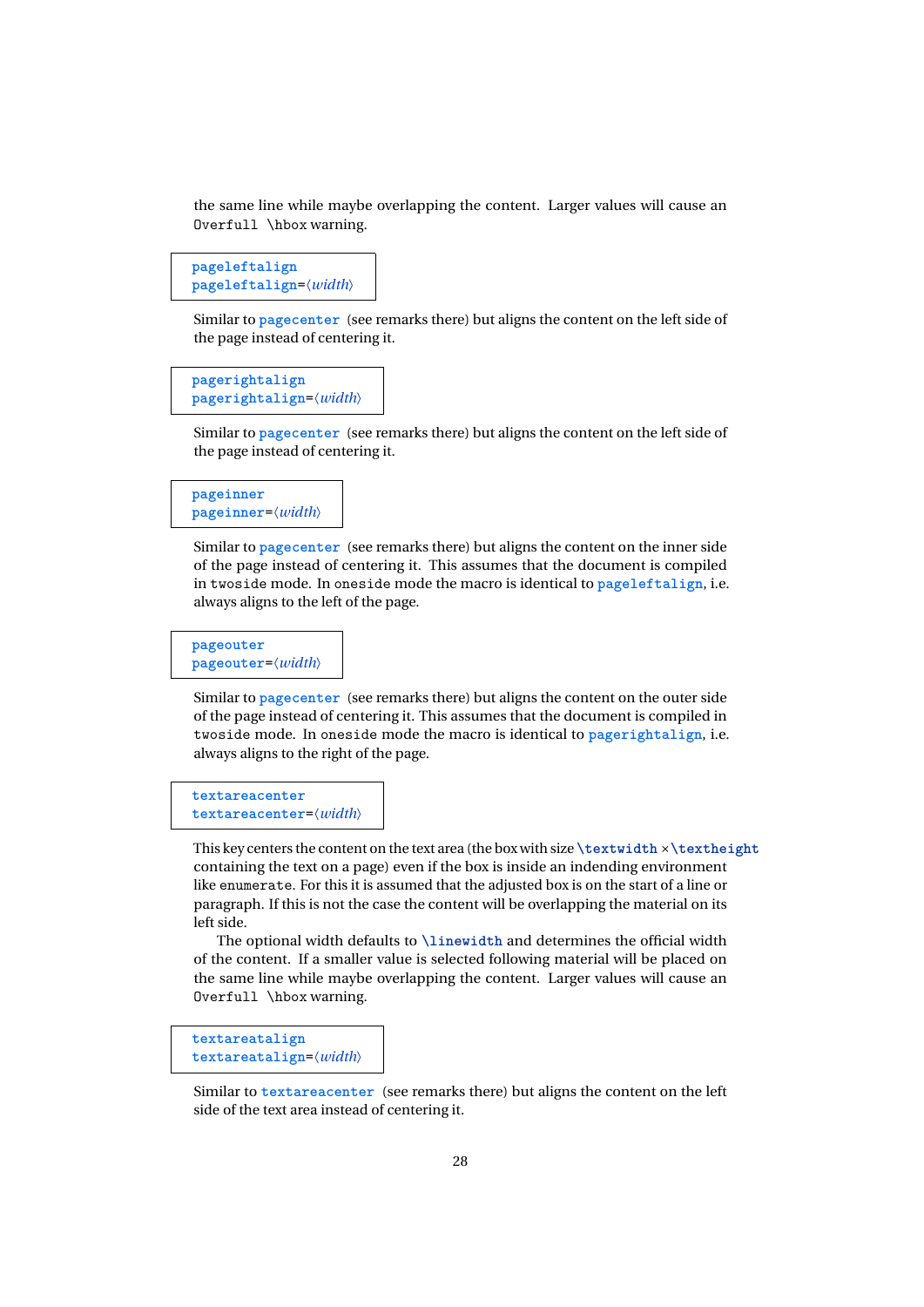the same line while maybe overlapping the content. Larger values will cause an `Overfull \hbox` warning.

```
pageleftalign
pageleftalign=⟨width⟩
```

Similar to `pagecenter` (see remarks there) but aligns the content on the left side of the page instead of centering it.

```
pagerightalign
pagerightalign=⟨width⟩
```

Similar to `pagecenter` (see remarks there) but aligns the content on the left side of the page instead of centering it.

```
pageinner
pageinner=⟨width⟩
```

Similar to `pagecenter` (see remarks there) but aligns the content on the inner side of the page instead of centering it. This assumes that the document is compiled in `twoside` mode. In `oneside` mode the macro is identical to `pageleftalign`, i.e. always aligns to the left of the page.

```
pageouter
pageouter=⟨width⟩
```

Similar to `pagecenter` (see remarks there) but aligns the content on the outer side of the page instead of centering it. This assumes that the document is compiled in `twoside` mode. In `oneside` mode the macro is identical to `pagerightalign`, i.e. always aligns to the right of the page.

```
textareacenter
textareacenter=⟨width⟩
```

This key centers the content on the text area (the box with size `\textwidth` × `\textheight` containing the text on a page) even if the box is inside an indending environment like `enumerate`. For this it is assumed that the adjusted box is on the start of a line or paragraph. If this is not the case the content will be overlapping the material on its left side.

The optional width defaults to `\linewidth` and determines the official width of the content. If a smaller value is selected following material will be placed on the same line while maybe overlapping the content. Larger values will cause an `Overfull \hbox` warning.

```
textareatalign
textareatalign=⟨width⟩
```

Similar to `textareacenter` (see remarks there) but aligns the content on the left side of the text area instead of centering it.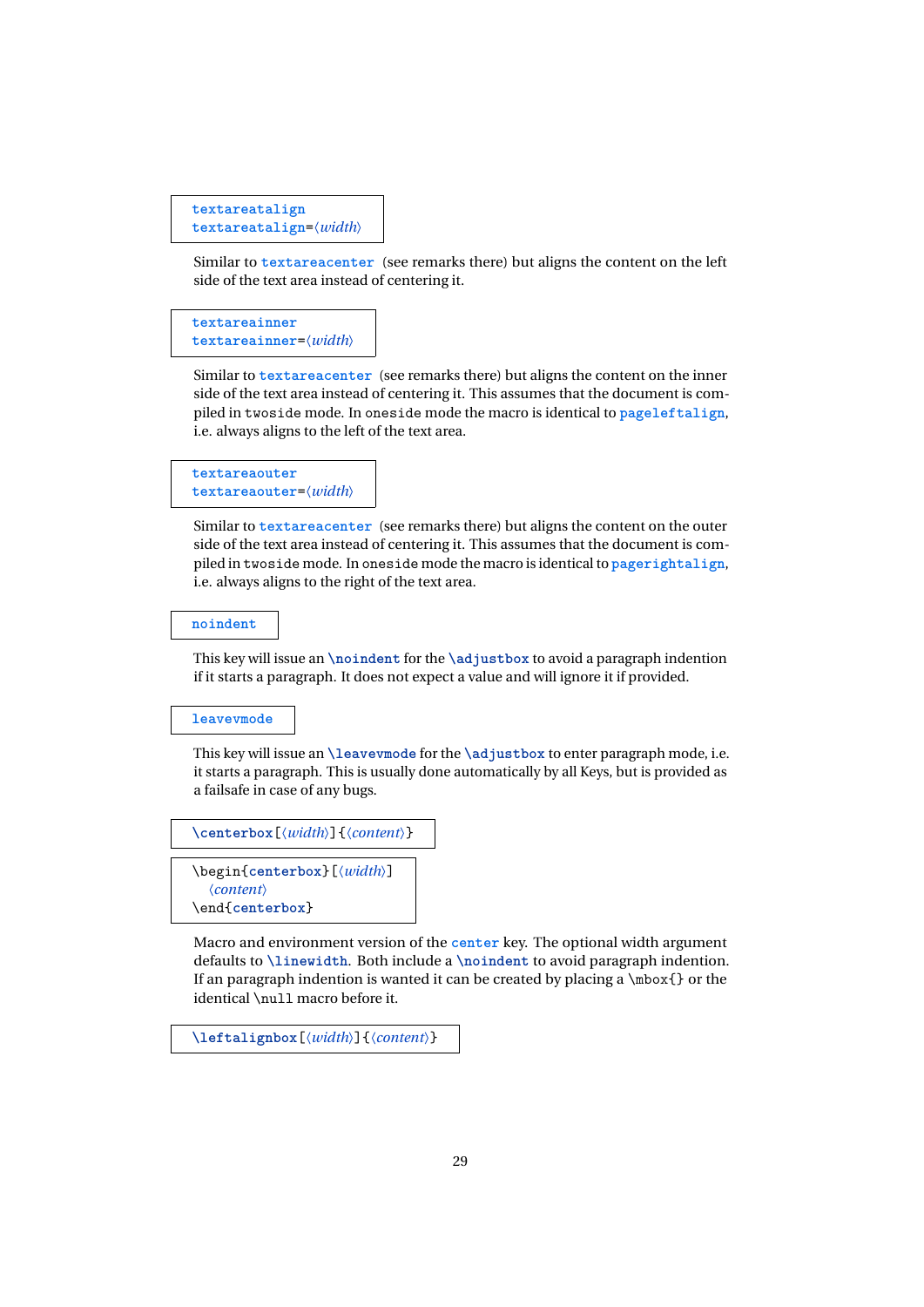```
textareatalign
textareatalign=⟨width⟩
```

Similar to `textareacenter` (see remarks there) but aligns the content on the left side of the text area instead of centering it.

```
textareainner
textareainner=⟨width⟩
```

Similar to `textareacenter` (see remarks there) but aligns the content on the inner side of the text area instead of centering it. This assumes that the document is compiled in `twoside` mode. In `oneside` mode the macro is identical to `pageleftalign`, i.e. always aligns to the left of the text area.

```
textareaouter
textareaouter=⟨width⟩
```

Similar to `textareacenter` (see remarks there) but aligns the content on the outer side of the text area instead of centering it. This assumes that the document is compiled in `twoside` mode. In `oneside` mode the macro is identical to `pagerightalign`, i.e. always aligns to the right of the text area.

```
noindent
```

This key will issue an `\noindent` for the `\adjustbox` to avoid a paragraph indention if it starts a paragraph. It does not expect a value and will ignore it if provided.

```
leavevmode
```

This key will issue an `\leavevmode` for the `\adjustbox` to enter paragraph mode, i.e. it starts a paragraph. This is usually done automatically by all Keys, but is provided as a failsafe in case of any bugs.

```
\centerbox[⟨width⟩]{⟨content⟩}
```

```
\begin{centerbox}[⟨width⟩]
  ⟨content⟩
\end{centerbox}
```

Macro and environment version of the `center` key. The optional width argument defaults to `\linewidth`. Both include a `\noindent` to avoid paragraph indention. If an paragraph indention is wanted it can be created by placing a `\mbox{}` or the identical `\null` macro before it.

```
\leftalignbox[⟨width⟩]{⟨content⟩}
```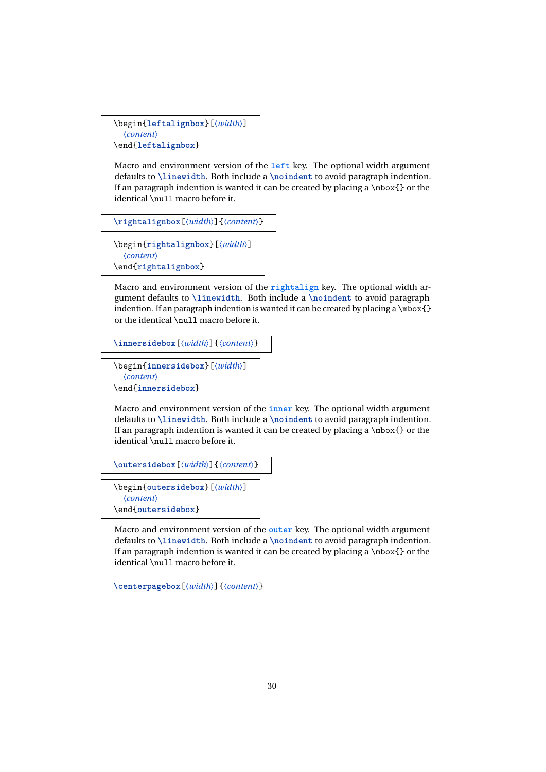```
\begin{leftalignbox}[⟨width⟩]
  ⟨content⟩
\end{leftalignbox}
```

Macro and environment version of the `left` key. The optional width argument defaults to `\linewidth`. Both include a `\noindent` to avoid paragraph indention. If an paragraph indention is wanted it can be created by placing a `\mbox{}` or the identical `\null` macro before it.

```
\rightalignbox[⟨width⟩]{⟨content⟩}
```

```
\begin{rightalignbox}[⟨width⟩]
  ⟨content⟩
\end{rightalignbox}
```

Macro and environment version of the `rightalign` key. The optional width argument defaults to `\linewidth`. Both include a `\noindent` to avoid paragraph indention. If an paragraph indention is wanted it can be created by placing a `\mbox{}` or the identical `\null` macro before it.

```
\innersidebox[⟨width⟩]{⟨content⟩}
```

```
\begin{innersidebox}[⟨width⟩]
  ⟨content⟩
\end{innersidebox}
```

Macro and environment version of the `inner` key. The optional width argument defaults to `\linewidth`. Both include a `\noindent` to avoid paragraph indention. If an paragraph indention is wanted it can be created by placing a `\mbox{}` or the identical `\null` macro before it.

```
\outersidebox[⟨width⟩]{⟨content⟩}
```

```
\begin{outersidebox}[⟨width⟩]
  ⟨content⟩
\end{outersidebox}
```

Macro and environment version of the `outer` key. The optional width argument defaults to `\linewidth`. Both include a `\noindent` to avoid paragraph indention. If an paragraph indention is wanted it can be created by placing a `\mbox{}` or the identical `\null` macro before it.

```
\centerpagebox[⟨width⟩]{⟨content⟩}
```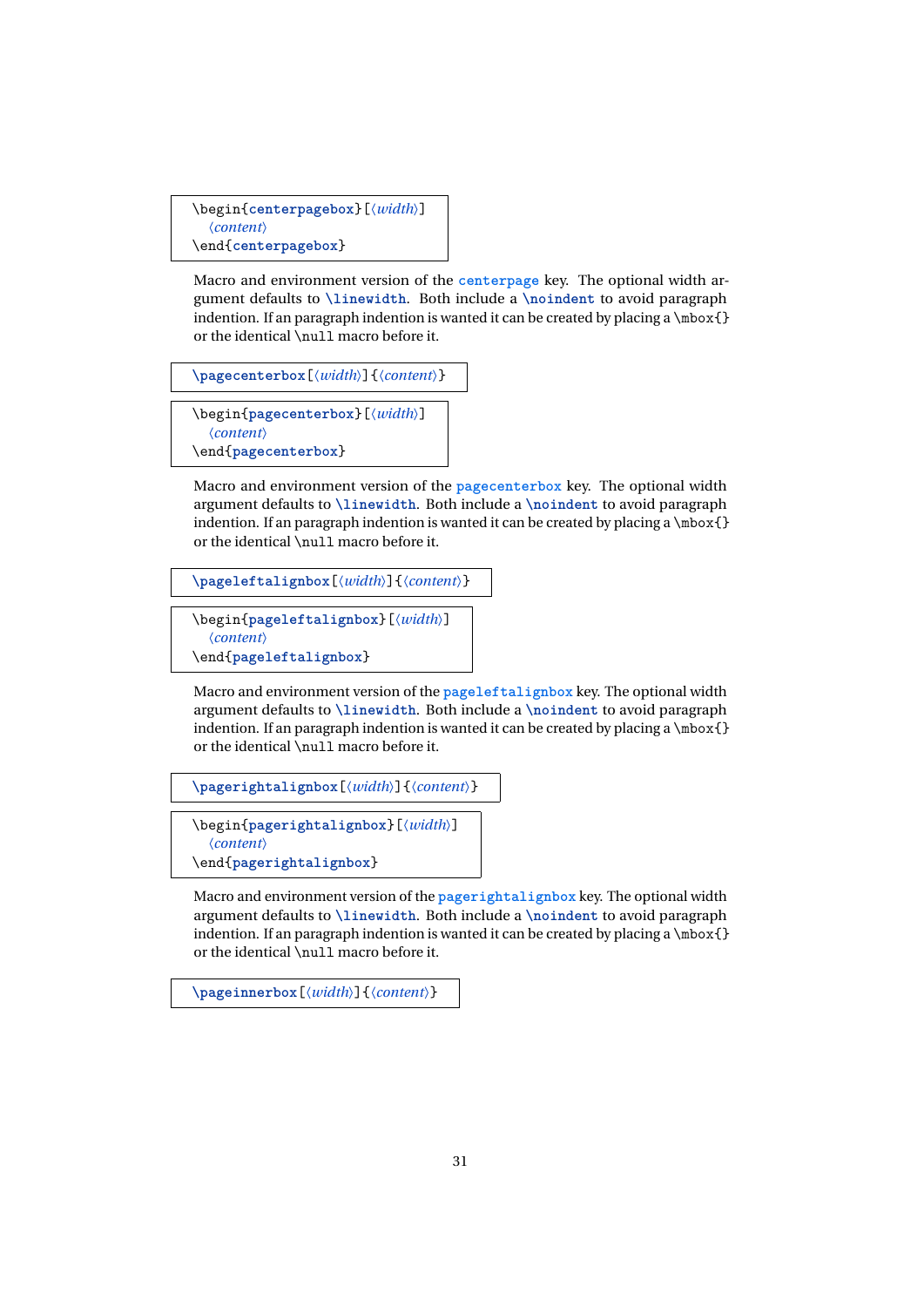```
\begin{centerpagebox}[⟨width⟩]
  ⟨content⟩
\end{centerpagebox}
```

Macro and environment version of the `centerpage` key. The optional width argument defaults to `\linewidth`. Both include a `\noindent` to avoid paragraph indention. If an paragraph indention is wanted it can be created by placing a `\mbox{}` or the identical `\null` macro before it.

```
\pagecenterbox[⟨width⟩]{⟨content⟩}
```

```
\begin{pagecenterbox}[⟨width⟩]
  ⟨content⟩
\end{pagecenterbox}
```

Macro and environment version of the `pagecenterbox` key. The optional width argument defaults to `\linewidth`. Both include a `\noindent` to avoid paragraph indention. If an paragraph indention is wanted it can be created by placing a `\mbox{}` or the identical `\null` macro before it.

```
\pageleftalignbox[⟨width⟩]{⟨content⟩}
```

```
\begin{pageleftalignbox}[⟨width⟩]
  ⟨content⟩
\end{pageleftalignbox}
```

Macro and environment version of the `pageleftalignbox` key. The optional width argument defaults to `\linewidth`. Both include a `\noindent` to avoid paragraph indention. If an paragraph indention is wanted it can be created by placing a `\mbox{}` or the identical `\null` macro before it.

```
\pagerightalignbox[⟨width⟩]{⟨content⟩}
```

```
\begin{pagerightalignbox}[⟨width⟩]
  ⟨content⟩
\end{pagerightalignbox}
```

Macro and environment version of the `pagerightalignbox` key. The optional width argument defaults to `\linewidth`. Both include a `\noindent` to avoid paragraph indention. If an paragraph indention is wanted it can be created by placing a `\mbox{}` or the identical `\null` macro before it.

```
\pageinnerbox[⟨width⟩]{⟨content⟩}
```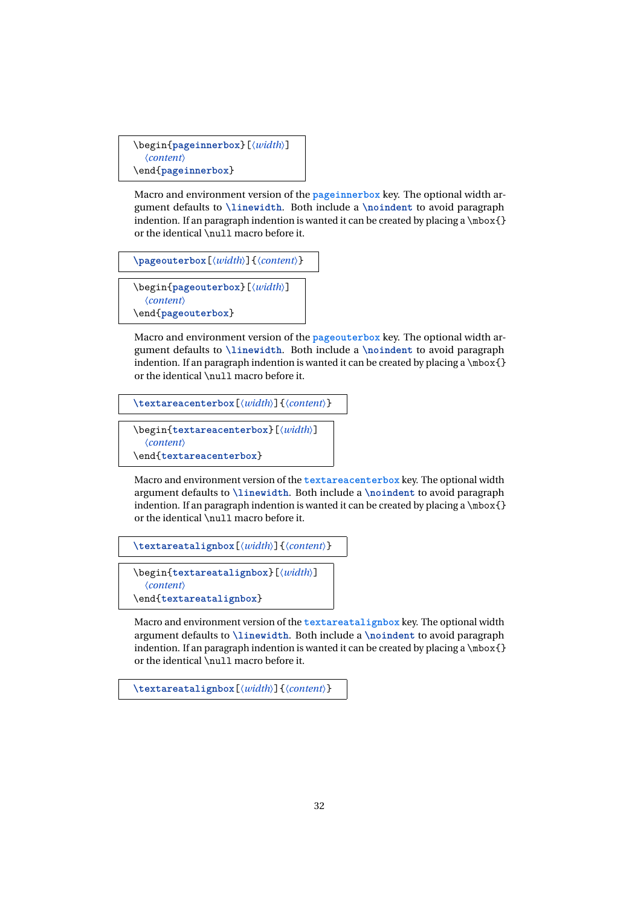```
\begin{pageinnerbox}[⟨width⟩]
  ⟨content⟩
\end{pageinnerbox}
```

Macro and environment version of the pageinnerbox key. The optional width argument defaults to \linewidth. Both include a \noindent to avoid paragraph indention. If an paragraph indention is wanted it can be created by placing a \mbox{} or the identical \null macro before it.

```
\pageouterbox[⟨width⟩]{⟨content⟩}
```

```
\begin{pageouterbox}[⟨width⟩]
  ⟨content⟩
\end{pageouterbox}
```

Macro and environment version of the pageouterbox key. The optional width argument defaults to \linewidth. Both include a \noindent to avoid paragraph indention. If an paragraph indention is wanted it can be created by placing a \mbox{} or the identical \null macro before it.

```
\textareacenterbox[⟨width⟩]{⟨content⟩}
```

```
\begin{textareacenterbox}[⟨width⟩]
  ⟨content⟩
\end{textareacenterbox}
```

Macro and environment version of the textareacenterbox key. The optional width argument defaults to \linewidth. Both include a \noindent to avoid paragraph indention. If an paragraph indention is wanted it can be created by placing a \mbox{} or the identical \null macro before it.

```
\textareatalignbox[⟨width⟩]{⟨content⟩}
```

```
\begin{textareatalignbox}[⟨width⟩]
  ⟨content⟩
\end{textareatalignbox}
```

Macro and environment version of the textareatalignbox key. The optional width argument defaults to \linewidth. Both include a \noindent to avoid paragraph indention. If an paragraph indention is wanted it can be created by placing a \mbox{} or the identical \null macro before it.

```
\textareatalignbox[⟨width⟩]{⟨content⟩}
```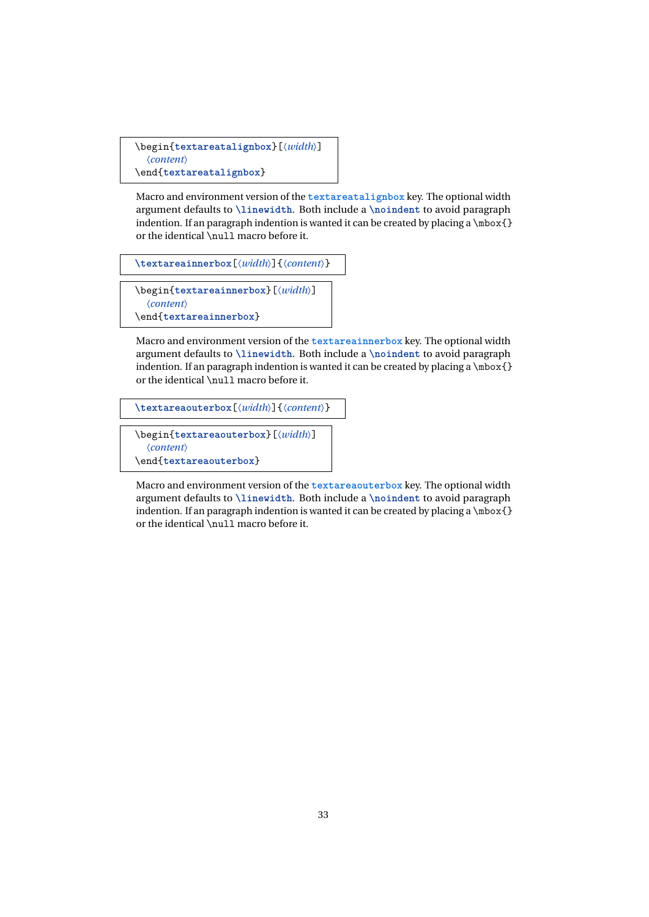```
\begin{textareatalignbox}[⟨width⟩]
  ⟨content⟩
\end{textareatalignbox}
```

Macro and environment version of the `textareatalignbox` key. The optional width argument defaults to `\linewidth`. Both include a `\noindent` to avoid paragraph indention. If an paragraph indention is wanted it can be created by placing a `\mbox{}` or the identical `\null` macro before it.

```
\textareainnerbox[⟨width⟩]{⟨content⟩}
```

```
\begin{textareainnerbox}[⟨width⟩]
  ⟨content⟩
\end{textareainnerbox}
```

Macro and environment version of the `textareainnerbox` key. The optional width argument defaults to `\linewidth`. Both include a `\noindent` to avoid paragraph indention. If an paragraph indention is wanted it can be created by placing a `\mbox{}` or the identical `\null` macro before it.

```
\textareaouterbox[⟨width⟩]{⟨content⟩}
```

```
\begin{textareaouterbox}[⟨width⟩]
  ⟨content⟩
\end{textareaouterbox}
```

Macro and environment version of the `textareaouterbox` key. The optional width argument defaults to `\linewidth`. Both include a `\noindent` to avoid paragraph indention. If an paragraph indention is wanted it can be created by placing a `\mbox{}` or the identical `\null` macro before it.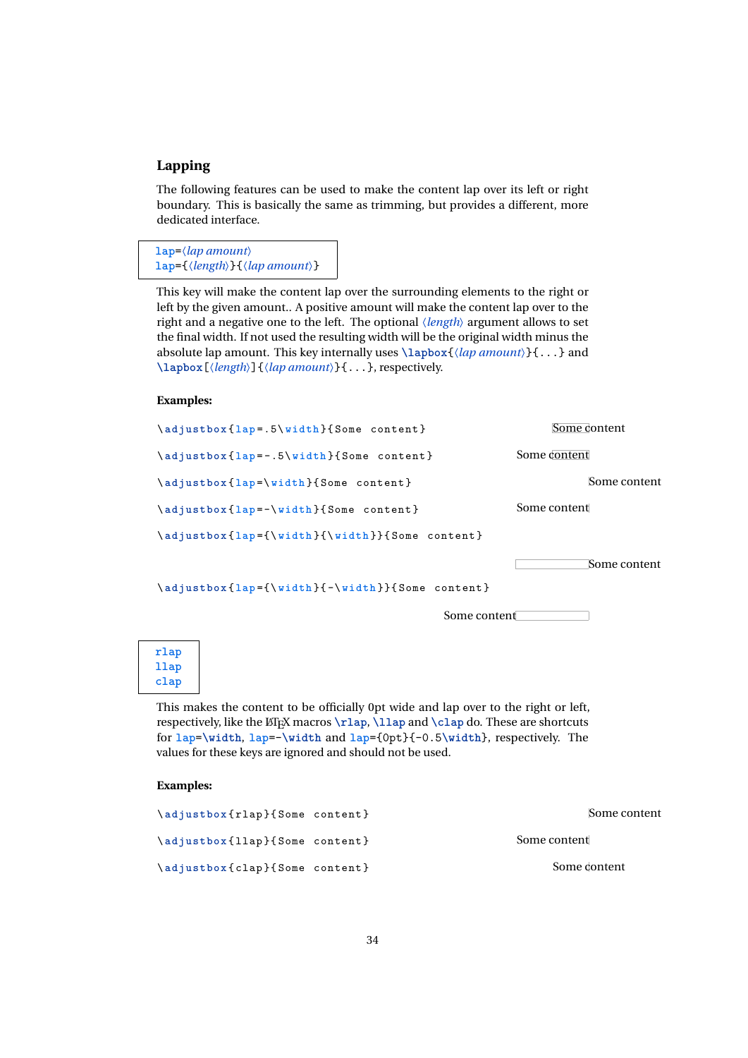### Lapping

The following features can be used to make the content lap over its left or right boundary. This is basically the same as trimming, but provides a different, more dedicated interface.

```
lap=⟨lap amount⟩
lap={⟨length⟩}{⟨lap amount⟩}
```

This key will make the content lap over the surrounding elements to the right or left by the given amount.. A positive amount will make the content lap over to the right and a negative one to the left. The optional *⟨length⟩* argument allows to set the final width. If not used the resulting width will be the original width minus the absolute lap amount. This key internally uses `\lapbox{⟨lap amount⟩}{...}` and `\lapbox[⟨length⟩]{⟨lap amount⟩}{...}`, respectively.

**Examples:**

```
\adjustbox{lap=.5\width}{Some content}
```

Some content

```
\adjustbox{lap=-.5\width}{Some content}
```

Some content

```
\adjustbox{lap=\width}{Some content}
```

Some content

```
\adjustbox{lap=-\width}{Some content}
```

Some content

```
\adjustbox{lap={\width}{\width}}{Some content}
```

Some content

```
\adjustbox{lap={\width}{-\width}}{Some content}
```

Some content

```
rlap
llap
clap
```

This makes the content to be officially 0pt wide and lap over to the right or left, respectively, like the LaTeX macros `\rlap`, `\llap` and `\clap` do. These are shortcuts for `lap=\width`, `lap=-\width` and `lap={0pt}{-0.5\width}`, respectively. The values for these keys are ignored and should not be used.

**Examples:**

```
\adjustbox{rlap}{Some content}
```

Some content

```
\adjustbox{llap}{Some content}
```

Some content

```
\adjustbox{clap}{Some content}
```

Some content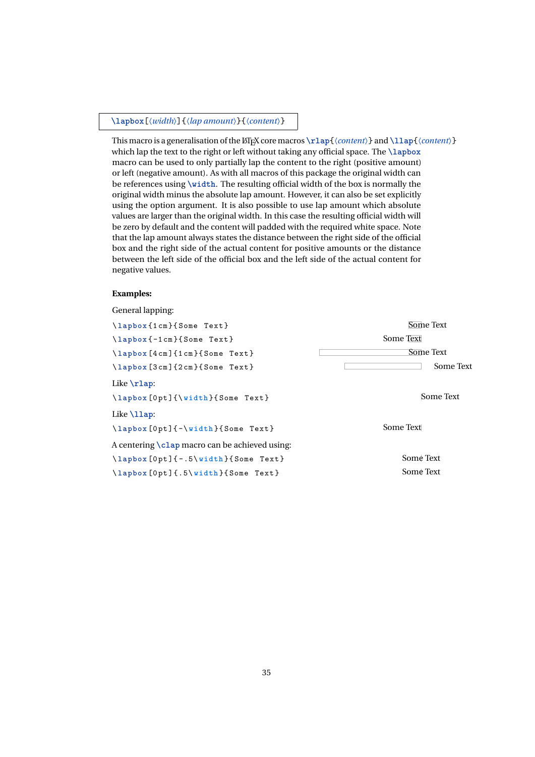```
\lapbox[⟨width⟩]{⟨lap amount⟩}{⟨content⟩}
```

This macro is a generalisation of the LaTeX core macros `\rlap{⟨content⟩}` and `\llap{⟨content⟩}` which lap the text to the right or left without taking any official space. The `\lapbox` macro can be used to only partially lap the content to the right (positive amount) or left (negative amount). As with all macros of this package the original width can be references using `\width`. The resulting official width of the box is normally the original width minus the absolute lap amount. However, it can also be set explicitly using the option argument. It is also possible to use lap amount which absolute values are larger than the original width. In this case the resulting official width will be zero by default and the content will padded with the required white space. Note that the lap amount always states the distance between the right side of the official box and the right side of the actual content for positive amounts or the distance between the left side of the official box and the left side of the actual content for negative values.

**Examples:**

General lapping:

```
\lapbox{1cm}{Some Text}
```
Some Text

```
\lapbox{-1cm}{Some Text}
```
Some Text

```
\lapbox[4cm]{1cm}{Some Text}
```
Some Text

```
\lapbox[3cm]{2cm}{Some Text}
```
Some Text

Like `\rlap`:

```
\lapbox[0pt]{\width}{Some Text}
```
Some Text

Like `\llap`:

```
\lapbox[0pt]{-\width}{Some Text}
```
Some Text

A centering `\clap` macro can be achieved using:

```
\lapbox[0pt]{-.5\width}{Some Text}
```
Some Text

```
\lapbox[0pt]{.5\width}{Some Text}
```
Some Text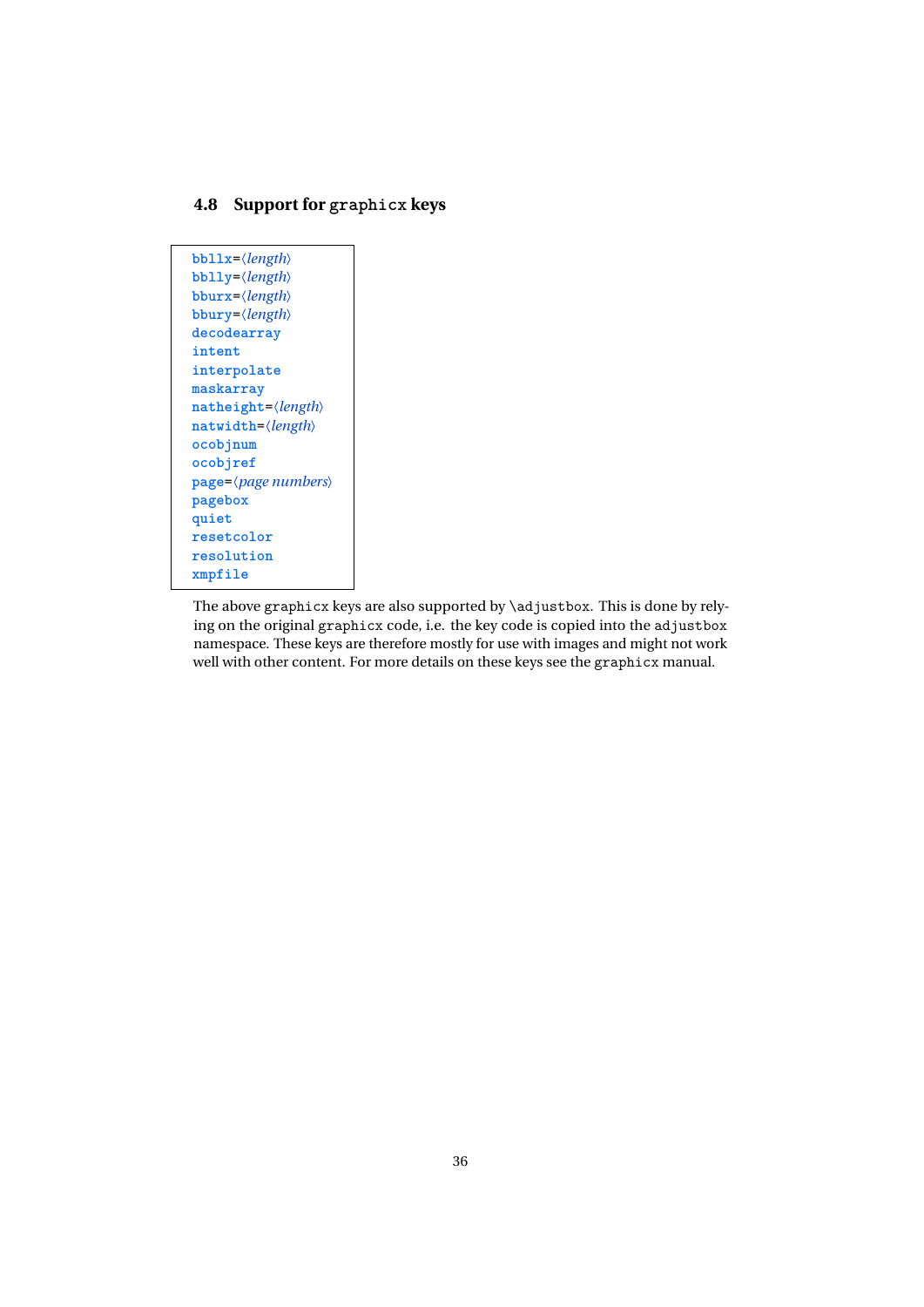### 4.8 Support for `graphicx` keys

```
bbllx=⟨length⟩
bblly=⟨length⟩
bburx=⟨length⟩
bbury=⟨length⟩
decodearray
intent
interpolate
maskarray
natheight=⟨length⟩
natwidth=⟨length⟩
ocobjnum
ocobjref
page=⟨page numbers⟩
pagebox
quiet
resetcolor
resolution
xmpfile
```

The above `graphicx` keys are also supported by `\adjustbox`. This is done by relying on the original `graphicx` code, i.e. the key code is copied into the `adjustbox` namespace. These keys are therefore mostly for use with images and might not work well with other content. For more details on these keys see the `graphicx` manual.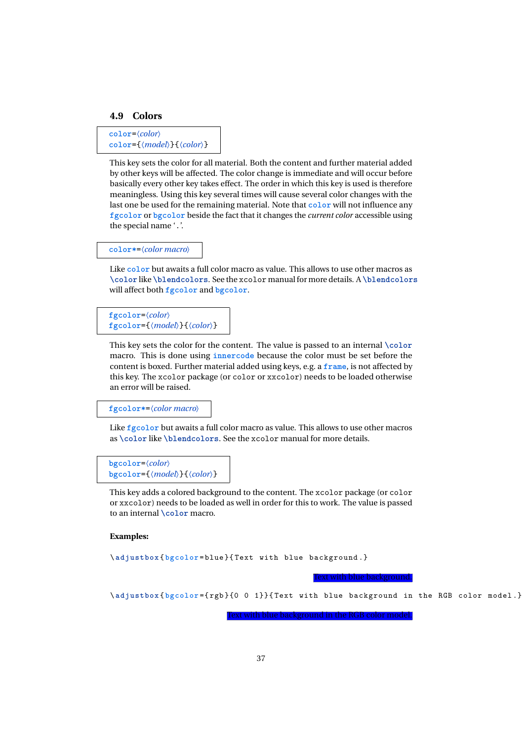### 4.9 Colors

```
color=⟨color⟩
color={⟨model⟩}{⟨color⟩}
```

This key sets the color for all material. Both the content and further material added by other keys will be affected. The color change is immediate and will occur before basically every other key takes effect. The order in which this key is used is therefore meaningless. Using this key several times will cause several color changes with the last one be used for the remaining material. Note that `color` will not influence any `fgcolor` or `bgcolor` beside the fact that it changes the *current color* accessible using the special name '`.`'.

```
color*=⟨color macro⟩
```

Like `color` but awaits a full color macro as value. This allows to use other macros as `\color` like `\blendcolors`. See the `xcolor` manual for more details. A `\blendcolors` will affect both `fgcolor` and `bgcolor`.

```
fgcolor=⟨color⟩
fgcolor={⟨model⟩}{⟨color⟩}
```

This key sets the color for the content. The value is passed to an internal `\color` macro. This is done using `innercode` because the color must be set before the content is boxed. Further material added using keys, e.g. a `frame`, is not affected by this key. The `xcolor` package (or `color` or `xxcolor`) needs to be loaded otherwise an error will be raised.

```
fgcolor*=⟨color macro⟩
```

Like `fgcolor` but awaits a full color macro as value. This allows to use other macros as `\color` like `\blendcolors`. See the `xcolor` manual for more details.

```
bgcolor=⟨color⟩
bgcolor={⟨model⟩}{⟨color⟩}
```

This key adds a colored background to the content. The `xcolor` package (or `color` or `xxcolor`) needs to be loaded as well in order for this to work. The value is passed to an internal `\color` macro.

**Examples:**

```
\adjustbox{bgcolor=blue}{Text with blue background.}
```

Text with blue background.

```
\adjustbox{bgcolor={rgb}{0 0 1}}{Text with blue background in the RGB color model.}
```

Text with blue background in the RGB color model.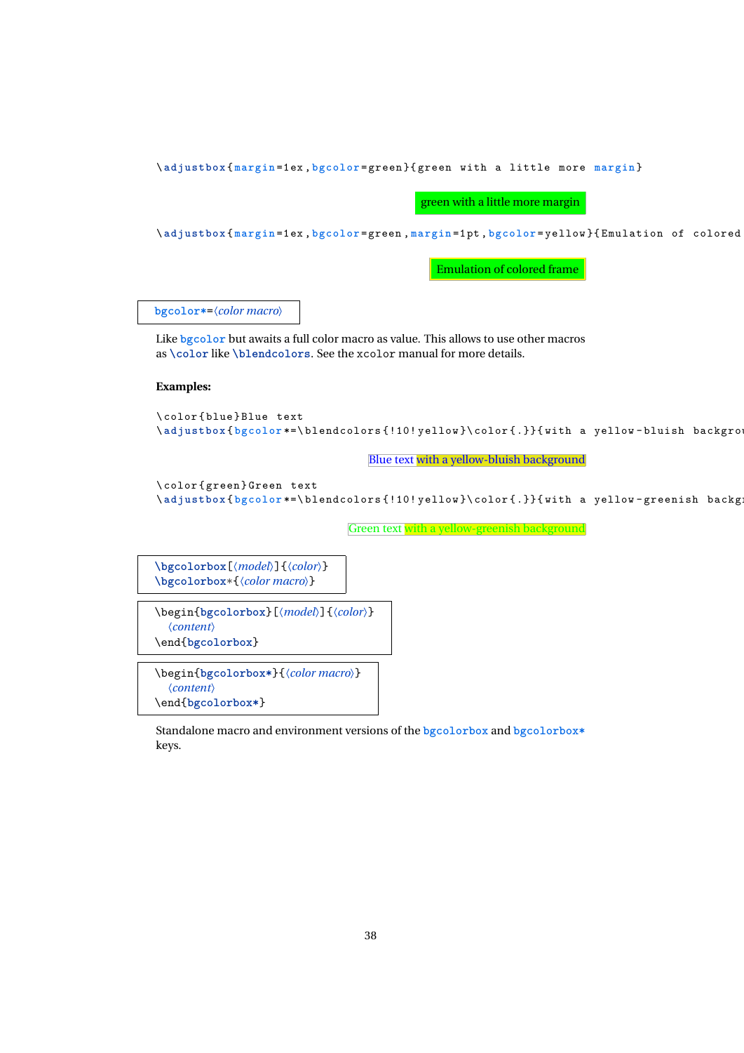```
\adjustbox{margin=1ex,bgcolor=green}{green with a little more margin}
```

green with a little more margin

```
\adjustbox{margin=1ex,bgcolor=green,margin=1pt,bgcolor=yellow}{Emulation of colored
```

Emulation of colored frame

```
bgcolor*=⟨color macro⟩
```

Like bgcolor but awaits a full color macro as value. This allows to use other macros as \color like \blendcolors. See the xcolor manual for more details.

**Examples:**

```
\color{blue}Blue text
\adjustbox{bgcolor*=\blendcolors{!10!yellow}\color{.}}{with a yellow-bluish backgrou
```

Blue text with a yellow-bluish background

```
\color{green}Green text
\adjustbox{bgcolor*=\blendcolors{!10!yellow}\color{.}}{with a yellow-greenish backgr
```

Green text with a yellow-greenish background

```
\bgcolorbox[⟨model⟩]{⟨color⟩}
\bgcolorbox*{⟨color macro⟩}
```

```
\begin{bgcolorbox}[⟨model⟩]{⟨color⟩}
  ⟨content⟩
\end{bgcolorbox}
```

```
\begin{bgcolorbox*}{⟨color macro⟩}
  ⟨content⟩
\end{bgcolorbox*}
```

Standalone macro and environment versions of the bgcolorbox and bgcolorbox* keys.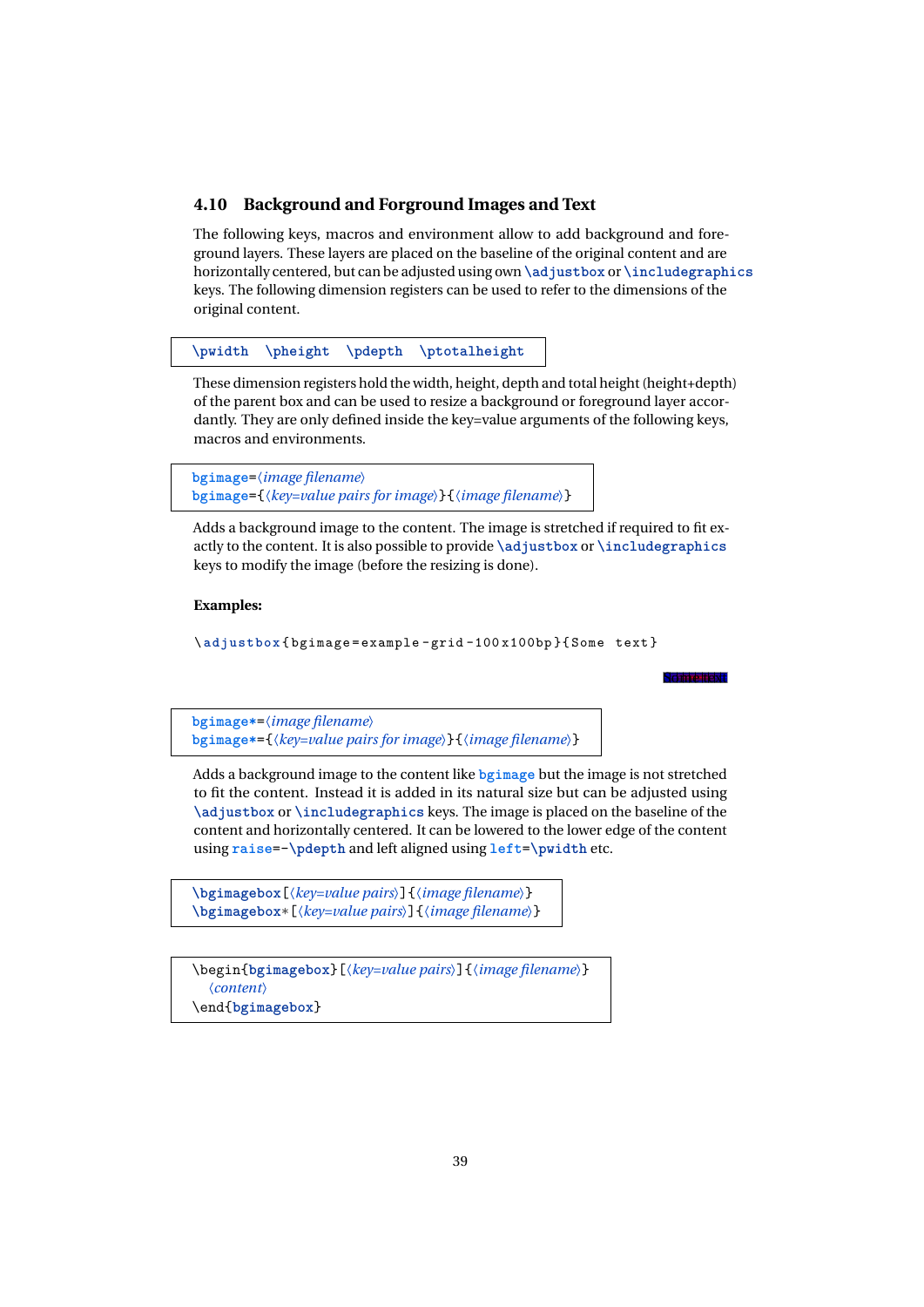### 4.10 Background and Forground Images and Text

The following keys, macros and environment allow to add background and foreground layers. These layers are placed on the baseline of the original content and are horizontally centered, but can be adjusted using own `\adjustbox` or `\includegraphics` keys. The following dimension registers can be used to refer to the dimensions of the original content.

```
\pwidth   \pheight   \pdepth   \ptotalheight
```

These dimension registers hold the width, height, depth and total height (height+depth) of the parent box and can be used to resize a background or foreground layer accordantly. They are only defined inside the key=value arguments of the following keys, macros and environments.

```
bgimage=⟨image filename⟩
bgimage={⟨key=value pairs for image⟩}{⟨image filename⟩}
```

Adds a background image to the content. The image is stretched if required to fit exactly to the content. It is also possible to provide `\adjustbox` or `\includegraphics` keys to modify the image (before the resizing is done).

**Examples:**

```
\adjustbox{bgimage=example-grid-100x100bp}{Some text}
```

Some text

```
bgimage*=⟨image filename⟩
bgimage*={⟨key=value pairs for image⟩}{⟨image filename⟩}
```

Adds a background image to the content like `bgimage` but the image is not stretched to fit the content. Instead it is added in its natural size but can be adjusted using `\adjustbox` or `\includegraphics` keys. The image is placed on the baseline of the content and horizontally centered. It can be lowered to the lower edge of the content using `raise=-\pdepth` and left aligned using `left=\pwidth` etc.

```
\bgimagebox[⟨key=value pairs⟩]{⟨image filename⟩}
\bgimagebox*[⟨key=value pairs⟩]{⟨image filename⟩}
```

```
\begin{bgimagebox}[⟨key=value pairs⟩]{⟨image filename⟩}
  ⟨content⟩
\end{bgimagebox}
```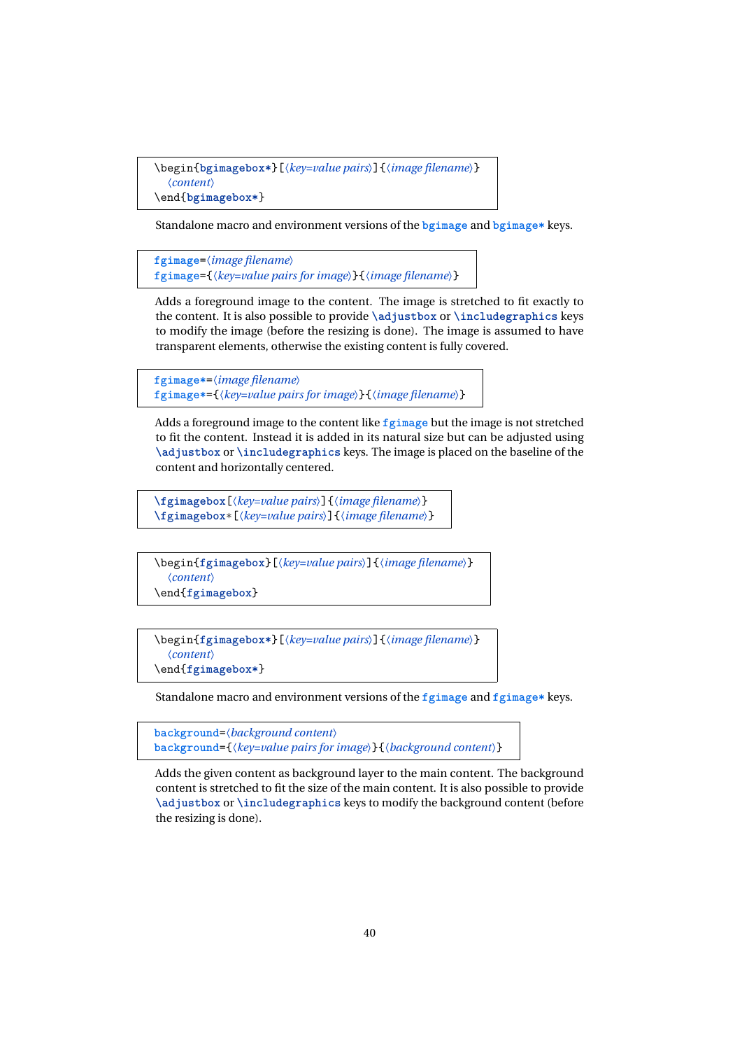```
\begin{bgimagebox*}[⟨key=value pairs⟩]{⟨image filename⟩}
  ⟨content⟩
\end{bgimagebox*}
```

Standalone macro and environment versions of the `bgimage` and `bgimage*` keys.

```
fgimage=⟨image filename⟩
fgimage={⟨key=value pairs for image⟩}{⟨image filename⟩}
```

Adds a foreground image to the content. The image is stretched to fit exactly to the content. It is also possible to provide `\adjustbox` or `\includegraphics` keys to modify the image (before the resizing is done). The image is assumed to have transparent elements, otherwise the existing content is fully covered.

```
fgimage*=⟨image filename⟩
fgimage*={⟨key=value pairs for image⟩}{⟨image filename⟩}
```

Adds a foreground image to the content like `fgimage` but the image is not stretched to fit the content. Instead it is added in its natural size but can be adjusted using `\adjustbox` or `\includegraphics` keys. The image is placed on the baseline of the content and horizontally centered.

```
\fgimagebox[⟨key=value pairs⟩]{⟨image filename⟩}
\fgimagebox*[⟨key=value pairs⟩]{⟨image filename⟩}
```

```
\begin{fgimagebox}[⟨key=value pairs⟩]{⟨image filename⟩}
  ⟨content⟩
\end{fgimagebox}
```

```
\begin{fgimagebox*}[⟨key=value pairs⟩]{⟨image filename⟩}
  ⟨content⟩
\end{fgimagebox*}
```

Standalone macro and environment versions of the `fgimage` and `fgimage*` keys.

```
background=⟨background content⟩
background={⟨key=value pairs for image⟩}{⟨background content⟩}
```

Adds the given content as background layer to the main content. The background content is stretched to fit the size of the main content. It is also possible to provide `\adjustbox` or `\includegraphics` keys to modify the background content (before the resizing is done).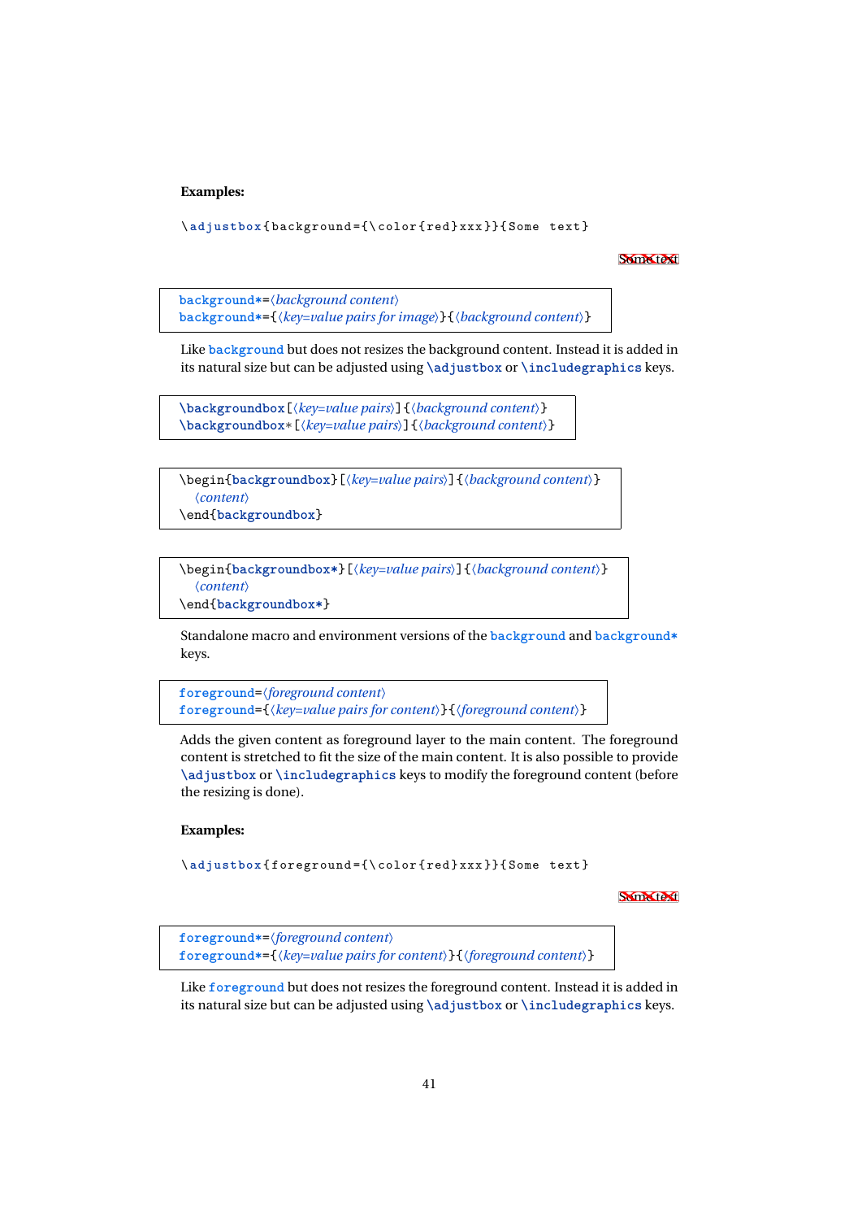**Examples:**

```
\adjustbox{background={\color{red}xxx}}{Some text}
```

Some text

```
background*=⟨background content⟩
background*={⟨key=value pairs for image⟩}{⟨background content⟩}
```

Like `background` but does not resizes the background content. Instead it is added in its natural size but can be adjusted using `\adjustbox` or `\includegraphics` keys.

```
\backgroundbox[⟨key=value pairs⟩]{⟨background content⟩}
\backgroundbox*[⟨key=value pairs⟩]{⟨background content⟩}
```

```
\begin{backgroundbox}[⟨key=value pairs⟩]{⟨background content⟩}
  ⟨content⟩
\end{backgroundbox}
```

```
\begin{backgroundbox*}[⟨key=value pairs⟩]{⟨background content⟩}
  ⟨content⟩
\end{backgroundbox*}
```

Standalone macro and environment versions of the `background` and `background*` keys.

```
foreground=⟨foreground content⟩
foreground={⟨key=value pairs for content⟩}{⟨foreground content⟩}
```

Adds the given content as foreground layer to the main content. The foreground content is stretched to fit the size of the main content. It is also possible to provide `\adjustbox` or `\includegraphics` keys to modify the foreground content (before the resizing is done).

**Examples:**

```
\adjustbox{foreground={\color{red}xxx}}{Some text}
```

Some text

```
foreground*=⟨foreground content⟩
foreground*={⟨key=value pairs for content⟩}{⟨foreground content⟩}
```

Like `foreground` but does not resizes the foreground content. Instead it is added in its natural size but can be adjusted using `\adjustbox` or `\includegraphics` keys.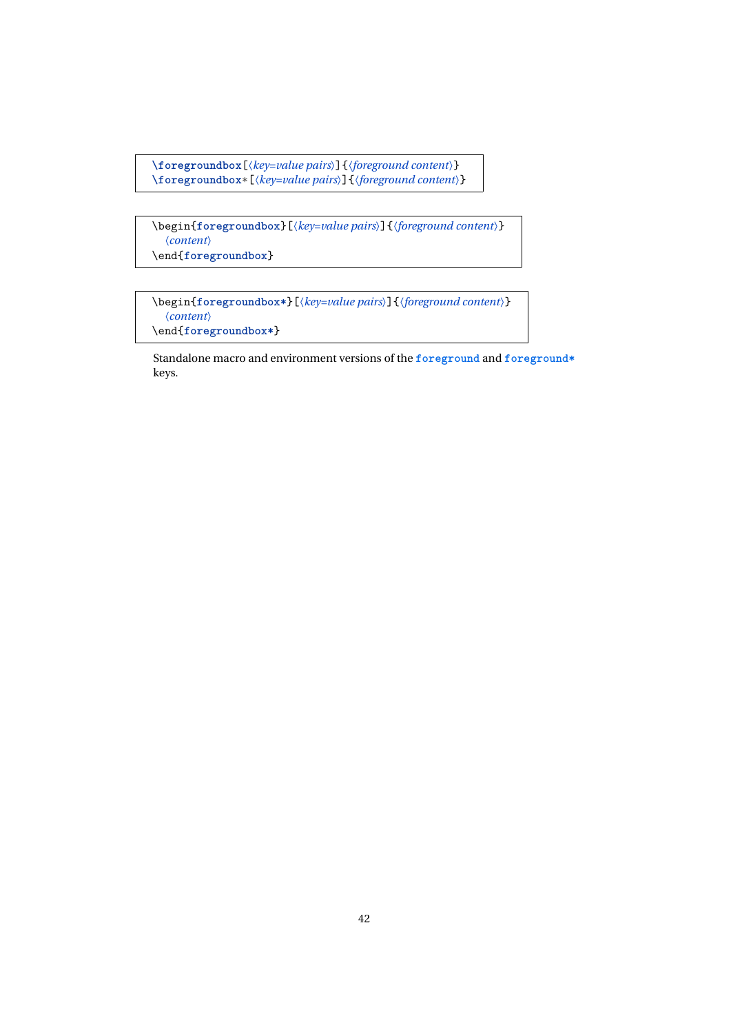```
\foregroundbox[⟨key=value pairs⟩]{⟨foreground content⟩}
\foregroundbox*[⟨key=value pairs⟩]{⟨foreground content⟩}
```

```
\begin{foregroundbox}[⟨key=value pairs⟩]{⟨foreground content⟩}
  ⟨content⟩
\end{foregroundbox}
```

```
\begin{foregroundbox*}[⟨key=value pairs⟩]{⟨foreground content⟩}
  ⟨content⟩
\end{foregroundbox*}
```

Standalone macro and environment versions of the `foreground` and `foreground*` keys.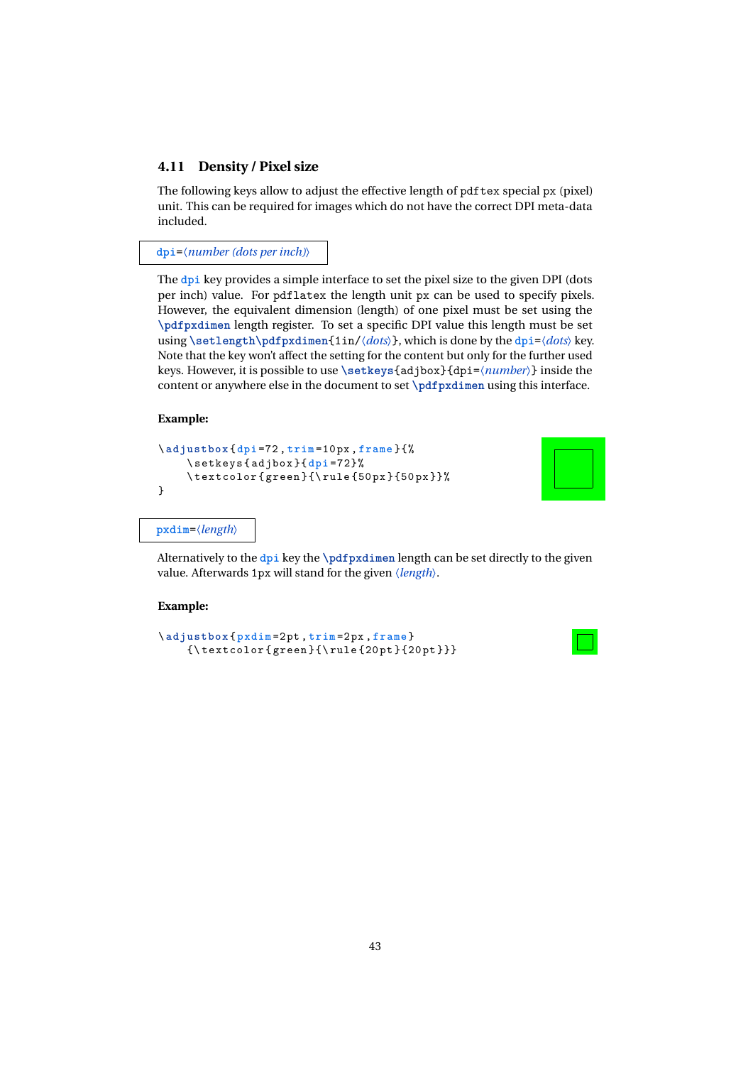## 4.11 Density / Pixel size

The following keys allow to adjust the effective length of `pdftex` special `px` (pixel) unit. This can be required for images which do not have the correct DPI meta-data included.

`dpi=`⟨*number (dots per inch)*⟩

The `dpi` key provides a simple interface to set the pixel size to the given DPI (dots per inch) value. For `pdflatex` the length unit `px` can be used to specify pixels. However, the equivalent dimension (length) of one pixel must be set using the `\pdfpxdimen` length register. To set a specific DPI value this length must be set using `\setlength\pdfpxdimen{1in/`⟨*dots*⟩`}`, which is done by the `dpi=`⟨*dots*⟩ key. Note that the key won't affect the setting for the content but only for the further used keys. However, it is possible to use `\setkeys{adjbox}{dpi=`⟨*number*⟩`}` inside the content or anywhere else in the document to set `\pdfpxdimen` using this interface.

**Example:**

```
\adjustbox{dpi=72,trim=10px,frame}{%
    \setkeys{adjbox}{dpi=72}%
    \textcolor{green}{\rule{50px}{50px}}%
}
```

`pxdim=`⟨*length*⟩

Alternatively to the `dpi` key the `\pdfpxdimen` length can be set directly to the given value. Afterwards `1px` will stand for the given ⟨*length*⟩.

**Example:**

```
\adjustbox{pxdim=2pt,trim=2px,frame}
    {\textcolor{green}{\rule{20pt}{20pt}}}
```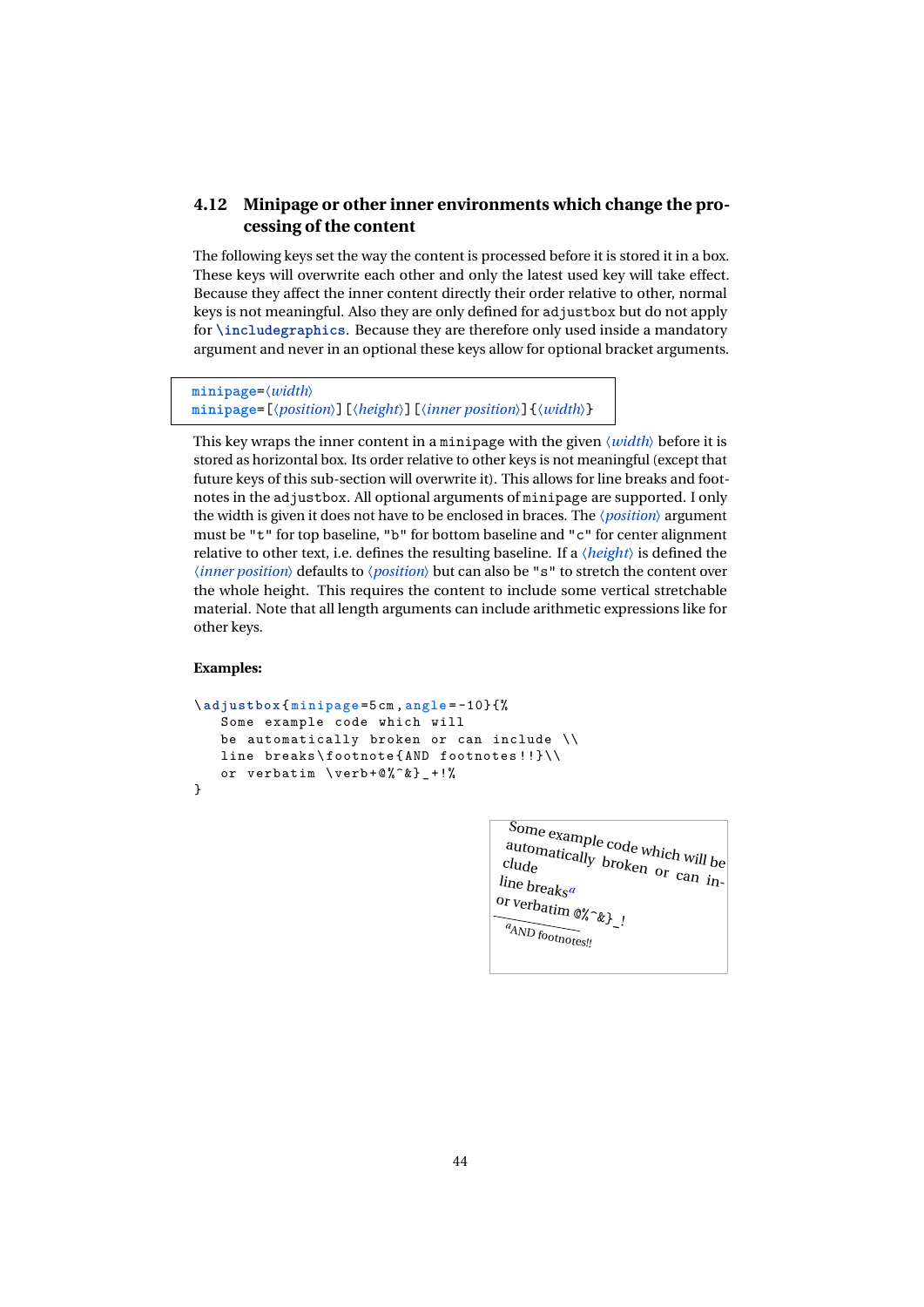### 4.12 Minipage or other inner environments which change the processing of the content

The following keys set the way the content is processed before it is stored it in a box. These keys will overwrite each other and only the latest used key will take effect. Because they affect the inner content directly their order relative to other, normal keys is not meaningful. Also they are only defined for `adjustbox` but do not apply for `\includegraphics`. Because they are therefore only used inside a mandatory argument and never in an optional these keys allow for optional bracket arguments.

```
minipage=⟨width⟩
minipage=[⟨position⟩][⟨height⟩][⟨inner position⟩]{⟨width⟩}
```

This key wraps the inner content in a `minipage` with the given ⟨*width*⟩ before it is stored as horizontal box. Its order relative to other keys is not meaningful (except that future keys of this sub-section will overwrite it). This allows for line breaks and footnotes in the `adjustbox`. All optional arguments of `minipage` are supported. I only the width is given it does not have to be enclosed in braces. The ⟨*position*⟩ argument must be "`t`" for top baseline, "`b`" for bottom baseline and "`c`" for center alignment relative to other text, i.e. defines the resulting baseline. If a ⟨*height*⟩ is defined the ⟨*inner position*⟩ defaults to ⟨*position*⟩ but can also be "`s`" to stretch the content over the whole height. This requires the content to include some vertical stretchable material. Note that all length arguments can include arithmetic expressions like for other keys.

**Examples:**

```
\adjustbox{minipage=5cm,angle=-10}{%
    Some example code which will
    be automatically broken or can include \\
    line breaks\footnote{AND footnotes!!}\\
    or verbatim \verb+@%^&}_+!%
}
```

Some example code which will be automatically broken or can include
line breaks[a]
or verbatim @%^&}_!

[a]AND footnotes!!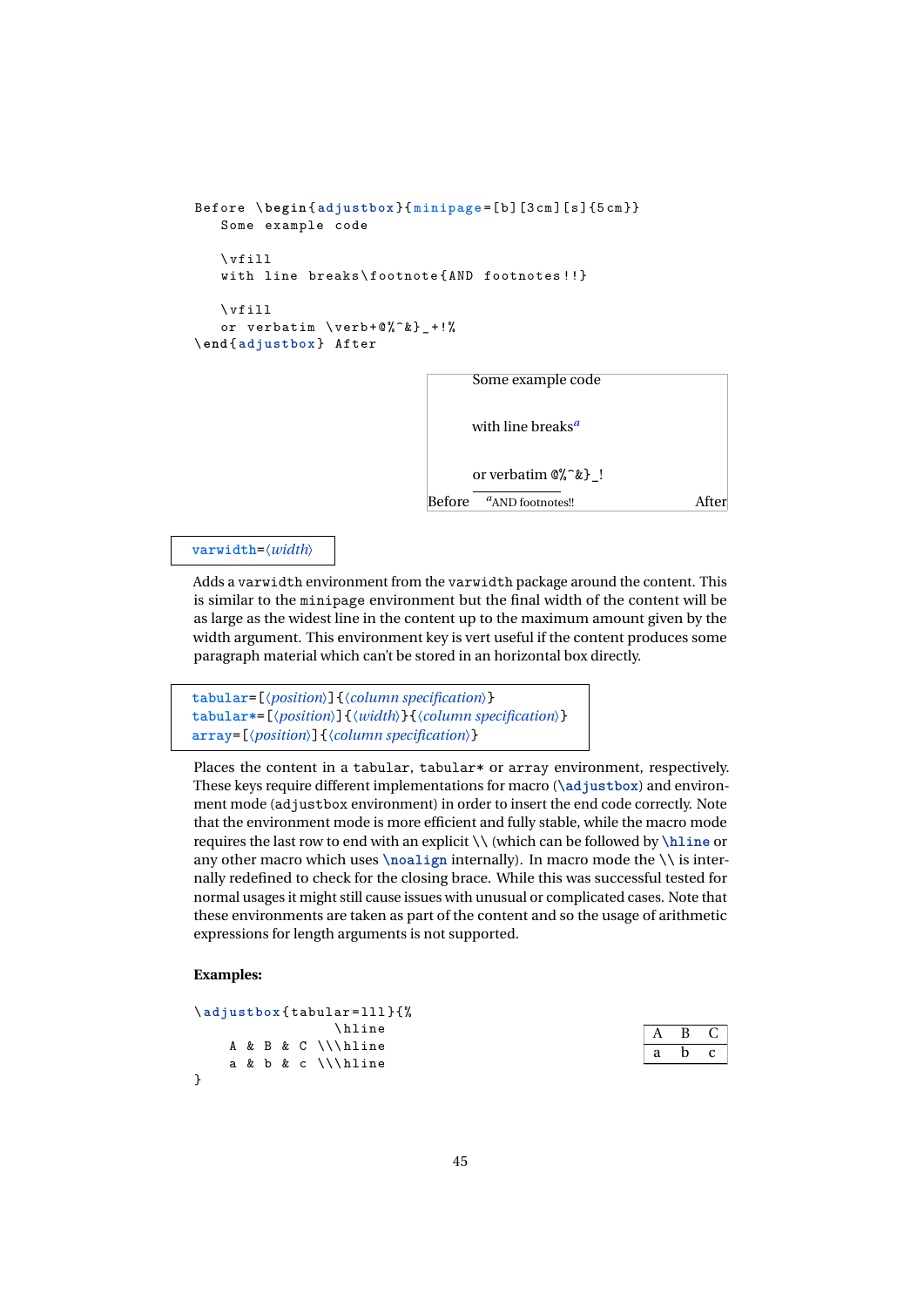```
Before \begin{adjustbox}{minipage=[b][3cm][s]{5cm}}
    Some example code

    \vfill
    with line breaks\footnote{AND footnotes!!}

    \vfill
    or verbatim \verb+@%^&}_+!%
\end{adjustbox} After
```

Before | Some example code | | with line breaks[a] | | or verbatim @%^&}_! | [a]AND footnotes!! | After

**varwidth=⟨width⟩**

Adds a varwidth environment from the varwidth package around the content. This is similar to the minipage environment but the final width of the content will be as large as the widest line in the content up to the maximum amount given by the width argument. This environment key is vert useful if the content produces some paragraph material which can't be stored in an horizontal box directly.

**tabular=[⟨position⟩]{⟨column specification⟩}**
**tabular*=[⟨position⟩]{⟨width⟩}{⟨column specification⟩}**
**array=[⟨position⟩]{⟨column specification⟩}**

Places the content in a tabular, tabular* or array environment, respectively. These keys require different implementations for macro (\adjustbox) and environment mode (adjustbox environment) in order to insert the end code correctly. Note that the environment mode is more efficient and fully stable, while the macro mode requires the last row to end with an explicit \\ (which can be followed by \hline or any other macro which uses \noalign internally). In macro mode the \\ is internally redefined to check for the closing brace. While this was successful tested for normal usages it might still cause issues with unusual or complicated cases. Note that these environments are taken as part of the content and so the usage of arithmetic expressions for length arguments is not supported.

**Examples:**

```
\adjustbox{tabular=lll}{%
                \hline
    A & B & C \\\hline
    a & b & c \\\hline
}
```

| | | |
|---|---|---|
| A | B | C |
| a | b | c |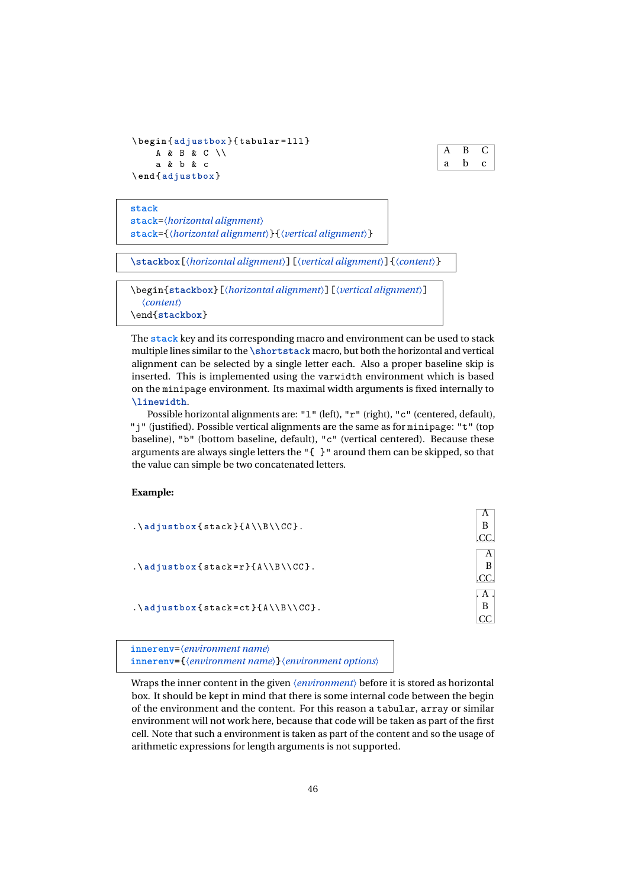```
\begin{adjustbox}{tabular=lll}
    A & B & C \\
    a & b & c
\end{adjustbox}
```

| | | |
|---|---|---|
| A | B | C |
| a | b | c |

```
stack
stack=⟨horizontal alignment⟩
stack={⟨horizontal alignment⟩}{⟨vertical alignment⟩}
```

```
\stackbox[⟨horizontal alignment⟩][⟨vertical alignment⟩]{⟨content⟩}
```

```
\begin{stackbox}[⟨horizontal alignment⟩][⟨vertical alignment⟩]
  ⟨content⟩
\end{stackbox}
```

The `stack` key and its corresponding macro and environment can be used to stack multiple lines similar to the `\shortstack` macro, but both the horizontal and vertical alignment can be selected by a single letter each. Also a proper baseline skip is inserted. This is implemented using the `varwidth` environment which is based on the `minipage` environment. Its maximal width arguments is fixed internally to `\linewidth`.

Possible horizontal alignments are: "`l`" (left), "`r`" (right), "`c`" (centered, default), "`j`" (justified). Possible vertical alignments are the same as for `minipage`: "`t`" (top baseline), "`b`" (bottom baseline, default), "`c`" (vertical centered). Because these arguments are always single letters the "`{ }`" around them can be skipped, so that the value can simple be two concatenated letters.

**Example:**

```
.\adjustbox{stack}{A\\B\\CC}.
```

A
B
.CC.

```
.\adjustbox{stack=r}{A\\B\\CC}.
```

A
B
.CC.

```
.\adjustbox{stack=ct}{A\\B\\CC}.
```

. A .
B
CC

```
innerenv=⟨environment name⟩
innerenv={⟨environment name⟩}⟨environment options⟩
```

Wraps the inner content in the given ⟨*environment*⟩ before it is stored as horizontal box. It should be kept in mind that there is some internal code between the begin of the environment and the content. For this reason a `tabular`, `array` or similar environment will not work here, because that code will be taken as part of the first cell. Note that such a environment is taken as part of the content and so the usage of arithmetic expressions for length arguments is not supported.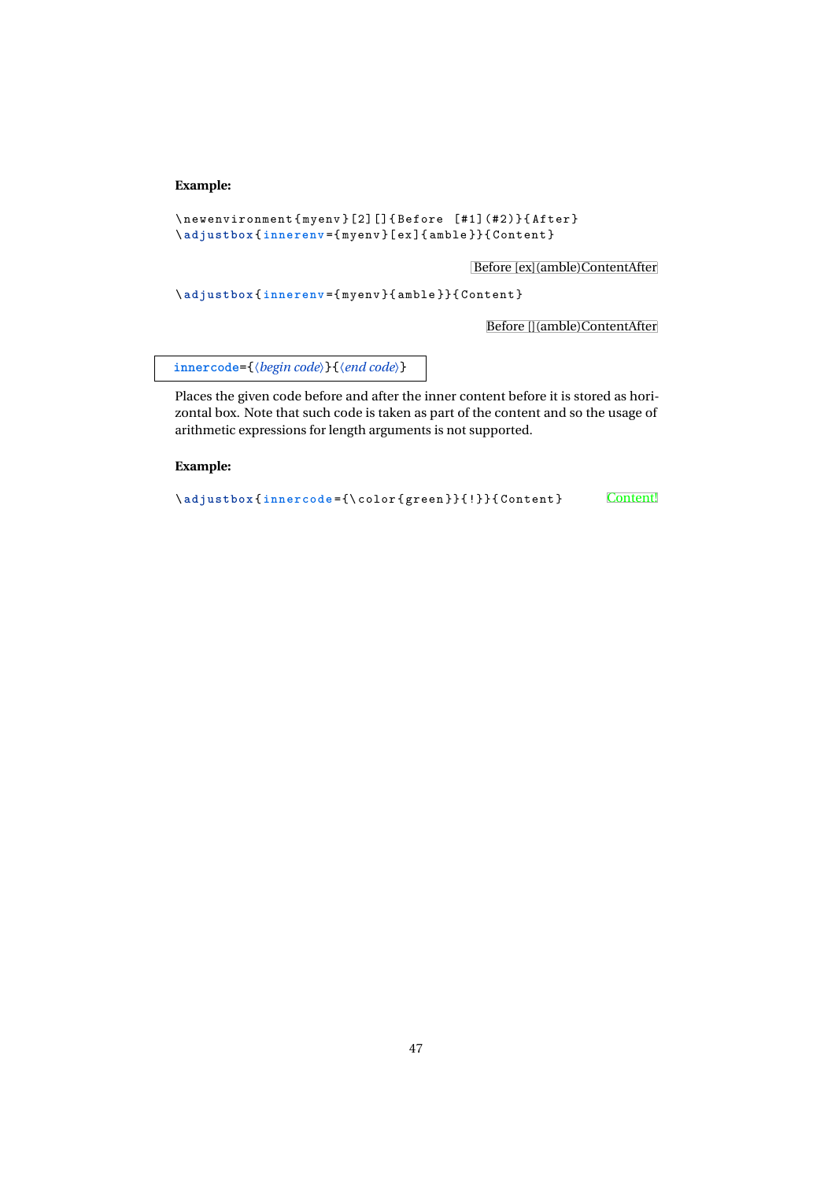**Example:**

```
\newenvironment{myenv}[2][]{Before [#1](#2)}{After}
\adjustbox{innerenv={myenv}[ex]{amble}}{Content}
```

Before [ex](amble)ContentAfter

```
\adjustbox{innerenv={myenv}{amble}}{Content}
```

Before [](amble)ContentAfter

`innercode={⟨begin code⟩}{⟨end code⟩}`

Places the given code before and after the inner content before it is stored as horizontal box. Note that such code is taken as part of the content and so the usage of arithmetic expressions for length arguments is not supported.

**Example:**

```
\adjustbox{innercode={\color{green}}{!}}{Content}
```

Content!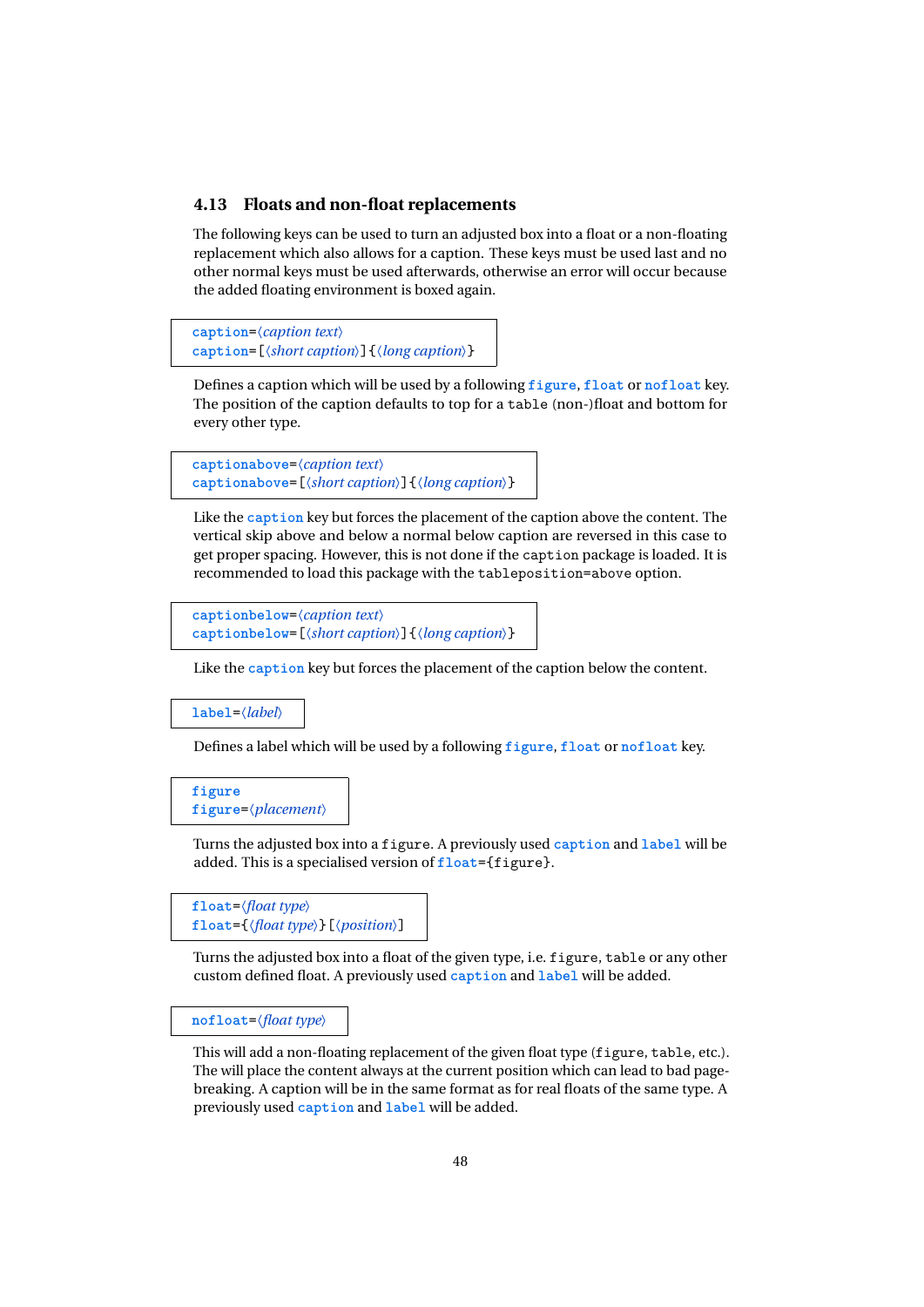## 4.13 Floats and non-float replacements

The following keys can be used to turn an adjusted box into a float or a non-floating replacement which also allows for a caption. These keys must be used last and no other normal keys must be used afterwards, otherwise an error will occur because the added floating environment is boxed again.

```
caption=⟨caption text⟩
caption=[⟨short caption⟩]{⟨long caption⟩}
```

Defines a caption which will be used by a following `figure`, `float` or `nofloat` key. The position of the caption defaults to top for a `table` (non-)float and bottom for every other type.

```
captionabove=⟨caption text⟩
captionabove=[⟨short caption⟩]{⟨long caption⟩}
```

Like the `caption` key but forces the placement of the caption above the content. The vertical skip above and below a normal below caption are reversed in this case to get proper spacing. However, this is not done if the `caption` package is loaded. It is recommended to load this package with the `tableposition=above` option.

```
captionbelow=⟨caption text⟩
captionbelow=[⟨short caption⟩]{⟨long caption⟩}
```

Like the `caption` key but forces the placement of the caption below the content.

```
label=⟨label⟩
```

Defines a label which will be used by a following `figure`, `float` or `nofloat` key.

```
figure
figure=⟨placement⟩
```

Turns the adjusted box into a `figure`. A previously used `caption` and `label` will be added. This is a specialised version of `float={figure}`.

```
float=⟨float type⟩
float={⟨float type⟩}[⟨position⟩]
```

Turns the adjusted box into a float of the given type, i.e. `figure`, `table` or any other custom defined float. A previously used `caption` and `label` will be added.

```
nofloat=⟨float type⟩
```

This will add a non-floating replacement of the given float type (`figure`, `table`, etc.). The will place the content always at the current position which can lead to bad page-breaking. A caption will be in the same format as for real floats of the same type. A previously used `caption` and `label` will be added.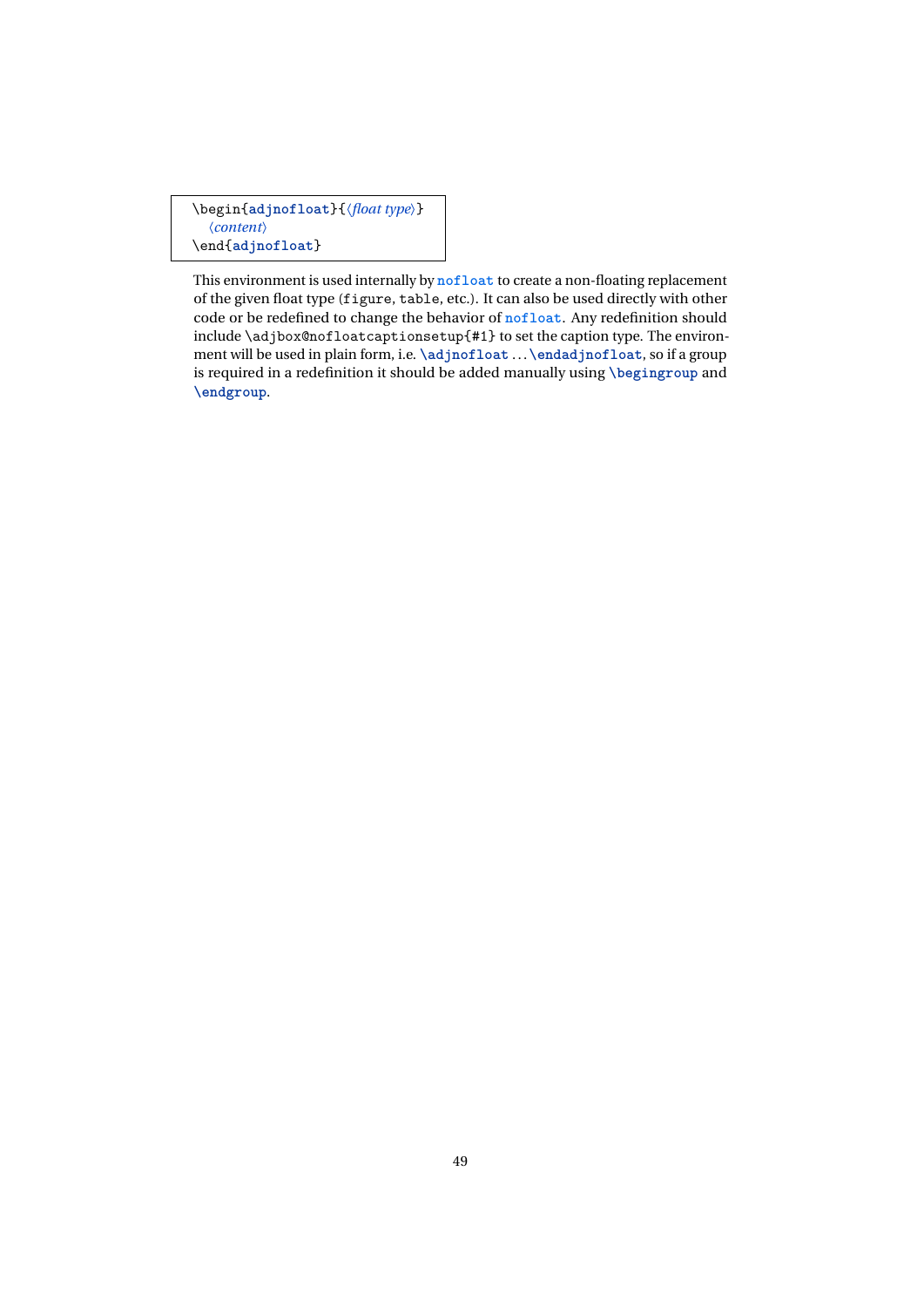```
\begin{adjnofloat}{⟨float type⟩}
  ⟨content⟩
\end{adjnofloat}
```

This environment is used internally by `nofloat` to create a non-floating replacement of the given float type (`figure`, `table`, etc.). It can also be used directly with other code or be redefined to change the behavior of `nofloat`. Any redefinition should include `\adjbox@nofloatcaptionsetup{#1}` to set the caption type. The environment will be used in plain form, i.e. `\adjnofloat` ... `\endadjnofloat`, so if a group is required in a redefinition it should be added manually using `\begingroup` and `\endgroup`.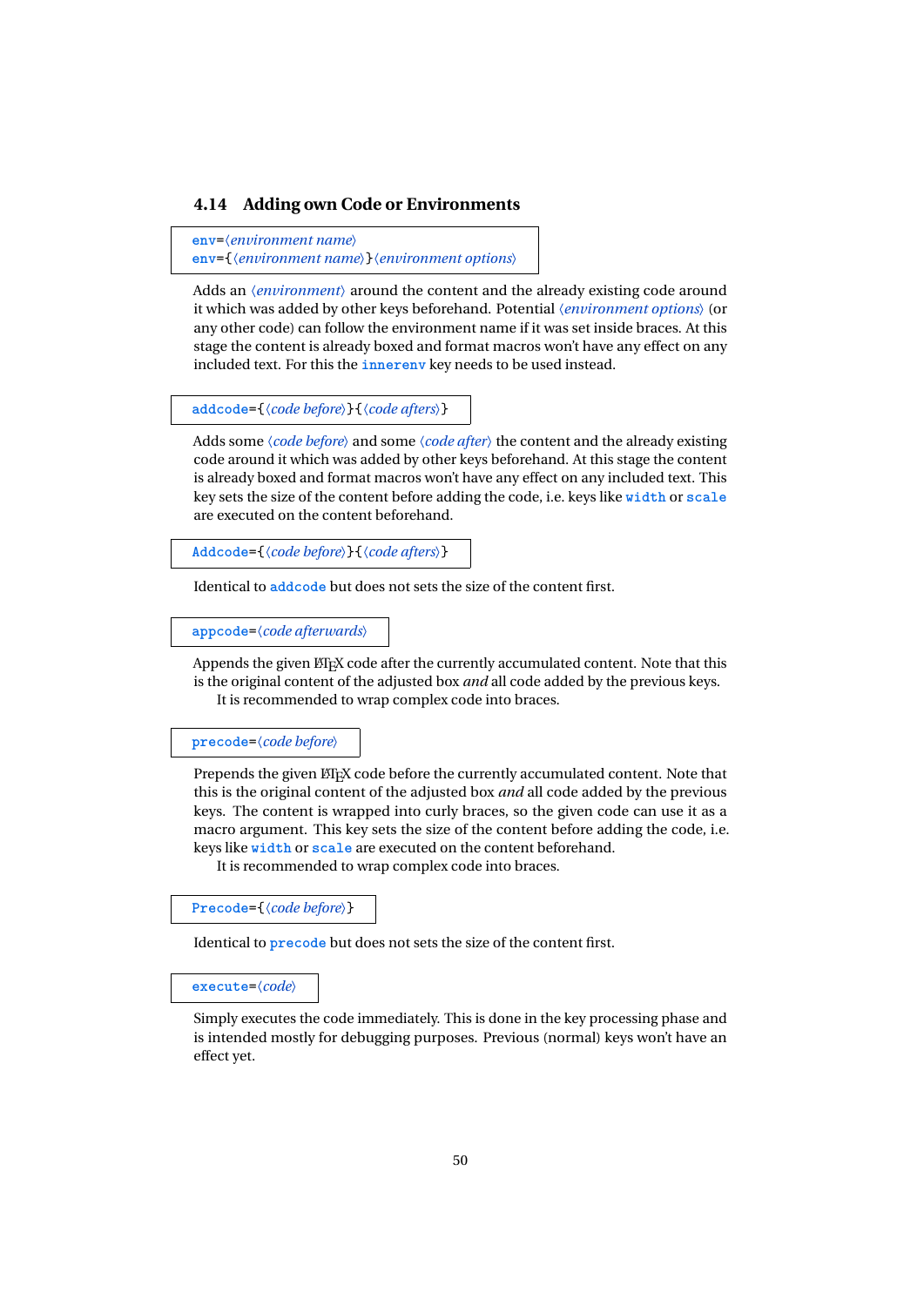### 4.14 Adding own Code or Environments

```
env=⟨environment name⟩
env={⟨environment name⟩}⟨environment options⟩
```

Adds an ⟨*environment*⟩ around the content and the already existing code around it which was added by other keys beforehand. Potential ⟨*environment options*⟩ (or any other code) can follow the environment name if it was set inside braces. At this stage the content is already boxed and format macros won't have any effect on any included text. For this the `innerenv` key needs to be used instead.

```
addcode={⟨code before⟩}{⟨code afters⟩}
```

Adds some ⟨*code before*⟩ and some ⟨*code after*⟩ the content and the already existing code around it which was added by other keys beforehand. At this stage the content is already boxed and format macros won't have any effect on any included text. This key sets the size of the content before adding the code, i.e. keys like `width` or `scale` are executed on the content beforehand.

```
Addcode={⟨code before⟩}{⟨code afters⟩}
```

Identical to `addcode` but does not sets the size of the content first.

```
appcode=⟨code afterwards⟩
```

Appends the given LaTeX code after the currently accumulated content. Note that this is the original content of the adjusted box *and* all code added by the previous keys.

It is recommended to wrap complex code into braces.

```
precode=⟨code before⟩
```

Prepends the given LaTeX code before the currently accumulated content. Note that this is the original content of the adjusted box *and* all code added by the previous keys. The content is wrapped into curly braces, so the given code can use it as a macro argument. This key sets the size of the content before adding the code, i.e. keys like `width` or `scale` are executed on the content beforehand.

It is recommended to wrap complex code into braces.

```
Precode={⟨code before⟩}
```

Identical to `precode` but does not sets the size of the content first.

```
execute=⟨code⟩
```

Simply executes the code immediately. This is done in the key processing phase and is intended mostly for debugging purposes. Previous (normal) keys won't have an effect yet.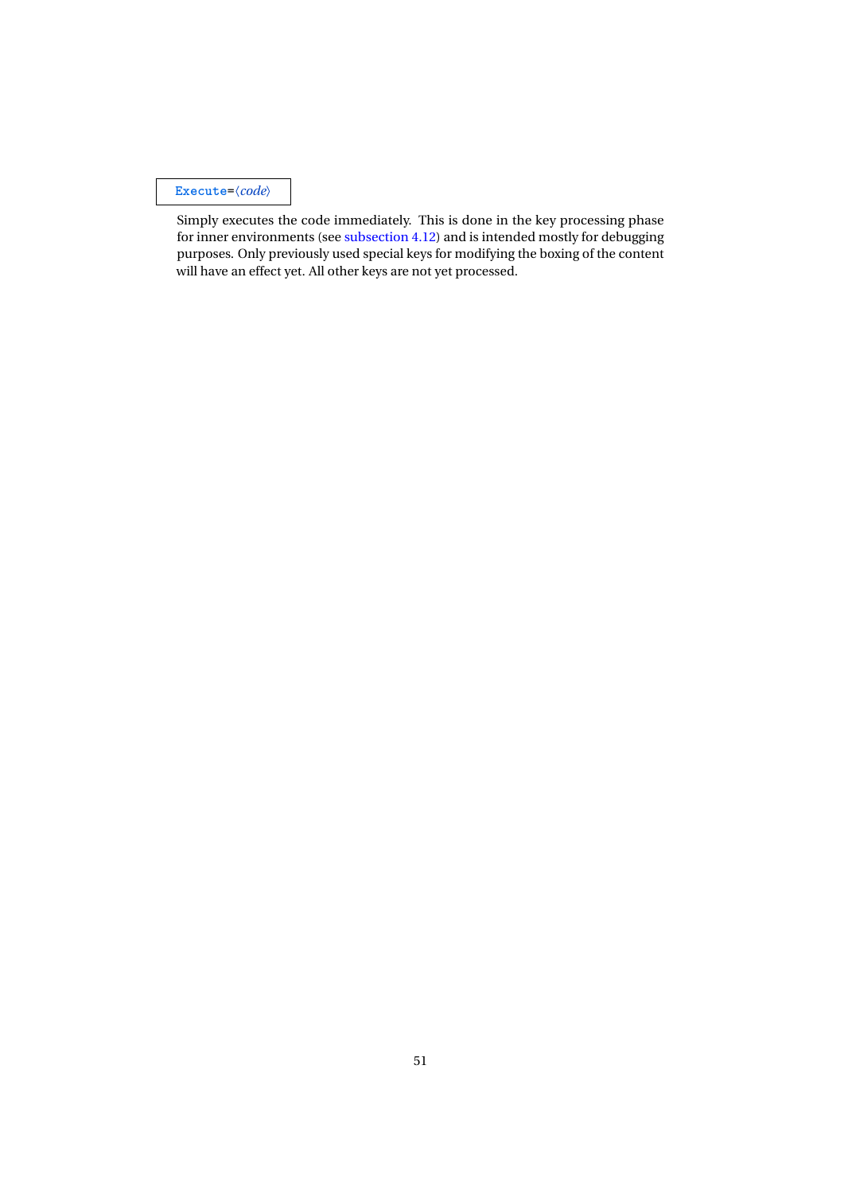`Execute=⟨code⟩`

Simply executes the code immediately. This is done in the key processing phase for inner environments (see subsection 4.12) and is intended mostly for debugging purposes. Only previously used special keys for modifying the boxing of the content will have an effect yet. All other keys are not yet processed.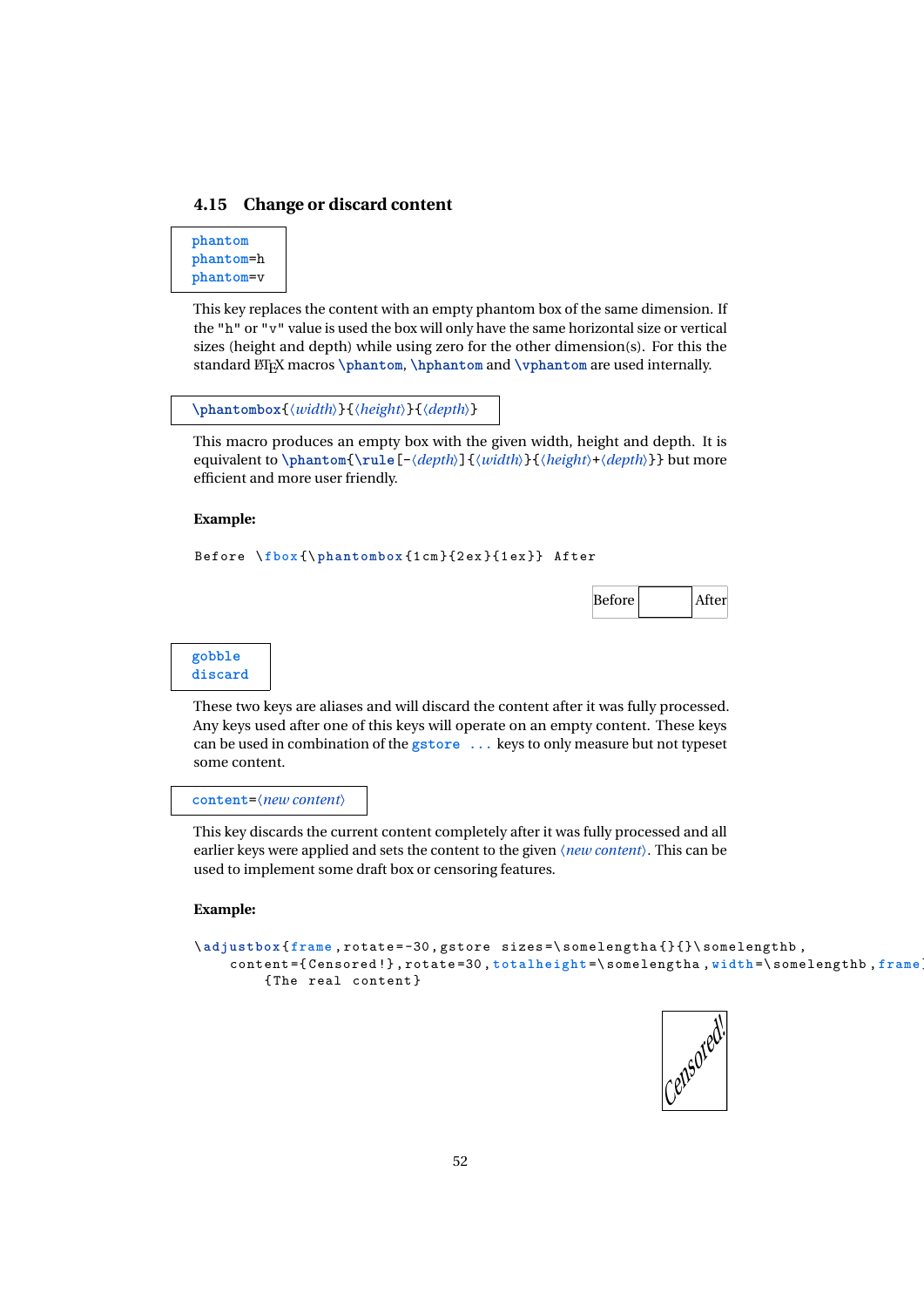### 4.15 Change or discard content

```
phantom
phantom=h
phantom=v
```

This key replaces the content with an empty phantom box of the same dimension. If the "h" or "v" value is used the box will only have the same horizontal size or vertical sizes (height and depth) while using zero for the other dimension(s). For this the standard LaTeX macros `\phantom`, `\hphantom` and `\vphantom` are used internally.

```
\phantombox{⟨width⟩}{⟨height⟩}{⟨depth⟩}
```

This macro produces an empty box with the given width, height and depth. It is equivalent to `\phantom{\rule[-⟨depth⟩]{⟨width⟩}{⟨height⟩+⟨depth⟩}}` but more efficient and more user friendly.

**Example:**

```
Before \fbox{\phantombox{1cm}{2ex}{1ex}} After
```

Before ☐ After

```
gobble
discard
```

These two keys are aliases and will discard the content after it was fully processed. Any keys used after one of this keys will operate on an empty content. These keys can be used in combination of the `gstore ...` keys to only measure but not typeset some content.

```
content=⟨new content⟩
```

This key discards the current content completely after it was fully processed and all earlier keys were applied and sets the content to the given ⟨*new content*⟩. This can be used to implement some draft box or censoring features.

**Example:**

```
\adjustbox{frame,rotate=-30,gstore sizes=\somelengtha{}{}\somelengthb,
    content={Censored!},rotate=30,totalheight=\somelengtha,width=\somelengthb,frame}
        {The real content}
```

*Censored!*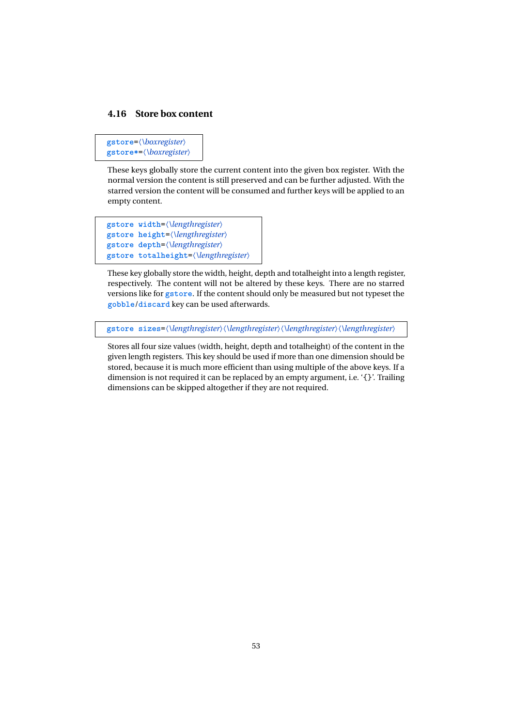### 4.16 Store box content

```
gstore=⟨\boxregister⟩
gstore*=⟨\boxregister⟩
```

These keys globally store the current content into the given box register. With the normal version the content is still preserved and can be further adjusted. With the starred version the content will be consumed and further keys will be applied to an empty content.

```
gstore width=⟨\lengthregister⟩
gstore height=⟨\lengthregister⟩
gstore depth=⟨\lengthregister⟩
gstore totalheight=⟨\lengthregister⟩
```

These key globally store the width, height, depth and totalheight into a length register, respectively. The content will not be altered by these keys. There are no starred versions like for `gstore`. If the content should only be measured but not typeset the `gobble`/`discard` key can be used afterwards.

```
gstore sizes=⟨\lengthregister⟩⟨\lengthregister⟩⟨\lengthregister⟩⟨\lengthregister⟩
```

Stores all four size values (width, height, depth and totalheight) of the content in the given length registers. This key should be used if more than one dimension should be stored, because it is much more efficient than using multiple of the above keys. If a dimension is not required it can be replaced by an empty argument, i.e. '`{}`'. Trailing dimensions can be skipped altogether if they are not required.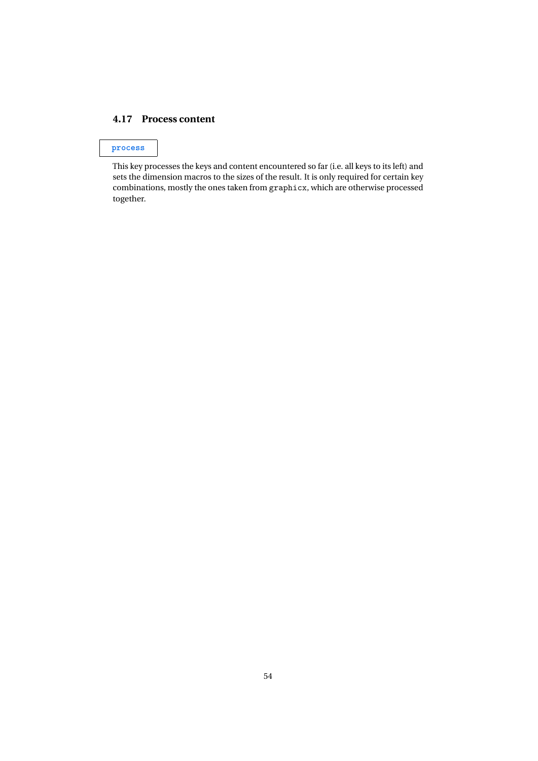### 4.17 Process content

`process`

This key processes the keys and content encountered so far (i.e. all keys to its left) and sets the dimension macros to the sizes of the result. It is only required for certain key combinations, mostly the ones taken from `graphicx`, which are otherwise processed together.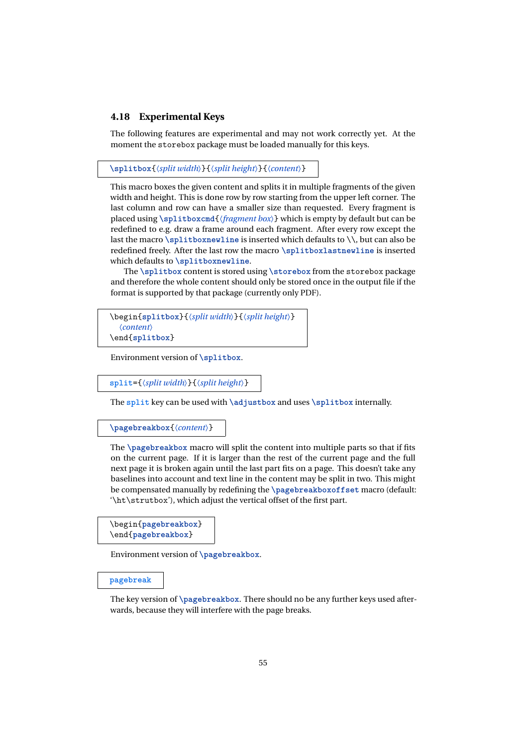### 4.18 Experimental Keys

The following features are experimental and may not work correctly yet. At the moment the `storebox` package must be loaded manually for this keys.

```
\splitbox{⟨split width⟩}{⟨split height⟩}{⟨content⟩}
```

This macro boxes the given content and splits it in multiple fragments of the given width and height. This is done row by row starting from the upper left corner. The last column and row can have a smaller size than requested. Every fragment is placed using `\splitboxcmd{⟨fragment box⟩}` which is empty by default but can be redefined to e.g. draw a frame around each fragment. After every row except the last the macro `\splitboxnewline` is inserted which defaults to `\\`, but can also be redefined freely. After the last row the macro `\splitboxlastnewline` is inserted which defaults to `\splitboxnewline`.

The `\splitbox` content is stored using `\storebox` from the `storebox` package and therefore the whole content should only be stored once in the output file if the format is supported by that package (currently only PDF).

```
\begin{splitbox}{⟨split width⟩}{⟨split height⟩}
  ⟨content⟩
\end{splitbox}
```

Environment version of `\splitbox`.

```
split={⟨split width⟩}{⟨split height⟩}
```

The `split` key can be used with `\adjustbox` and uses `\splitbox` internally.

```
\pagebreakbox{⟨content⟩}
```

The `\pagebreakbox` macro will split the content into multiple parts so that if fits on the current page. If it is larger than the rest of the current page and the full next page it is broken again until the last part fits on a page. This doesn't take any baselines into account and text line in the content may be split in two. This might be compensated manually by redefining the `\pagebreakboxoffset` macro (default: '`\ht\strutbox`'), which adjust the vertical offset of the first part.

```
\begin{pagebreakbox}
\end{pagebreakbox}
```

Environment version of `\pagebreakbox`.

```
pagebreak
```

The key version of `\pagebreakbox`. There should no be any further keys used afterwards, because they will interfere with the page breaks.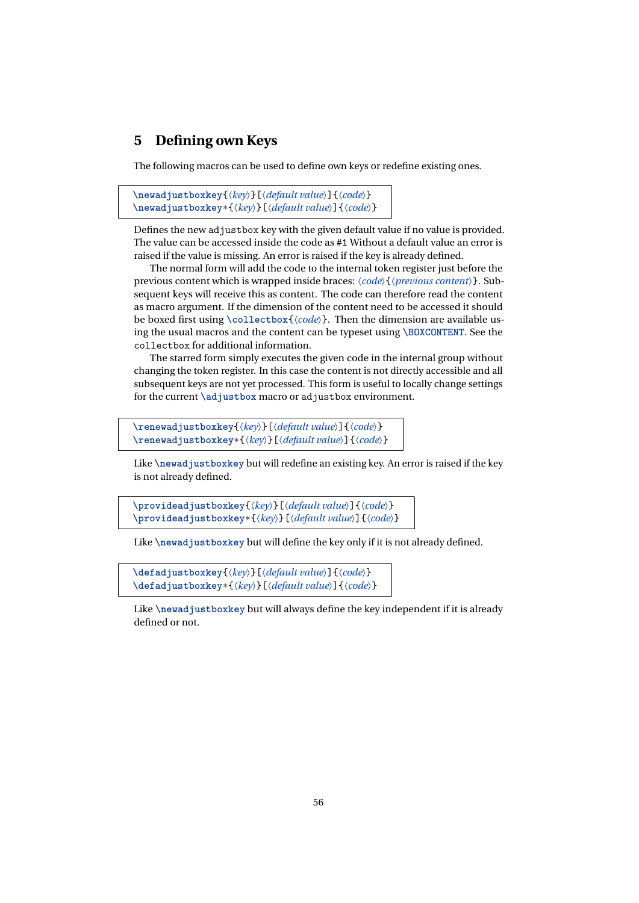## 5 Defining own Keys

The following macros can be used to define own keys or redefine existing ones.

```
\newadjustboxkey{⟨key⟩}[⟨default value⟩]{⟨code⟩}
\newadjustboxkey*{⟨key⟩}[⟨default value⟩]{⟨code⟩}
```

Defines the new `adjustbox` key with the given default value if no value is provided. The value can be accessed inside the code as `#1` Without a default value an error is raised if the value is missing. An error is raised if the key is already defined.

The normal form will add the code to the internal token register just before the previous content which is wrapped inside braces: ⟨*code*⟩`{`⟨*previous content*⟩`}`. Subsequent keys will receive this as content. The code can therefore read the content as macro argument. If the dimension of the content need to be accessed it should be boxed first using `\collectbox{`⟨*code*⟩`}`. Then the dimension are available using the usual macros and the content can be typeset using `\BOXCONTENT`. See the `collectbox` for additional information.

The starred form simply executes the given code in the internal group without changing the token register. In this case the content is not directly accessible and all subsequent keys are not yet processed. This form is useful to locally change settings for the current `\adjustbox` macro or `adjustbox` environment.

```
\renewadjustboxkey{⟨key⟩}[⟨default value⟩]{⟨code⟩}
\renewadjustboxkey*{⟨key⟩}[⟨default value⟩]{⟨code⟩}
```

Like `\newadjustboxkey` but will redefine an existing key. An error is raised if the key is not already defined.

```
\provideadjustboxkey{⟨key⟩}[⟨default value⟩]{⟨code⟩}
\provideadjustboxkey*{⟨key⟩}[⟨default value⟩]{⟨code⟩}
```

Like `\newadjustboxkey` but will define the key only if it is not already defined.

```
\defadjustboxkey{⟨key⟩}[⟨default value⟩]{⟨code⟩}
\defadjustboxkey*{⟨key⟩}[⟨default value⟩]{⟨code⟩}
```

Like `\newadjustboxkey` but will always define the key independent if it is already defined or not.